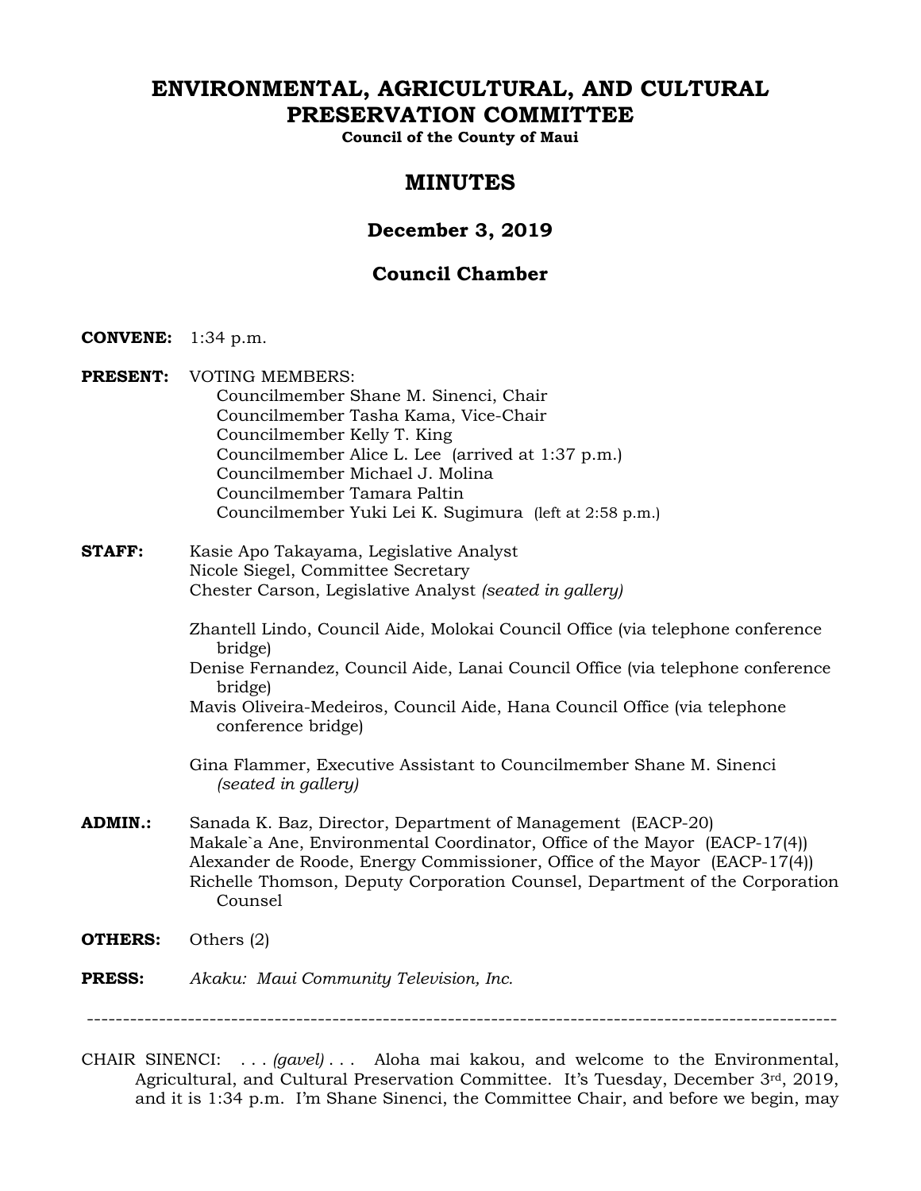# ENVIRONMENTAL, AGRICULTURAL, AND CULTURAL PRESERVATION COMMITTEE

**Council of the County of Maui**

## MINUTES

### December 3, 2019

### Council Chamber

**CONVENE:** 1:34 p.m.

**PRESENT:** VOTING MEMBERS:
Councilmember Shane M. Sinenci, Chair
Councilmember Tasha Kama, Vice-Chair
Councilmember Kelly T. King
Councilmember Alice L. Lee (arrived at 1:37 p.m.)
Councilmember Michael J. Molina
Councilmember Tamara Paltin
Councilmember Yuki Lei K. Sugimura (left at 2:58 p.m.)

**STAFF:** Kasie Apo Takayama, Legislative Analyst
Nicole Siegel, Committee Secretary
Chester Carson, Legislative Analyst *(seated in gallery)*

Zhantell Lindo, Council Aide, Molokai Council Office (via telephone conference bridge)
Denise Fernandez, Council Aide, Lanai Council Office (via telephone conference bridge)
Mavis Oliveira-Medeiros, Council Aide, Hana Council Office (via telephone conference bridge)

Gina Flammer, Executive Assistant to Councilmember Shane M. Sinenci *(seated in gallery)*

**ADMIN.:** Sanada K. Baz, Director, Department of Management (EACP-20)
Makale`a Ane, Environmental Coordinator, Office of the Mayor (EACP-17(4))
Alexander de Roode, Energy Commissioner, Office of the Mayor (EACP-17(4))
Richelle Thomson, Deputy Corporation Counsel, Department of the Corporation Counsel

**OTHERS:** Others (2)

**PRESS:** *Akaku: Maui Community Television, Inc.*

---

CHAIR SINENCI: . . . *(gavel)* . . . Aloha mai kakou, and welcome to the Environmental, Agricultural, and Cultural Preservation Committee. It's Tuesday, December 3rd, 2019, and it is 1:34 p.m. I'm Shane Sinenci, the Committee Chair, and before we begin, may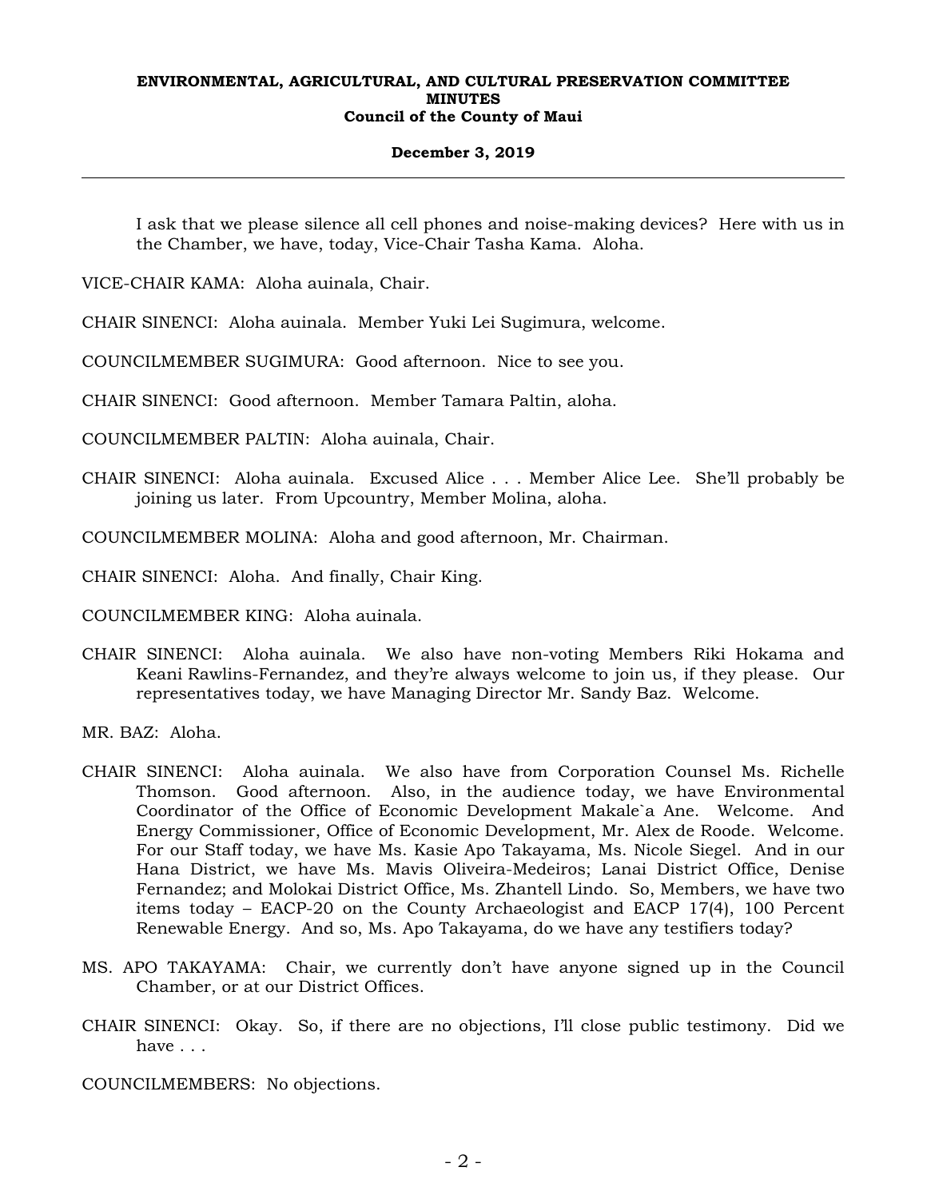I ask that we please silence all cell phones and noise-making devices? Here with us in the Chamber, we have, today, Vice-Chair Tasha Kama. Aloha.

VICE-CHAIR KAMA: Aloha auinala, Chair.

CHAIR SINENCI: Aloha auinala. Member Yuki Lei Sugimura, welcome.

COUNCILMEMBER SUGIMURA: Good afternoon. Nice to see you.

CHAIR SINENCI: Good afternoon. Member Tamara Paltin, aloha.

COUNCILMEMBER PALTIN: Aloha auinala, Chair.

CHAIR SINENCI: Aloha auinala. Excused Alice . . . Member Alice Lee. She'll probably be joining us later. From Upcountry, Member Molina, aloha.

COUNCILMEMBER MOLINA: Aloha and good afternoon, Mr. Chairman.

CHAIR SINENCI: Aloha. And finally, Chair King.

COUNCILMEMBER KING: Aloha auinala.

CHAIR SINENCI: Aloha auinala. We also have non-voting Members Riki Hokama and Keani Rawlins-Fernandez, and they're always welcome to join us, if they please. Our representatives today, we have Managing Director Mr. Sandy Baz. Welcome.

MR. BAZ: Aloha.

CHAIR SINENCI: Aloha auinala. We also have from Corporation Counsel Ms. Richelle Thomson. Good afternoon. Also, in the audience today, we have Environmental Coordinator of the Office of Economic Development Makale`a Ane. Welcome. And Energy Commissioner, Office of Economic Development, Mr. Alex de Roode. Welcome. For our Staff today, we have Ms. Kasie Apo Takayama, Ms. Nicole Siegel. And in our Hana District, we have Ms. Mavis Oliveira-Medeiros; Lanai District Office, Denise Fernandez; and Molokai District Office, Ms. Zhantell Lindo. So, Members, we have two items today – EACP-20 on the County Archaeologist and EACP 17(4), 100 Percent Renewable Energy. And so, Ms. Apo Takayama, do we have any testifiers today?

MS. APO TAKAYAMA: Chair, we currently don't have anyone signed up in the Council Chamber, or at our District Offices.

CHAIR SINENCI: Okay. So, if there are no objections, I'll close public testimony. Did we have . . .

COUNCILMEMBERS: No objections.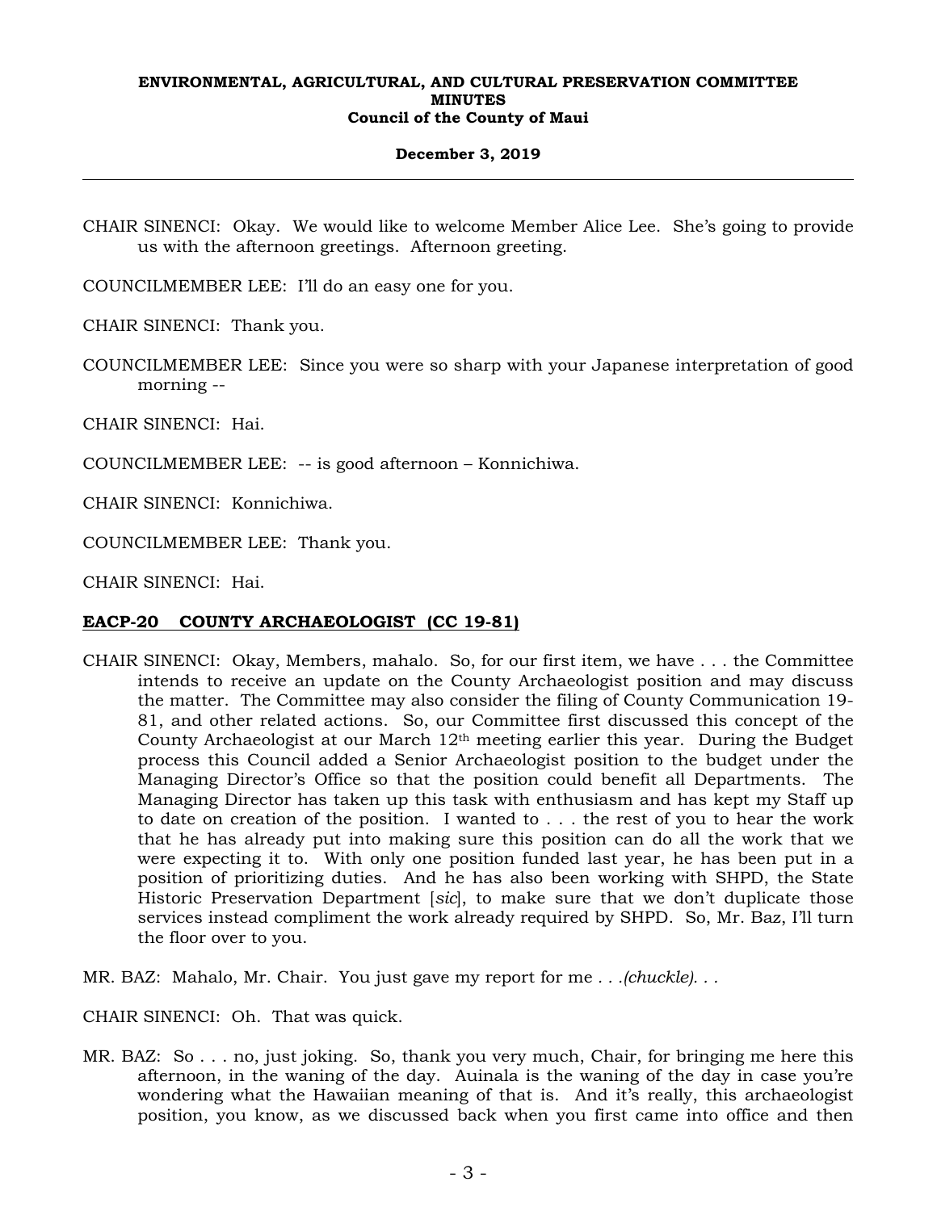CHAIR SINENCI: Okay. We would like to welcome Member Alice Lee. She's going to provide us with the afternoon greetings. Afternoon greeting.

COUNCILMEMBER LEE: I'll do an easy one for you.

CHAIR SINENCI: Thank you.

COUNCILMEMBER LEE: Since you were so sharp with your Japanese interpretation of good morning --

CHAIR SINENCI: Hai.

COUNCILMEMBER LEE: -- is good afternoon – Konnichiwa.

CHAIR SINENCI: Konnichiwa.

COUNCILMEMBER LEE: Thank you.

CHAIR SINENCI: Hai.

## EACP-20 COUNTY ARCHAEOLOGIST (CC 19-81)

CHAIR SINENCI: Okay, Members, mahalo. So, for our first item, we have . . . the Committee intends to receive an update on the County Archaeologist position and may discuss the matter. The Committee may also consider the filing of County Communication 19-81, and other related actions. So, our Committee first discussed this concept of the County Archaeologist at our March 12th meeting earlier this year. During the Budget process this Council added a Senior Archaeologist position to the budget under the Managing Director's Office so that the position could benefit all Departments. The Managing Director has taken up this task with enthusiasm and has kept my Staff up to date on creation of the position. I wanted to . . . the rest of you to hear the work that he has already put into making sure this position can do all the work that we were expecting it to. With only one position funded last year, he has been put in a position of prioritizing duties. And he has also been working with SHPD, the State Historic Preservation Department [*sic*], to make sure that we don't duplicate those services instead compliment the work already required by SHPD. So, Mr. Baz, I'll turn the floor over to you.

MR. BAZ: Mahalo, Mr. Chair. You just gave my report for me *. . .(chuckle). . .*

CHAIR SINENCI: Oh. That was quick.

MR. BAZ: So . . . no, just joking. So, thank you very much, Chair, for bringing me here this afternoon, in the waning of the day. Auinala is the waning of the day in case you're wondering what the Hawaiian meaning of that is. And it's really, this archaeologist position, you know, as we discussed back when you first came into office and then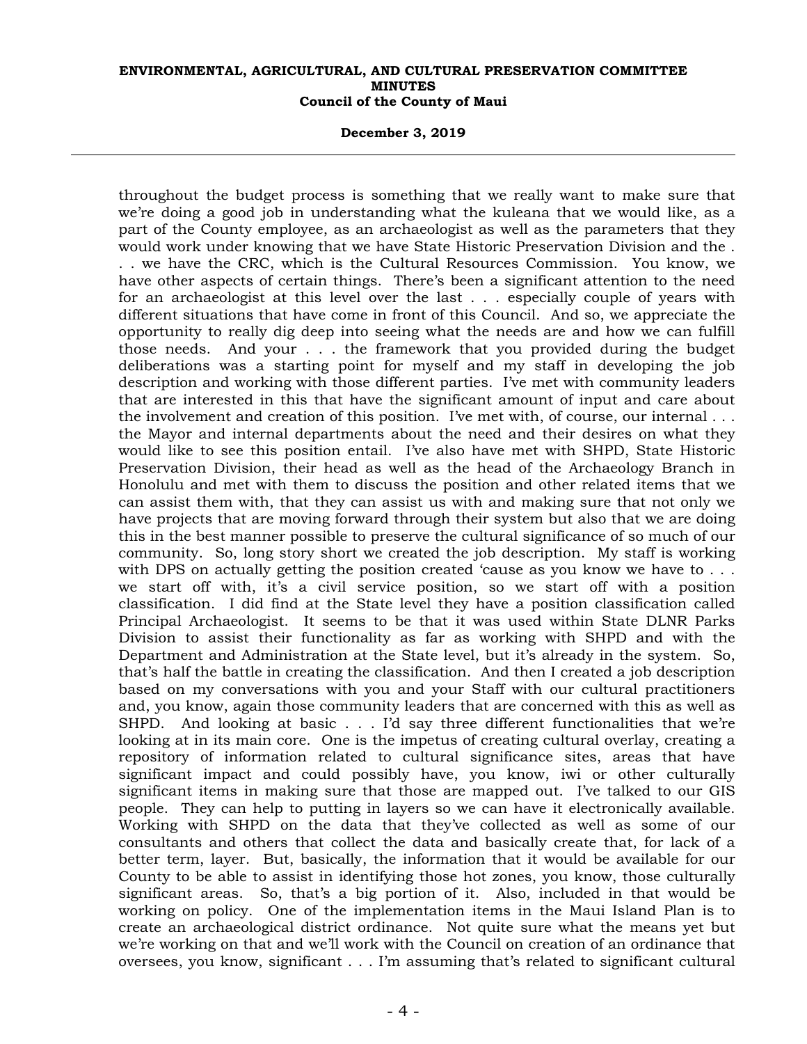throughout the budget process is something that we really want to make sure that we're doing a good job in understanding what the kuleana that we would like, as a part of the County employee, as an archaeologist as well as the parameters that they would work under knowing that we have State Historic Preservation Division and the . . . we have the CRC, which is the Cultural Resources Commission. You know, we have other aspects of certain things. There's been a significant attention to the need for an archaeologist at this level over the last . . . especially couple of years with different situations that have come in front of this Council. And so, we appreciate the opportunity to really dig deep into seeing what the needs are and how we can fulfill those needs. And your . . . the framework that you provided during the budget deliberations was a starting point for myself and my staff in developing the job description and working with those different parties. I've met with community leaders that are interested in this that have the significant amount of input and care about the involvement and creation of this position. I've met with, of course, our internal . . . the Mayor and internal departments about the need and their desires on what they would like to see this position entail. I've also have met with SHPD, State Historic Preservation Division, their head as well as the head of the Archaeology Branch in Honolulu and met with them to discuss the position and other related items that we can assist them with, that they can assist us with and making sure that not only we have projects that are moving forward through their system but also that we are doing this in the best manner possible to preserve the cultural significance of so much of our community. So, long story short we created the job description. My staff is working with DPS on actually getting the position created 'cause as you know we have to . . . we start off with, it's a civil service position, so we start off with a position classification. I did find at the State level they have a position classification called Principal Archaeologist. It seems to be that it was used within State DLNR Parks Division to assist their functionality as far as working with SHPD and with the Department and Administration at the State level, but it's already in the system. So, that's half the battle in creating the classification. And then I created a job description based on my conversations with you and your Staff with our cultural practitioners and, you know, again those community leaders that are concerned with this as well as SHPD. And looking at basic . . . I'd say three different functionalities that we're looking at in its main core. One is the impetus of creating cultural overlay, creating a repository of information related to cultural significance sites, areas that have significant impact and could possibly have, you know, iwi or other culturally significant items in making sure that those are mapped out. I've talked to our GIS people. They can help to putting in layers so we can have it electronically available. Working with SHPD on the data that they've collected as well as some of our consultants and others that collect the data and basically create that, for lack of a better term, layer. But, basically, the information that it would be available for our County to be able to assist in identifying those hot zones, you know, those culturally significant areas. So, that's a big portion of it. Also, included in that would be working on policy. One of the implementation items in the Maui Island Plan is to create an archaeological district ordinance. Not quite sure what the means yet but we're working on that and we'll work with the Council on creation of an ordinance that oversees, you know, significant . . . I'm assuming that's related to significant cultural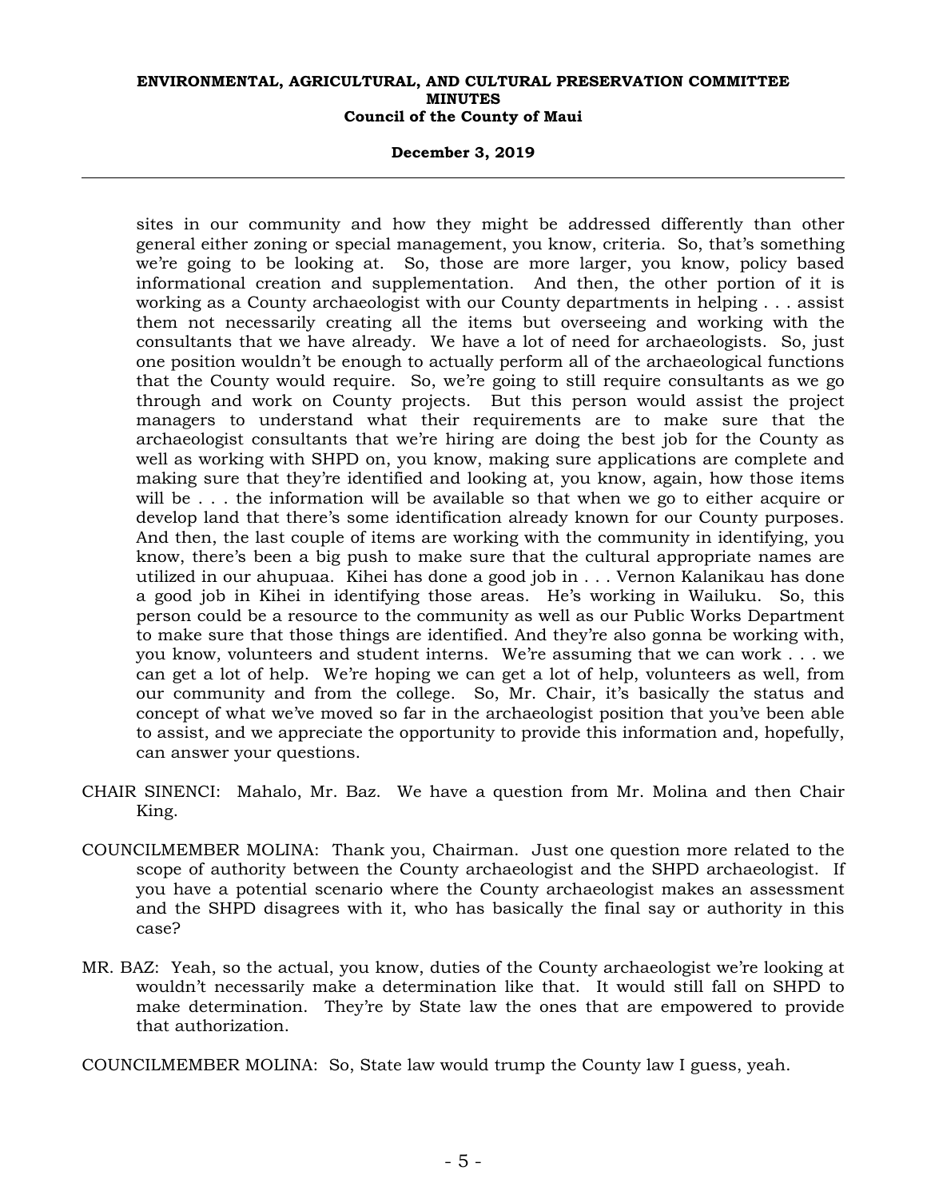sites in our community and how they might be addressed differently than other general either zoning or special management, you know, criteria. So, that's something we're going to be looking at. So, those are more larger, you know, policy based informational creation and supplementation. And then, the other portion of it is working as a County archaeologist with our County departments in helping . . . assist them not necessarily creating all the items but overseeing and working with the consultants that we have already. We have a lot of need for archaeologists. So, just one position wouldn't be enough to actually perform all of the archaeological functions that the County would require. So, we're going to still require consultants as we go through and work on County projects. But this person would assist the project managers to understand what their requirements are to make sure that the archaeologist consultants that we're hiring are doing the best job for the County as well as working with SHPD on, you know, making sure applications are complete and making sure that they're identified and looking at, you know, again, how those items will be . . . the information will be available so that when we go to either acquire or develop land that there's some identification already known for our County purposes. And then, the last couple of items are working with the community in identifying, you know, there's been a big push to make sure that the cultural appropriate names are utilized in our ahupuaa. Kihei has done a good job in . . . Vernon Kalanikau has done a good job in Kihei in identifying those areas. He's working in Wailuku. So, this person could be a resource to the community as well as our Public Works Department to make sure that those things are identified. And they're also gonna be working with, you know, volunteers and student interns. We're assuming that we can work . . . we can get a lot of help. We're hoping we can get a lot of help, volunteers as well, from our community and from the college. So, Mr. Chair, it's basically the status and concept of what we've moved so far in the archaeologist position that you've been able to assist, and we appreciate the opportunity to provide this information and, hopefully, can answer your questions.

CHAIR SINENCI: Mahalo, Mr. Baz. We have a question from Mr. Molina and then Chair King.

COUNCILMEMBER MOLINA: Thank you, Chairman. Just one question more related to the scope of authority between the County archaeologist and the SHPD archaeologist. If you have a potential scenario where the County archaeologist makes an assessment and the SHPD disagrees with it, who has basically the final say or authority in this case?

MR. BAZ: Yeah, so the actual, you know, duties of the County archaeologist we're looking at wouldn't necessarily make a determination like that. It would still fall on SHPD to make determination. They're by State law the ones that are empowered to provide that authorization.

COUNCILMEMBER MOLINA: So, State law would trump the County law I guess, yeah.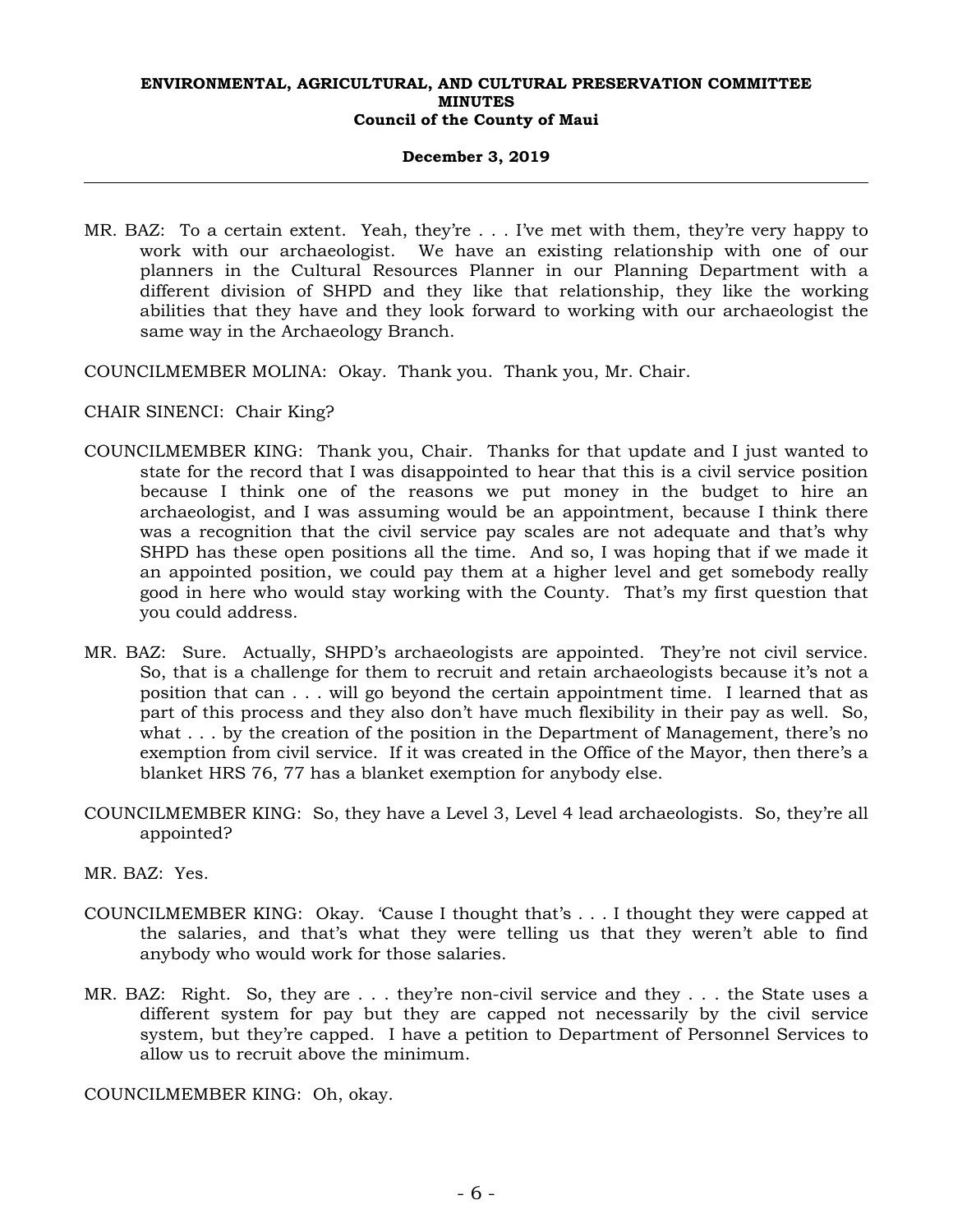MR. BAZ: To a certain extent. Yeah, they're . . . I've met with them, they're very happy to work with our archaeologist. We have an existing relationship with one of our planners in the Cultural Resources Planner in our Planning Department with a different division of SHPD and they like that relationship, they like the working abilities that they have and they look forward to working with our archaeologist the same way in the Archaeology Branch.

COUNCILMEMBER MOLINA: Okay. Thank you. Thank you, Mr. Chair.

CHAIR SINENCI: Chair King?

COUNCILMEMBER KING: Thank you, Chair. Thanks for that update and I just wanted to state for the record that I was disappointed to hear that this is a civil service position because I think one of the reasons we put money in the budget to hire an archaeologist, and I was assuming would be an appointment, because I think there was a recognition that the civil service pay scales are not adequate and that's why SHPD has these open positions all the time. And so, I was hoping that if we made it an appointed position, we could pay them at a higher level and get somebody really good in here who would stay working with the County. That's my first question that you could address.

MR. BAZ: Sure. Actually, SHPD's archaeologists are appointed. They're not civil service. So, that is a challenge for them to recruit and retain archaeologists because it's not a position that can . . . will go beyond the certain appointment time. I learned that as part of this process and they also don't have much flexibility in their pay as well. So, what . . . by the creation of the position in the Department of Management, there's no exemption from civil service. If it was created in the Office of the Mayor, then there's a blanket HRS 76, 77 has a blanket exemption for anybody else.

COUNCILMEMBER KING: So, they have a Level 3, Level 4 lead archaeologists. So, they're all appointed?

MR. BAZ: Yes.

COUNCILMEMBER KING: Okay. 'Cause I thought that's . . . I thought they were capped at the salaries, and that's what they were telling us that they weren't able to find anybody who would work for those salaries.

MR. BAZ: Right. So, they are . . . they're non-civil service and they . . . the State uses a different system for pay but they are capped not necessarily by the civil service system, but they're capped. I have a petition to Department of Personnel Services to allow us to recruit above the minimum.

COUNCILMEMBER KING: Oh, okay.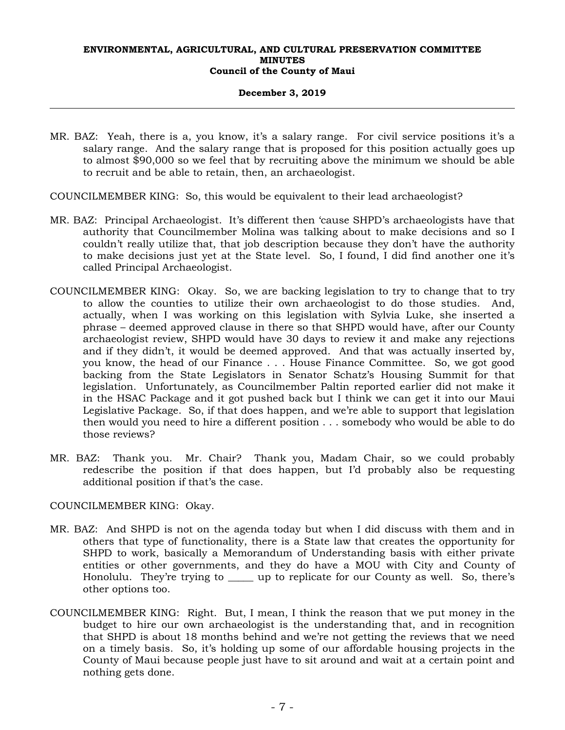MR. BAZ: Yeah, there is a, you know, it's a salary range. For civil service positions it's a salary range. And the salary range that is proposed for this position actually goes up to almost $90,000 so we feel that by recruiting above the minimum we should be able to recruit and be able to retain, then, an archaeologist.

COUNCILMEMBER KING: So, this would be equivalent to their lead archaeologist?

MR. BAZ: Principal Archaeologist. It's different then 'cause SHPD's archaeologists have that authority that Councilmember Molina was talking about to make decisions and so I couldn't really utilize that, that job description because they don't have the authority to make decisions just yet at the State level. So, I found, I did find another one it's called Principal Archaeologist.

COUNCILMEMBER KING: Okay. So, we are backing legislation to try to change that to try to allow the counties to utilize their own archaeologist to do those studies. And, actually, when I was working on this legislation with Sylvia Luke, she inserted a phrase – deemed approved clause in there so that SHPD would have, after our County archaeologist review, SHPD would have 30 days to review it and make any rejections and if they didn't, it would be deemed approved. And that was actually inserted by, you know, the head of our Finance . . . House Finance Committee. So, we got good backing from the State Legislators in Senator Schatz's Housing Summit for that legislation. Unfortunately, as Councilmember Paltin reported earlier did not make it in the HSAC Package and it got pushed back but I think we can get it into our Maui Legislative Package. So, if that does happen, and we're able to support that legislation then would you need to hire a different position . . . somebody who would be able to do those reviews?

MR. BAZ: Thank you. Mr. Chair? Thank you, Madam Chair, so we could probably redescribe the position if that does happen, but I'd probably also be requesting additional position if that's the case.

COUNCILMEMBER KING: Okay.

MR. BAZ: And SHPD is not on the agenda today but when I did discuss with them and in others that type of functionality, there is a State law that creates the opportunity for SHPD to work, basically a Memorandum of Understanding basis with either private entities or other governments, and they do have a MOU with City and County of Honolulu. They're trying to _____ up to replicate for our County as well. So, there's other options too.

COUNCILMEMBER KING: Right. But, I mean, I think the reason that we put money in the budget to hire our own archaeologist is the understanding that, and in recognition that SHPD is about 18 months behind and we're not getting the reviews that we need on a timely basis. So, it's holding up some of our affordable housing projects in the County of Maui because people just have to sit around and wait at a certain point and nothing gets done.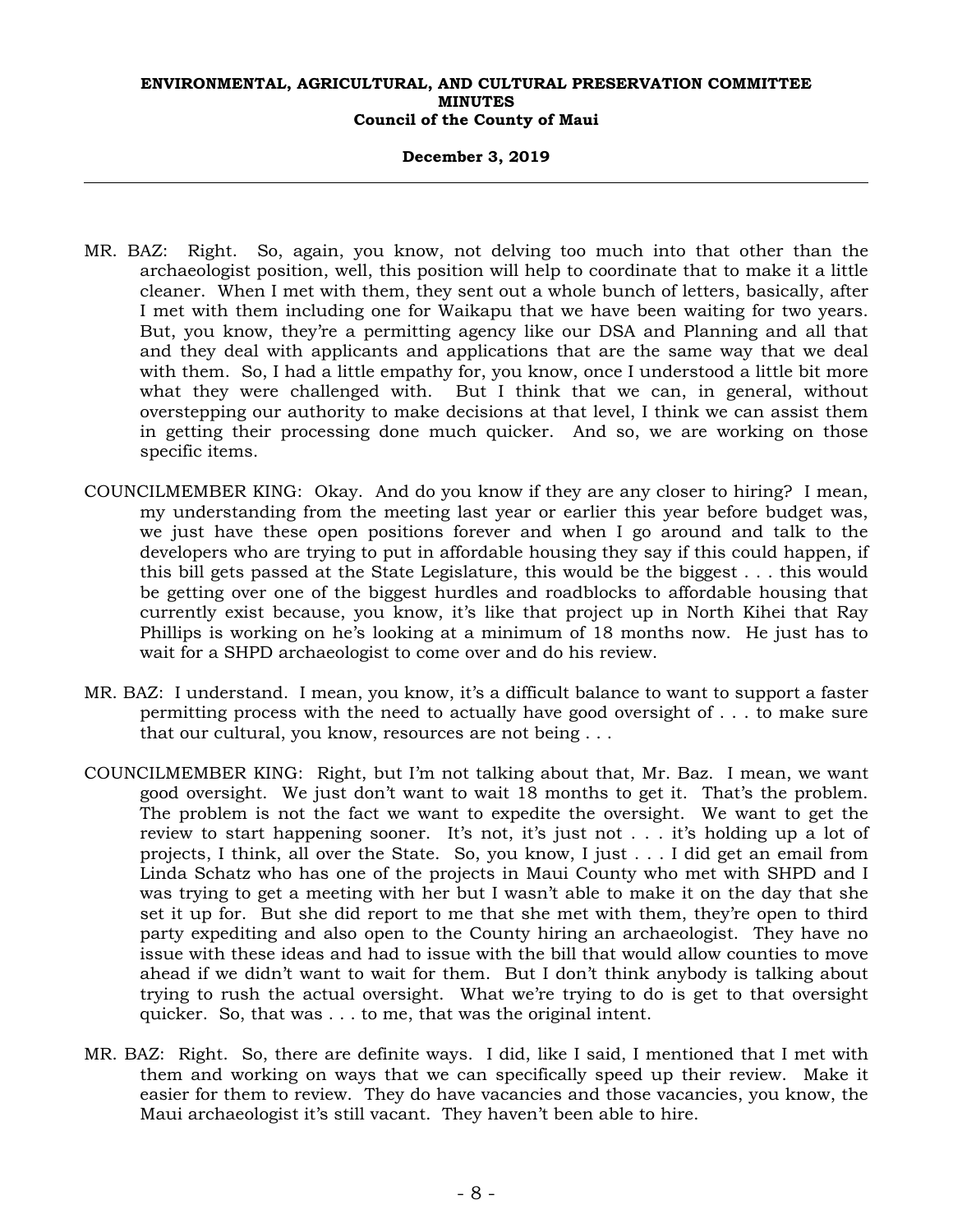MR. BAZ: Right. So, again, you know, not delving too much into that other than the archaeologist position, well, this position will help to coordinate that to make it a little cleaner. When I met with them, they sent out a whole bunch of letters, basically, after I met with them including one for Waikapu that we have been waiting for two years. But, you know, they're a permitting agency like our DSA and Planning and all that and they deal with applicants and applications that are the same way that we deal with them. So, I had a little empathy for, you know, once I understood a little bit more what they were challenged with. But I think that we can, in general, without overstepping our authority to make decisions at that level, I think we can assist them in getting their processing done much quicker. And so, we are working on those specific items.

COUNCILMEMBER KING: Okay. And do you know if they are any closer to hiring? I mean, my understanding from the meeting last year or earlier this year before budget was, we just have these open positions forever and when I go around and talk to the developers who are trying to put in affordable housing they say if this could happen, if this bill gets passed at the State Legislature, this would be the biggest . . . this would be getting over one of the biggest hurdles and roadblocks to affordable housing that currently exist because, you know, it's like that project up in North Kihei that Ray Phillips is working on he's looking at a minimum of 18 months now. He just has to wait for a SHPD archaeologist to come over and do his review.

MR. BAZ: I understand. I mean, you know, it's a difficult balance to want to support a faster permitting process with the need to actually have good oversight of . . . to make sure that our cultural, you know, resources are not being . . .

COUNCILMEMBER KING: Right, but I'm not talking about that, Mr. Baz. I mean, we want good oversight. We just don't want to wait 18 months to get it. That's the problem. The problem is not the fact we want to expedite the oversight. We want to get the review to start happening sooner. It's not, it's just not . . . it's holding up a lot of projects, I think, all over the State. So, you know, I just . . . I did get an email from Linda Schatz who has one of the projects in Maui County who met with SHPD and I was trying to get a meeting with her but I wasn't able to make it on the day that she set it up for. But she did report to me that she met with them, they're open to third party expediting and also open to the County hiring an archaeologist. They have no issue with these ideas and had to issue with the bill that would allow counties to move ahead if we didn't want to wait for them. But I don't think anybody is talking about trying to rush the actual oversight. What we're trying to do is get to that oversight quicker. So, that was . . . to me, that was the original intent.

MR. BAZ: Right. So, there are definite ways. I did, like I said, I mentioned that I met with them and working on ways that we can specifically speed up their review. Make it easier for them to review. They do have vacancies and those vacancies, you know, the Maui archaeologist it's still vacant. They haven't been able to hire.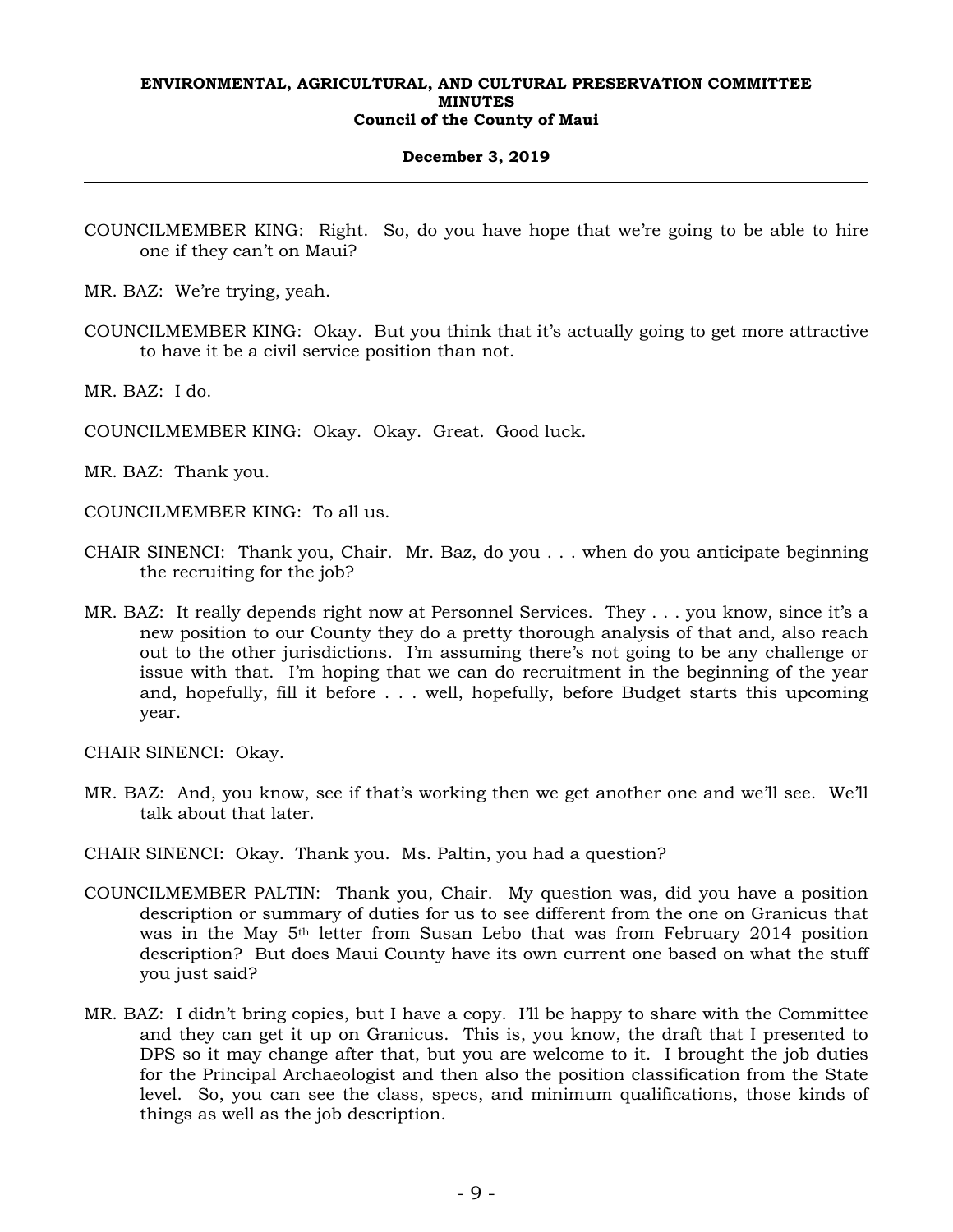COUNCILMEMBER KING: Right. So, do you have hope that we're going to be able to hire one if they can't on Maui?

MR. BAZ: We're trying, yeah.

COUNCILMEMBER KING: Okay. But you think that it's actually going to get more attractive to have it be a civil service position than not.

MR. BAZ: I do.

COUNCILMEMBER KING: Okay. Okay. Great. Good luck.

MR. BAZ: Thank you.

COUNCILMEMBER KING: To all us.

CHAIR SINENCI: Thank you, Chair. Mr. Baz, do you . . . when do you anticipate beginning the recruiting for the job?

MR. BAZ: It really depends right now at Personnel Services. They . . . you know, since it's a new position to our County they do a pretty thorough analysis of that and, also reach out to the other jurisdictions. I'm assuming there's not going to be any challenge or issue with that. I'm hoping that we can do recruitment in the beginning of the year and, hopefully, fill it before . . . well, hopefully, before Budget starts this upcoming year.

CHAIR SINENCI: Okay.

MR. BAZ: And, you know, see if that's working then we get another one and we'll see. We'll talk about that later.

CHAIR SINENCI: Okay. Thank you. Ms. Paltin, you had a question?

COUNCILMEMBER PALTIN: Thank you, Chair. My question was, did you have a position description or summary of duties for us to see different from the one on Granicus that was in the May 5th letter from Susan Lebo that was from February 2014 position description? But does Maui County have its own current one based on what the stuff you just said?

MR. BAZ: I didn't bring copies, but I have a copy. I'll be happy to share with the Committee and they can get it up on Granicus. This is, you know, the draft that I presented to DPS so it may change after that, but you are welcome to it. I brought the job duties for the Principal Archaeologist and then also the position classification from the State level. So, you can see the class, specs, and minimum qualifications, those kinds of things as well as the job description.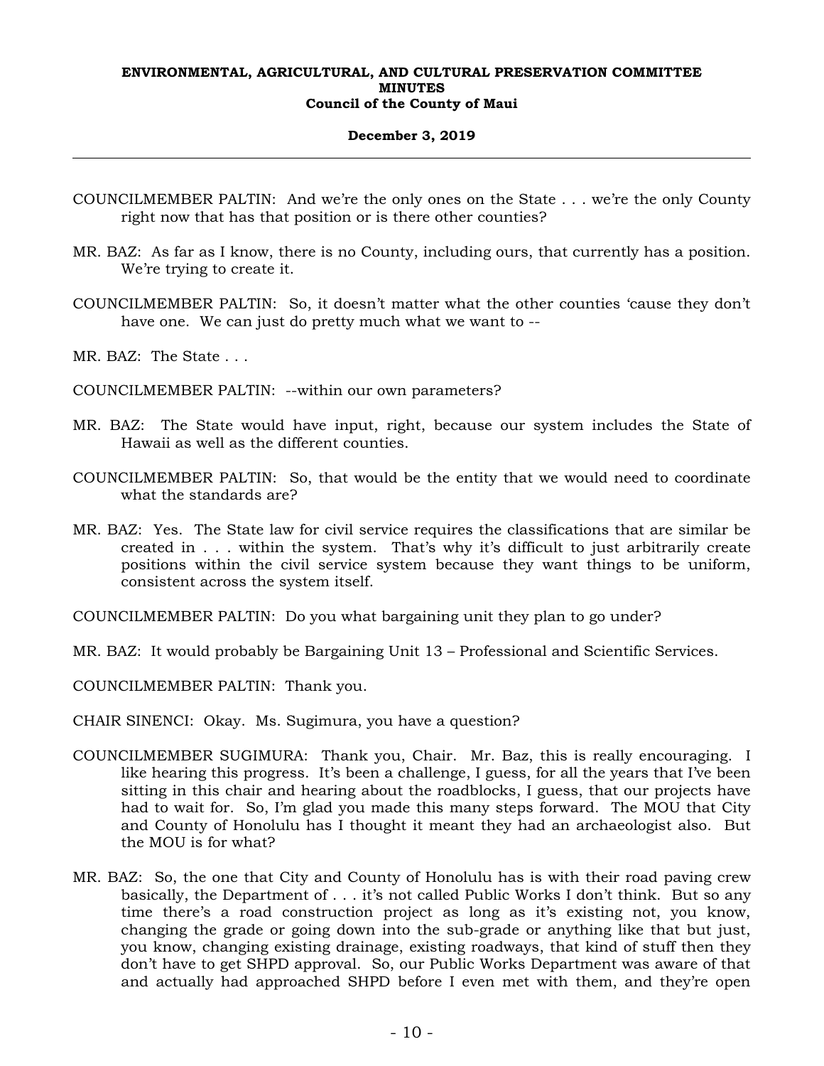COUNCILMEMBER PALTIN: And we're the only ones on the State . . . we're the only County right now that has that position or is there other counties?

MR. BAZ: As far as I know, there is no County, including ours, that currently has a position. We're trying to create it.

COUNCILMEMBER PALTIN: So, it doesn't matter what the other counties 'cause they don't have one. We can just do pretty much what we want to --

MR. BAZ: The State . . .

COUNCILMEMBER PALTIN: --within our own parameters?

MR. BAZ: The State would have input, right, because our system includes the State of Hawaii as well as the different counties.

COUNCILMEMBER PALTIN: So, that would be the entity that we would need to coordinate what the standards are?

MR. BAZ: Yes. The State law for civil service requires the classifications that are similar be created in . . . within the system. That's why it's difficult to just arbitrarily create positions within the civil service system because they want things to be uniform, consistent across the system itself.

COUNCILMEMBER PALTIN: Do you what bargaining unit they plan to go under?

MR. BAZ: It would probably be Bargaining Unit 13 – Professional and Scientific Services.

COUNCILMEMBER PALTIN: Thank you.

CHAIR SINENCI: Okay. Ms. Sugimura, you have a question?

COUNCILMEMBER SUGIMURA: Thank you, Chair. Mr. Baz, this is really encouraging. I like hearing this progress. It's been a challenge, I guess, for all the years that I've been sitting in this chair and hearing about the roadblocks, I guess, that our projects have had to wait for. So, I'm glad you made this many steps forward. The MOU that City and County of Honolulu has I thought it meant they had an archaeologist also. But the MOU is for what?

MR. BAZ: So, the one that City and County of Honolulu has is with their road paving crew basically, the Department of . . . it's not called Public Works I don't think. But so any time there's a road construction project as long as it's existing not, you know, changing the grade or going down into the sub-grade or anything like that but just, you know, changing existing drainage, existing roadways, that kind of stuff then they don't have to get SHPD approval. So, our Public Works Department was aware of that and actually had approached SHPD before I even met with them, and they're open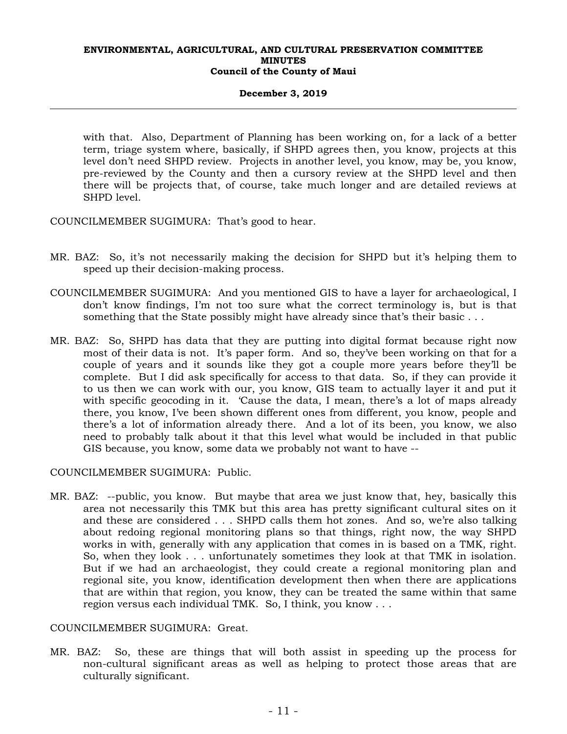with that. Also, Department of Planning has been working on, for a lack of a better term, triage system where, basically, if SHPD agrees then, you know, projects at this level don't need SHPD review. Projects in another level, you know, may be, you know, pre-reviewed by the County and then a cursory review at the SHPD level and then there will be projects that, of course, take much longer and are detailed reviews at SHPD level.

COUNCILMEMBER SUGIMURA: That's good to hear.

MR. BAZ: So, it's not necessarily making the decision for SHPD but it's helping them to speed up their decision-making process.

COUNCILMEMBER SUGIMURA: And you mentioned GIS to have a layer for archaeological, I don't know findings, I'm not too sure what the correct terminology is, but is that something that the State possibly might have already since that's their basic . . .

MR. BAZ: So, SHPD has data that they are putting into digital format because right now most of their data is not. It's paper form. And so, they've been working on that for a couple of years and it sounds like they got a couple more years before they'll be complete. But I did ask specifically for access to that data. So, if they can provide it to us then we can work with our, you know, GIS team to actually layer it and put it with specific geocoding in it. 'Cause the data, I mean, there's a lot of maps already there, you know, I've been shown different ones from different, you know, people and there's a lot of information already there. And a lot of its been, you know, we also need to probably talk about it that this level what would be included in that public GIS because, you know, some data we probably not want to have --

COUNCILMEMBER SUGIMURA: Public.

MR. BAZ: --public, you know. But maybe that area we just know that, hey, basically this area not necessarily this TMK but this area has pretty significant cultural sites on it and these are considered . . . SHPD calls them hot zones. And so, we're also talking about redoing regional monitoring plans so that things, right now, the way SHPD works in with, generally with any application that comes in is based on a TMK, right. So, when they look . . . unfortunately sometimes they look at that TMK in isolation. But if we had an archaeologist, they could create a regional monitoring plan and regional site, you know, identification development then when there are applications that are within that region, you know, they can be treated the same within that same region versus each individual TMK. So, I think, you know . . .

COUNCILMEMBER SUGIMURA: Great.

MR. BAZ: So, these are things that will both assist in speeding up the process for non-cultural significant areas as well as helping to protect those areas that are culturally significant.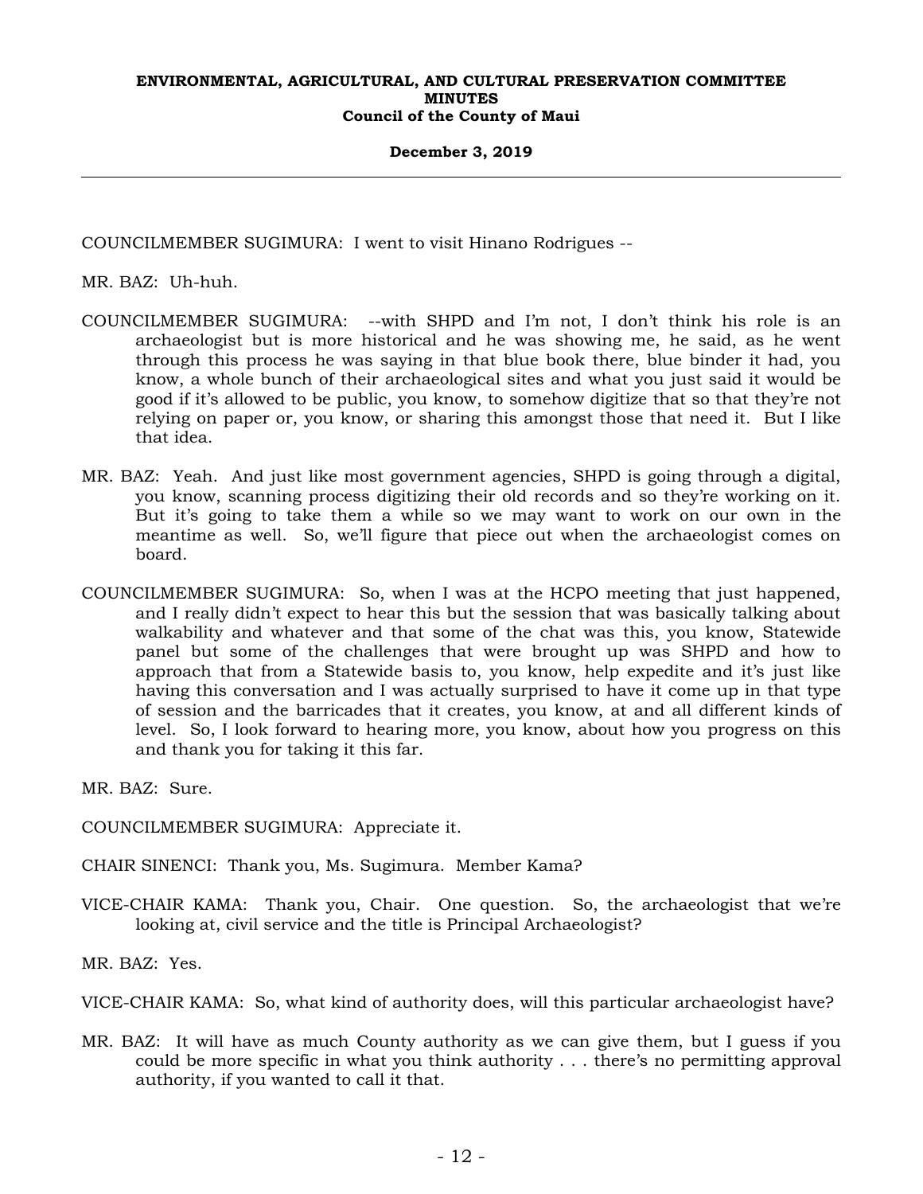COUNCILMEMBER SUGIMURA: I went to visit Hinano Rodrigues --

MR. BAZ: Uh-huh.

COUNCILMEMBER SUGIMURA: --with SHPD and I'm not, I don't think his role is an archaeologist but is more historical and he was showing me, he said, as he went through this process he was saying in that blue book there, blue binder it had, you know, a whole bunch of their archaeological sites and what you just said it would be good if it's allowed to be public, you know, to somehow digitize that so that they're not relying on paper or, you know, or sharing this amongst those that need it. But I like that idea.

MR. BAZ: Yeah. And just like most government agencies, SHPD is going through a digital, you know, scanning process digitizing their old records and so they're working on it. But it's going to take them a while so we may want to work on our own in the meantime as well. So, we'll figure that piece out when the archaeologist comes on board.

COUNCILMEMBER SUGIMURA: So, when I was at the HCPO meeting that just happened, and I really didn't expect to hear this but the session that was basically talking about walkability and whatever and that some of the chat was this, you know, Statewide panel but some of the challenges that were brought up was SHPD and how to approach that from a Statewide basis to, you know, help expedite and it's just like having this conversation and I was actually surprised to have it come up in that type of session and the barricades that it creates, you know, at and all different kinds of level. So, I look forward to hearing more, you know, about how you progress on this and thank you for taking it this far.

MR. BAZ: Sure.

COUNCILMEMBER SUGIMURA: Appreciate it.

CHAIR SINENCI: Thank you, Ms. Sugimura. Member Kama?

VICE-CHAIR KAMA: Thank you, Chair. One question. So, the archaeologist that we're looking at, civil service and the title is Principal Archaeologist?

MR. BAZ: Yes.

VICE-CHAIR KAMA: So, what kind of authority does, will this particular archaeologist have?

MR. BAZ: It will have as much County authority as we can give them, but I guess if you could be more specific in what you think authority . . . there's no permitting approval authority, if you wanted to call it that.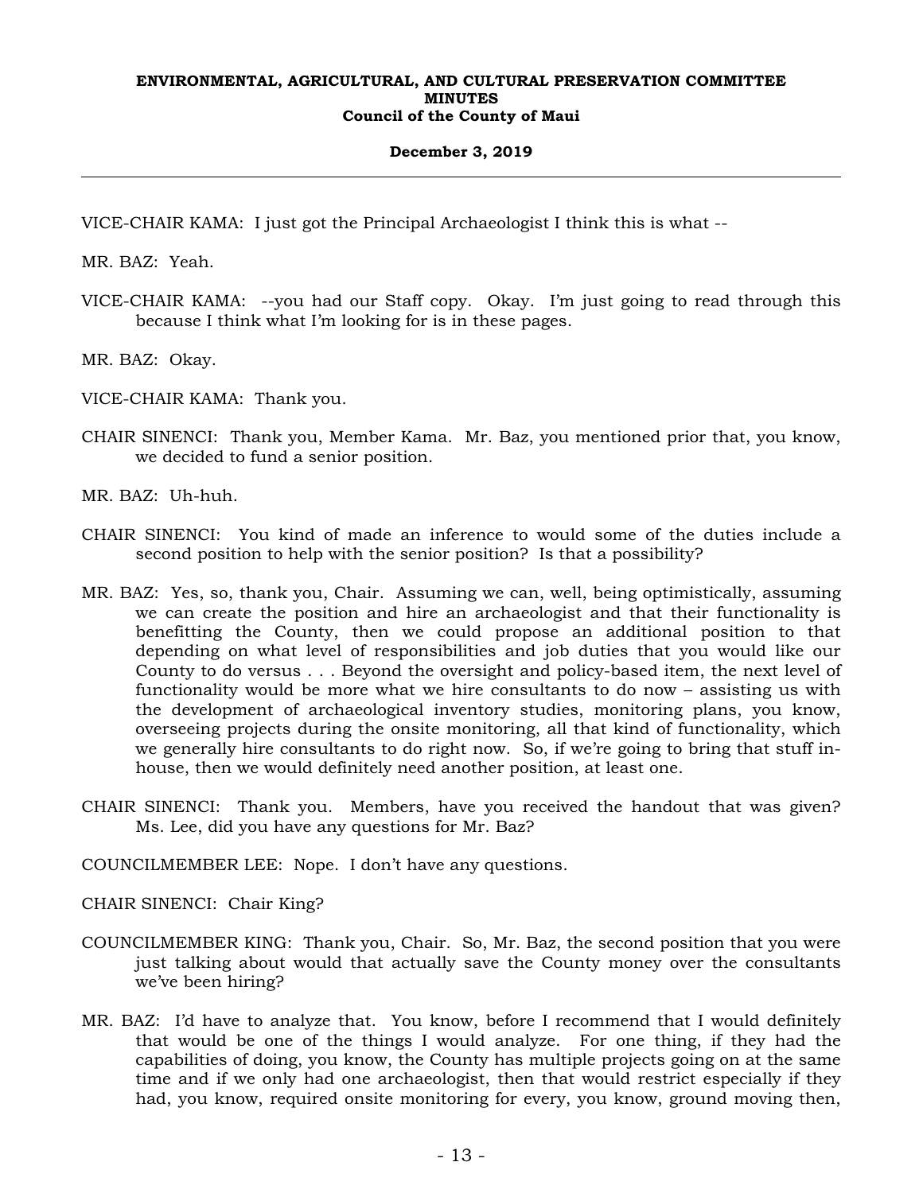VICE-CHAIR KAMA: I just got the Principal Archaeologist I think this is what --

MR. BAZ: Yeah.

VICE-CHAIR KAMA: --you had our Staff copy. Okay. I'm just going to read through this because I think what I'm looking for is in these pages.

MR. BAZ: Okay.

VICE-CHAIR KAMA: Thank you.

CHAIR SINENCI: Thank you, Member Kama. Mr. Baz, you mentioned prior that, you know, we decided to fund a senior position.

MR. BAZ: Uh-huh.

CHAIR SINENCI: You kind of made an inference to would some of the duties include a second position to help with the senior position? Is that a possibility?

MR. BAZ: Yes, so, thank you, Chair. Assuming we can, well, being optimistically, assuming we can create the position and hire an archaeologist and that their functionality is benefitting the County, then we could propose an additional position to that depending on what level of responsibilities and job duties that you would like our County to do versus . . . Beyond the oversight and policy-based item, the next level of functionality would be more what we hire consultants to do now – assisting us with the development of archaeological inventory studies, monitoring plans, you know, overseeing projects during the onsite monitoring, all that kind of functionality, which we generally hire consultants to do right now. So, if we're going to bring that stuff in-house, then we would definitely need another position, at least one.

CHAIR SINENCI: Thank you. Members, have you received the handout that was given? Ms. Lee, did you have any questions for Mr. Baz?

COUNCILMEMBER LEE: Nope. I don't have any questions.

CHAIR SINENCI: Chair King?

COUNCILMEMBER KING: Thank you, Chair. So, Mr. Baz, the second position that you were just talking about would that actually save the County money over the consultants we've been hiring?

MR. BAZ: I'd have to analyze that. You know, before I recommend that I would definitely that would be one of the things I would analyze. For one thing, if they had the capabilities of doing, you know, the County has multiple projects going on at the same time and if we only had one archaeologist, then that would restrict especially if they had, you know, required onsite monitoring for every, you know, ground moving then,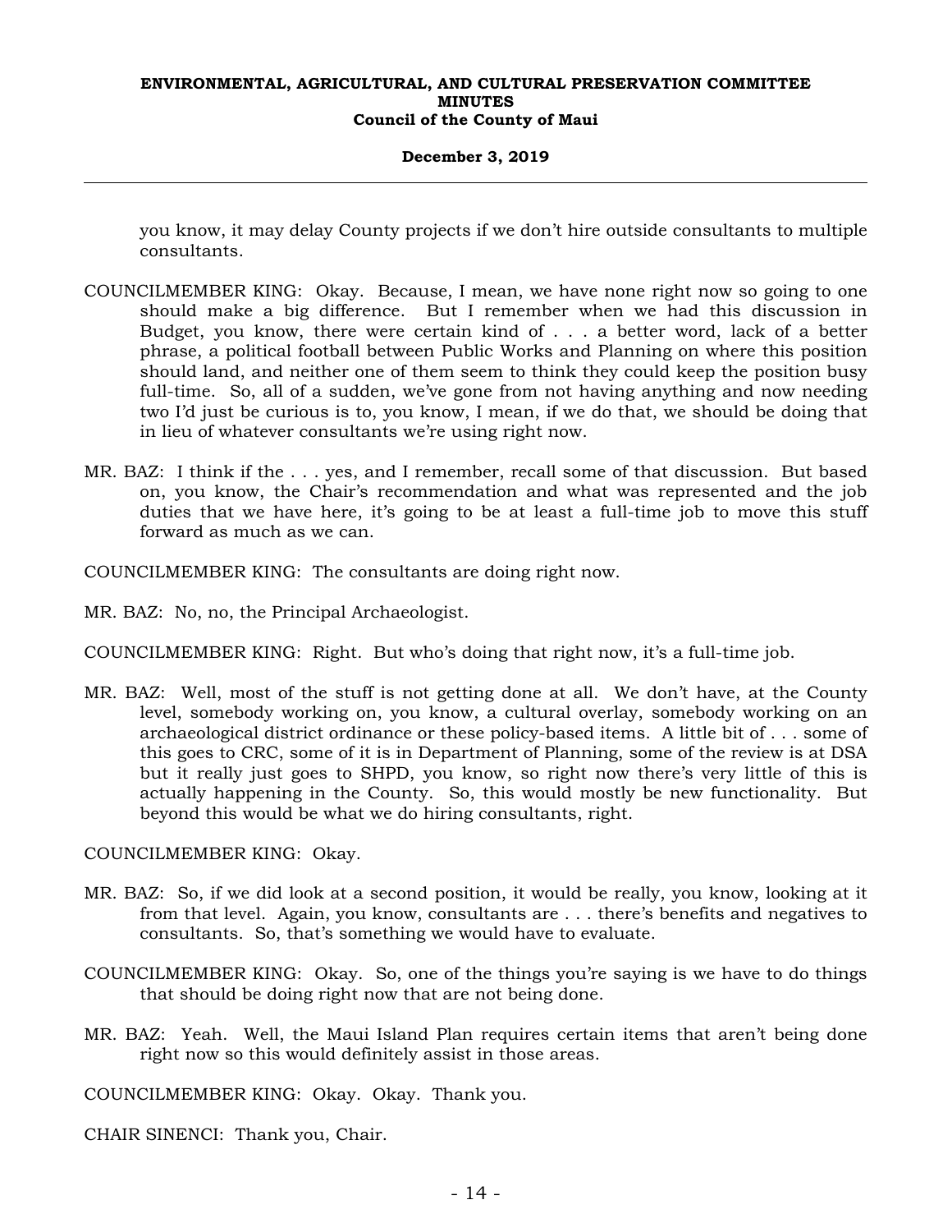you know, it may delay County projects if we don't hire outside consultants to multiple consultants.

COUNCILMEMBER KING: Okay. Because, I mean, we have none right now so going to one should make a big difference. But I remember when we had this discussion in Budget, you know, there were certain kind of . . . a better word, lack of a better phrase, a political football between Public Works and Planning on where this position should land, and neither one of them seem to think they could keep the position busy full-time. So, all of a sudden, we've gone from not having anything and now needing two I'd just be curious is to, you know, I mean, if we do that, we should be doing that in lieu of whatever consultants we're using right now.

MR. BAZ: I think if the . . . yes, and I remember, recall some of that discussion. But based on, you know, the Chair's recommendation and what was represented and the job duties that we have here, it's going to be at least a full-time job to move this stuff forward as much as we can.

COUNCILMEMBER KING: The consultants are doing right now.

MR. BAZ: No, no, the Principal Archaeologist.

COUNCILMEMBER KING: Right. But who's doing that right now, it's a full-time job.

MR. BAZ: Well, most of the stuff is not getting done at all. We don't have, at the County level, somebody working on, you know, a cultural overlay, somebody working on an archaeological district ordinance or these policy-based items. A little bit of . . . some of this goes to CRC, some of it is in Department of Planning, some of the review is at DSA but it really just goes to SHPD, you know, so right now there's very little of this is actually happening in the County. So, this would mostly be new functionality. But beyond this would be what we do hiring consultants, right.

COUNCILMEMBER KING: Okay.

MR. BAZ: So, if we did look at a second position, it would be really, you know, looking at it from that level. Again, you know, consultants are . . . there's benefits and negatives to consultants. So, that's something we would have to evaluate.

COUNCILMEMBER KING: Okay. So, one of the things you're saying is we have to do things that should be doing right now that are not being done.

MR. BAZ: Yeah. Well, the Maui Island Plan requires certain items that aren't being done right now so this would definitely assist in those areas.

COUNCILMEMBER KING: Okay. Okay. Thank you.

CHAIR SINENCI: Thank you, Chair.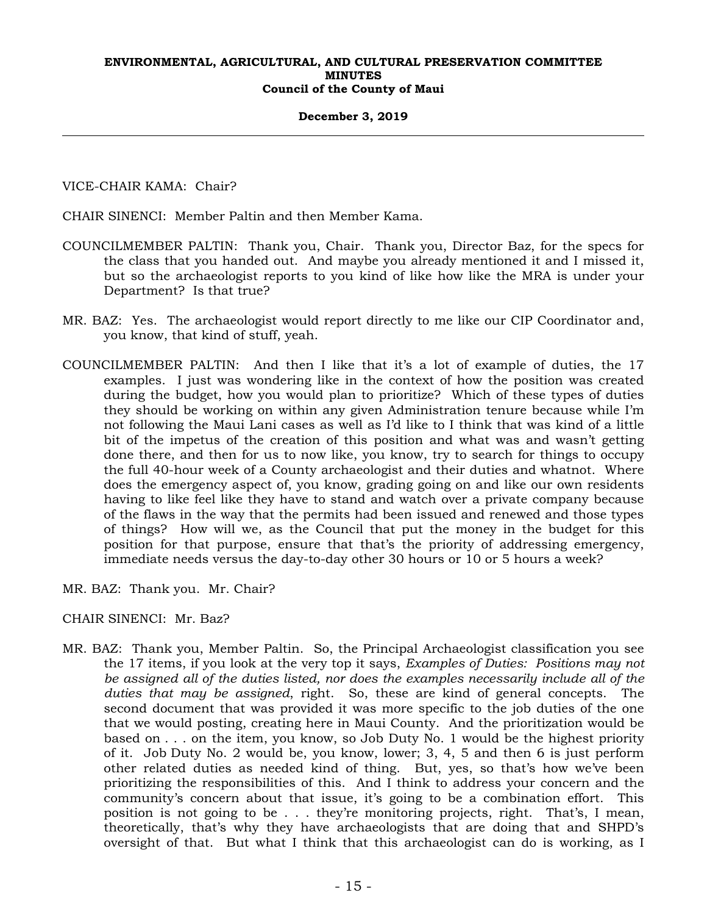VICE-CHAIR KAMA: Chair?

CHAIR SINENCI: Member Paltin and then Member Kama.

COUNCILMEMBER PALTIN: Thank you, Chair. Thank you, Director Baz, for the specs for the class that you handed out. And maybe you already mentioned it and I missed it, but so the archaeologist reports to you kind of like how like the MRA is under your Department? Is that true?

MR. BAZ: Yes. The archaeologist would report directly to me like our CIP Coordinator and, you know, that kind of stuff, yeah.

COUNCILMEMBER PALTIN: And then I like that it's a lot of example of duties, the 17 examples. I just was wondering like in the context of how the position was created during the budget, how you would plan to prioritize? Which of these types of duties they should be working on within any given Administration tenure because while I'm not following the Maui Lani cases as well as I'd like to I think that was kind of a little bit of the impetus of the creation of this position and what was and wasn't getting done there, and then for us to now like, you know, try to search for things to occupy the full 40-hour week of a County archaeologist and their duties and whatnot. Where does the emergency aspect of, you know, grading going on and like our own residents having to like feel like they have to stand and watch over a private company because of the flaws in the way that the permits had been issued and renewed and those types of things? How will we, as the Council that put the money in the budget for this position for that purpose, ensure that that's the priority of addressing emergency, immediate needs versus the day-to-day other 30 hours or 10 or 5 hours a week?

MR. BAZ: Thank you. Mr. Chair?

CHAIR SINENCI: Mr. Baz?

MR. BAZ: Thank you, Member Paltin. So, the Principal Archaeologist classification you see the 17 items, if you look at the very top it says, *Examples of Duties: Positions may not be assigned all of the duties listed, nor does the examples necessarily include all of the duties that may be assigned*, right. So, these are kind of general concepts. The second document that was provided it was more specific to the job duties of the one that we would posting, creating here in Maui County. And the prioritization would be based on . . . on the item, you know, so Job Duty No. 1 would be the highest priority of it. Job Duty No. 2 would be, you know, lower; 3, 4, 5 and then 6 is just perform other related duties as needed kind of thing. But, yes, so that's how we've been prioritizing the responsibilities of this. And I think to address your concern and the community's concern about that issue, it's going to be a combination effort. This position is not going to be . . . they're monitoring projects, right. That's, I mean, theoretically, that's why they have archaeologists that are doing that and SHPD's oversight of that. But what I think that this archaeologist can do is working, as I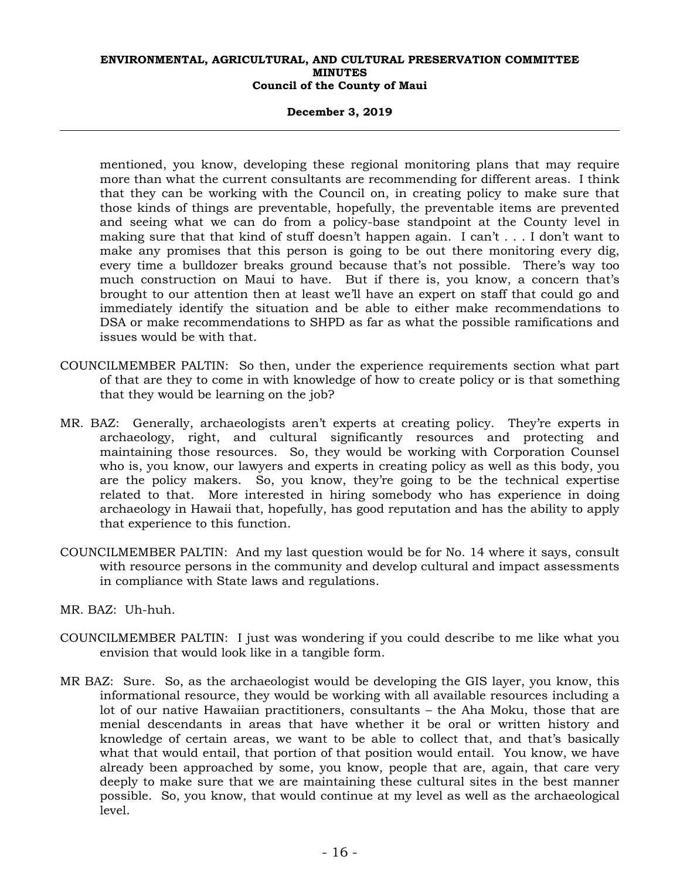mentioned, you know, developing these regional monitoring plans that may require more than what the current consultants are recommending for different areas. I think that they can be working with the Council on, in creating policy to make sure that those kinds of things are preventable, hopefully, the preventable items are prevented and seeing what we can do from a policy-base standpoint at the County level in making sure that that kind of stuff doesn't happen again. I can't . . . I don't want to make any promises that this person is going to be out there monitoring every dig, every time a bulldozer breaks ground because that's not possible. There's way too much construction on Maui to have. But if there is, you know, a concern that's brought to our attention then at least we'll have an expert on staff that could go and immediately identify the situation and be able to either make recommendations to DSA or make recommendations to SHPD as far as what the possible ramifications and issues would be with that.

COUNCILMEMBER PALTIN: So then, under the experience requirements section what part of that are they to come in with knowledge of how to create policy or is that something that they would be learning on the job?

MR. BAZ: Generally, archaeologists aren't experts at creating policy. They're experts in archaeology, right, and cultural significantly resources and protecting and maintaining those resources. So, they would be working with Corporation Counsel who is, you know, our lawyers and experts in creating policy as well as this body, you are the policy makers. So, you know, they're going to be the technical expertise related to that. More interested in hiring somebody who has experience in doing archaeology in Hawaii that, hopefully, has good reputation and has the ability to apply that experience to this function.

COUNCILMEMBER PALTIN: And my last question would be for No. 14 where it says, consult with resource persons in the community and develop cultural and impact assessments in compliance with State laws and regulations.

MR. BAZ: Uh-huh.

COUNCILMEMBER PALTIN: I just was wondering if you could describe to me like what you envision that would look like in a tangible form.

MR BAZ: Sure. So, as the archaeologist would be developing the GIS layer, you know, this informational resource, they would be working with all available resources including a lot of our native Hawaiian practitioners, consultants – the Aha Moku, those that are menial descendants in areas that have whether it be oral or written history and knowledge of certain areas, we want to be able to collect that, and that's basically what that would entail, that portion of that position would entail. You know, we have already been approached by some, you know, people that are, again, that care very deeply to make sure that we are maintaining these cultural sites in the best manner possible. So, you know, that would continue at my level as well as the archaeological level.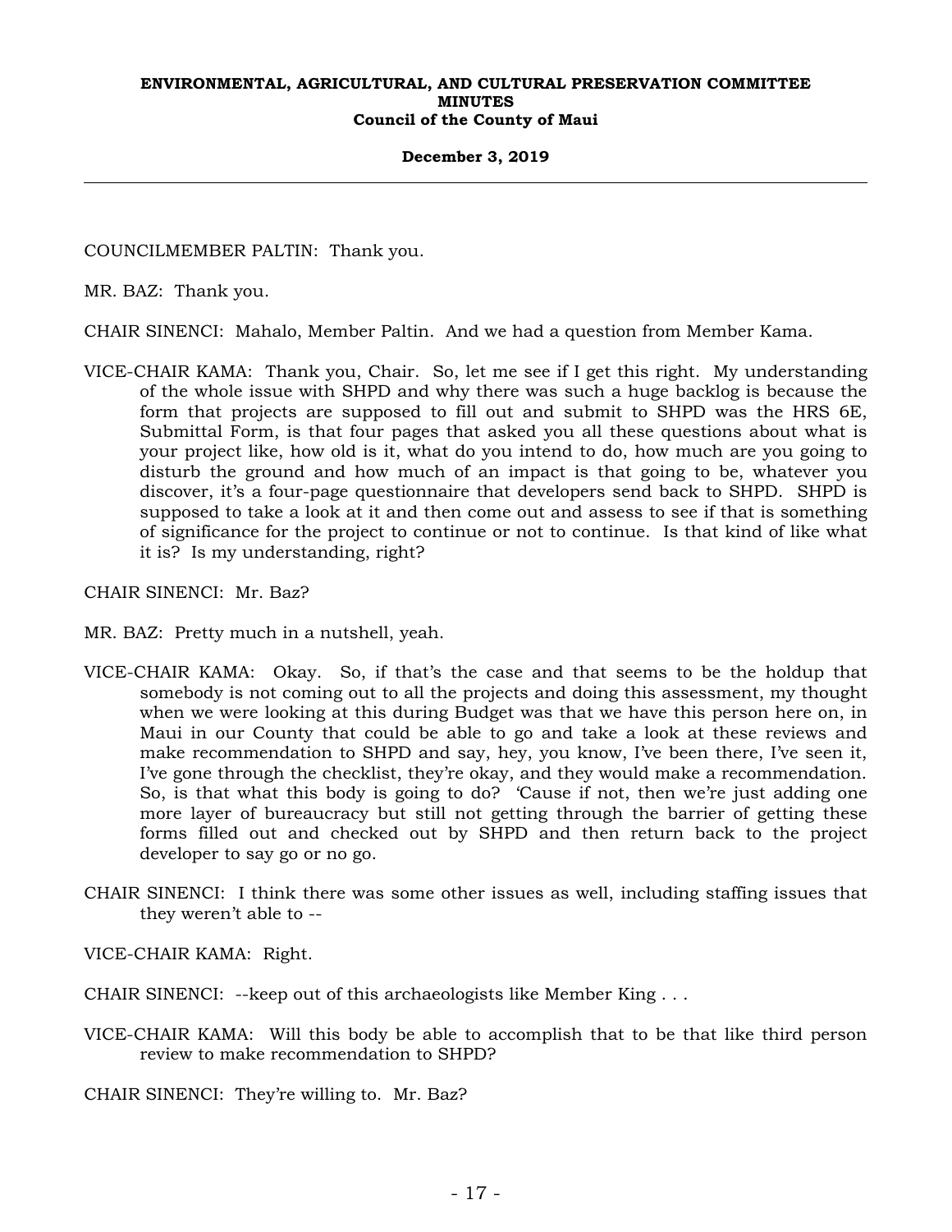COUNCILMEMBER PALTIN: Thank you.

MR. BAZ: Thank you.

CHAIR SINENCI: Mahalo, Member Paltin. And we had a question from Member Kama.

VICE-CHAIR KAMA: Thank you, Chair. So, let me see if I get this right. My understanding of the whole issue with SHPD and why there was such a huge backlog is because the form that projects are supposed to fill out and submit to SHPD was the HRS 6E, Submittal Form, is that four pages that asked you all these questions about what is your project like, how old is it, what do you intend to do, how much are you going to disturb the ground and how much of an impact is that going to be, whatever you discover, it's a four-page questionnaire that developers send back to SHPD. SHPD is supposed to take a look at it and then come out and assess to see if that is something of significance for the project to continue or not to continue. Is that kind of like what it is? Is my understanding, right?

CHAIR SINENCI: Mr. Baz?

MR. BAZ: Pretty much in a nutshell, yeah.

VICE-CHAIR KAMA: Okay. So, if that's the case and that seems to be the holdup that somebody is not coming out to all the projects and doing this assessment, my thought when we were looking at this during Budget was that we have this person here on, in Maui in our County that could be able to go and take a look at these reviews and make recommendation to SHPD and say, hey, you know, I've been there, I've seen it, I've gone through the checklist, they're okay, and they would make a recommendation. So, is that what this body is going to do? 'Cause if not, then we're just adding one more layer of bureaucracy but still not getting through the barrier of getting these forms filled out and checked out by SHPD and then return back to the project developer to say go or no go.

CHAIR SINENCI: I think there was some other issues as well, including staffing issues that they weren't able to --

VICE-CHAIR KAMA: Right.

CHAIR SINENCI: --keep out of this archaeologists like Member King . . .

VICE-CHAIR KAMA: Will this body be able to accomplish that to be that like third person review to make recommendation to SHPD?

CHAIR SINENCI: They're willing to. Mr. Baz?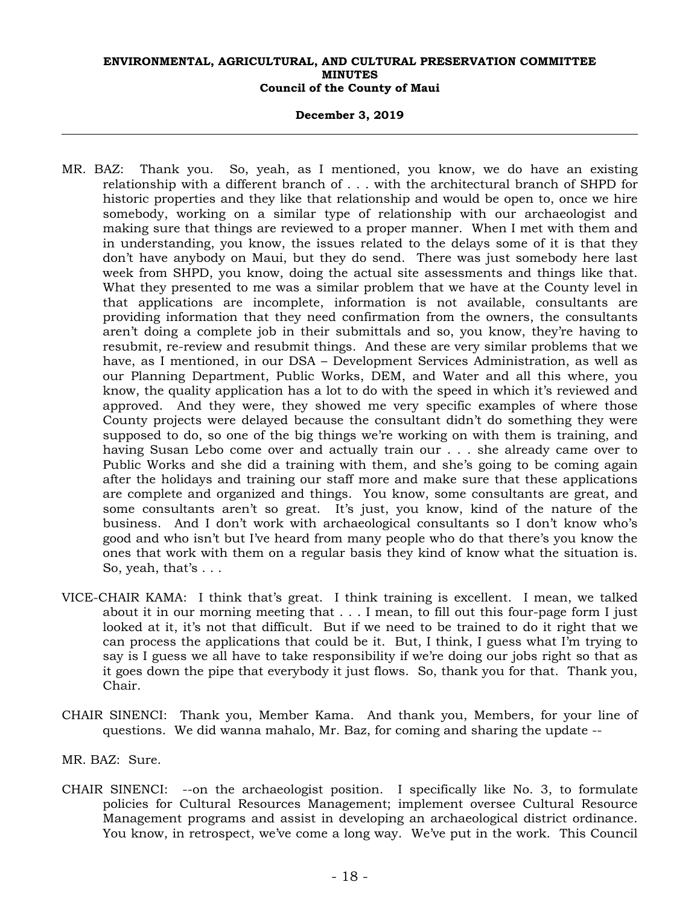MR. BAZ: Thank you. So, yeah, as I mentioned, you know, we do have an existing relationship with a different branch of . . . with the architectural branch of SHPD for historic properties and they like that relationship and would be open to, once we hire somebody, working on a similar type of relationship with our archaeologist and making sure that things are reviewed to a proper manner. When I met with them and in understanding, you know, the issues related to the delays some of it is that they don't have anybody on Maui, but they do send. There was just somebody here last week from SHPD, you know, doing the actual site assessments and things like that. What they presented to me was a similar problem that we have at the County level in that applications are incomplete, information is not available, consultants are providing information that they need confirmation from the owners, the consultants aren't doing a complete job in their submittals and so, you know, they're having to resubmit, re-review and resubmit things. And these are very similar problems that we have, as I mentioned, in our DSA – Development Services Administration, as well as our Planning Department, Public Works, DEM, and Water and all this where, you know, the quality application has a lot to do with the speed in which it's reviewed and approved. And they were, they showed me very specific examples of where those County projects were delayed because the consultant didn't do something they were supposed to do, so one of the big things we're working on with them is training, and having Susan Lebo come over and actually train our . . . she already came over to Public Works and she did a training with them, and she's going to be coming again after the holidays and training our staff more and make sure that these applications are complete and organized and things. You know, some consultants are great, and some consultants aren't so great. It's just, you know, kind of the nature of the business. And I don't work with archaeological consultants so I don't know who's good and who isn't but I've heard from many people who do that there's you know the ones that work with them on a regular basis they kind of know what the situation is. So, yeah, that's . . .

VICE-CHAIR KAMA: I think that's great. I think training is excellent. I mean, we talked about it in our morning meeting that . . . I mean, to fill out this four-page form I just looked at it, it's not that difficult. But if we need to be trained to do it right that we can process the applications that could be it. But, I think, I guess what I'm trying to say is I guess we all have to take responsibility if we're doing our jobs right so that as it goes down the pipe that everybody it just flows. So, thank you for that. Thank you, Chair.

CHAIR SINENCI: Thank you, Member Kama. And thank you, Members, for your line of questions. We did wanna mahalo, Mr. Baz, for coming and sharing the update --

MR. BAZ: Sure.

CHAIR SINENCI: --on the archaeologist position. I specifically like No. 3, to formulate policies for Cultural Resources Management; implement oversee Cultural Resource Management programs and assist in developing an archaeological district ordinance. You know, in retrospect, we've come a long way. We've put in the work. This Council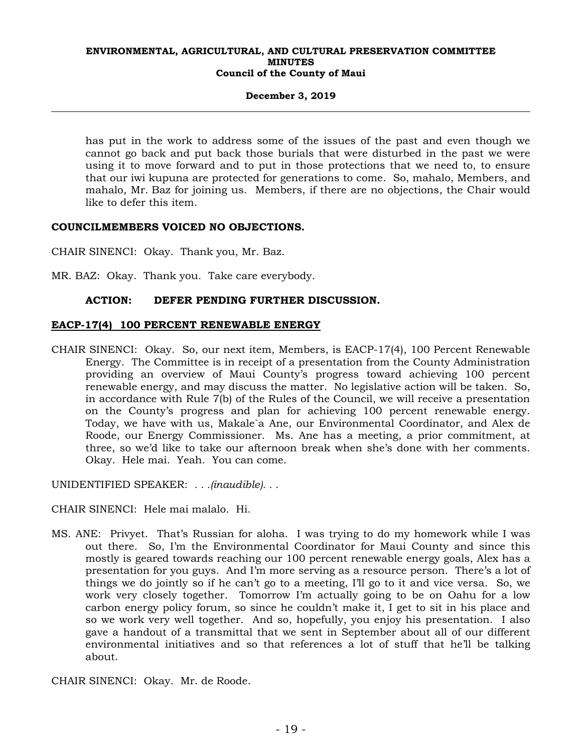has put in the work to address some of the issues of the past and even though we cannot go back and put back those burials that were disturbed in the past we were using it to move forward and to put in those protections that we need to, to ensure that our iwi kupuna are protected for generations to come. So, mahalo, Members, and mahalo, Mr. Baz for joining us. Members, if there are no objections, the Chair would like to defer this item.

**COUNCILMEMBERS VOICED NO OBJECTIONS.**

CHAIR SINENCI: Okay. Thank you, Mr. Baz.

MR. BAZ: Okay. Thank you. Take care everybody.

**ACTION: DEFER PENDING FURTHER DISCUSSION.**

**EACP-17(4) 100 PERCENT RENEWABLE ENERGY**

CHAIR SINENCI: Okay. So, our next item, Members, is EACP-17(4), 100 Percent Renewable Energy. The Committee is in receipt of a presentation from the County Administration providing an overview of Maui County's progress toward achieving 100 percent renewable energy, and may discuss the matter. No legislative action will be taken. So, in accordance with Rule 7(b) of the Rules of the Council, we will receive a presentation on the County's progress and plan for achieving 100 percent renewable energy. Today, we have with us, Makale`a Ane, our Environmental Coordinator, and Alex de Roode, our Energy Commissioner. Ms. Ane has a meeting, a prior commitment, at three, so we'd like to take our afternoon break when she's done with her comments. Okay. Hele mai. Yeah. You can come.

UNIDENTIFIED SPEAKER: . . .*(inaudible)*. . .

CHAIR SINENCI: Hele mai malalo. Hi.

MS. ANE: Privyet. That's Russian for aloha. I was trying to do my homework while I was out there. So, I'm the Environmental Coordinator for Maui County and since this mostly is geared towards reaching our 100 percent renewable energy goals, Alex has a presentation for you guys. And I'm more serving as a resource person. There's a lot of things we do jointly so if he can't go to a meeting, I'll go to it and vice versa. So, we work very closely together. Tomorrow I'm actually going to be on Oahu for a low carbon energy policy forum, so since he couldn't make it, I get to sit in his place and so we work very well together. And so, hopefully, you enjoy his presentation. I also gave a handout of a transmittal that we sent in September about all of our different environmental initiatives and so that references a lot of stuff that he'll be talking about.

CHAIR SINENCI: Okay. Mr. de Roode.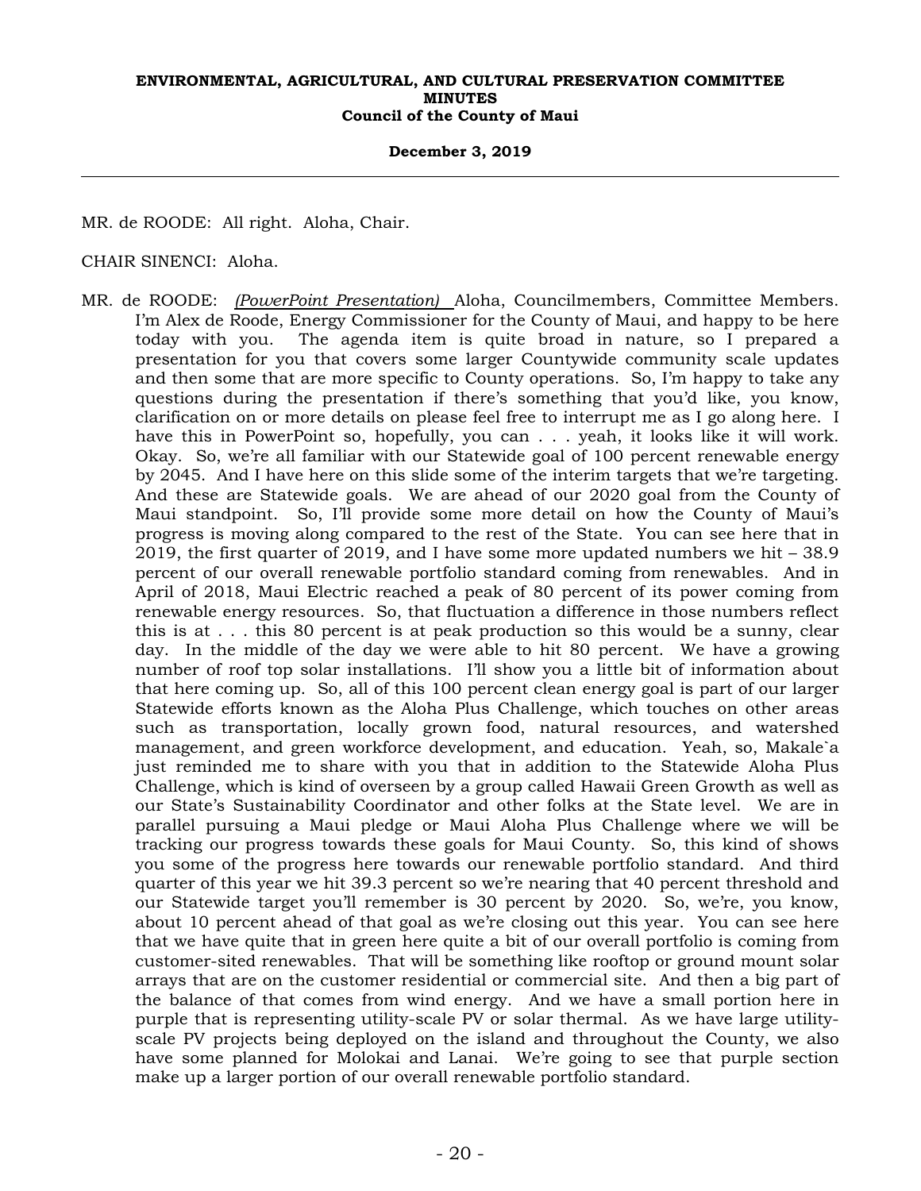MR. de ROODE: All right. Aloha, Chair.

CHAIR SINENCI: Aloha.

MR. de ROODE: *(PowerPoint Presentation)* Aloha, Councilmembers, Committee Members. I'm Alex de Roode, Energy Commissioner for the County of Maui, and happy to be here today with you. The agenda item is quite broad in nature, so I prepared a presentation for you that covers some larger Countywide community scale updates and then some that are more specific to County operations. So, I'm happy to take any questions during the presentation if there's something that you'd like, you know, clarification on or more details on please feel free to interrupt me as I go along here. I have this in PowerPoint so, hopefully, you can . . . yeah, it looks like it will work. Okay. So, we're all familiar with our Statewide goal of 100 percent renewable energy by 2045. And I have here on this slide some of the interim targets that we're targeting. And these are Statewide goals. We are ahead of our 2020 goal from the County of Maui standpoint. So, I'll provide some more detail on how the County of Maui's progress is moving along compared to the rest of the State. You can see here that in 2019, the first quarter of 2019, and I have some more updated numbers we hit – 38.9 percent of our overall renewable portfolio standard coming from renewables. And in April of 2018, Maui Electric reached a peak of 80 percent of its power coming from renewable energy resources. So, that fluctuation a difference in those numbers reflect this is at . . . this 80 percent is at peak production so this would be a sunny, clear day. In the middle of the day we were able to hit 80 percent. We have a growing number of roof top solar installations. I'll show you a little bit of information about that here coming up. So, all of this 100 percent clean energy goal is part of our larger Statewide efforts known as the Aloha Plus Challenge, which touches on other areas such as transportation, locally grown food, natural resources, and watershed management, and green workforce development, and education. Yeah, so, Makale`a just reminded me to share with you that in addition to the Statewide Aloha Plus Challenge, which is kind of overseen by a group called Hawaii Green Growth as well as our State's Sustainability Coordinator and other folks at the State level. We are in parallel pursuing a Maui pledge or Maui Aloha Plus Challenge where we will be tracking our progress towards these goals for Maui County. So, this kind of shows you some of the progress here towards our renewable portfolio standard. And third quarter of this year we hit 39.3 percent so we're nearing that 40 percent threshold and our Statewide target you'll remember is 30 percent by 2020. So, we're, you know, about 10 percent ahead of that goal as we're closing out this year. You can see here that we have quite that in green here quite a bit of our overall portfolio is coming from customer-sited renewables. That will be something like rooftop or ground mount solar arrays that are on the customer residential or commercial site. And then a big part of the balance of that comes from wind energy. And we have a small portion here in purple that is representing utility-scale PV or solar thermal. As we have large utility-scale PV projects being deployed on the island and throughout the County, we also have some planned for Molokai and Lanai. We're going to see that purple section make up a larger portion of our overall renewable portfolio standard.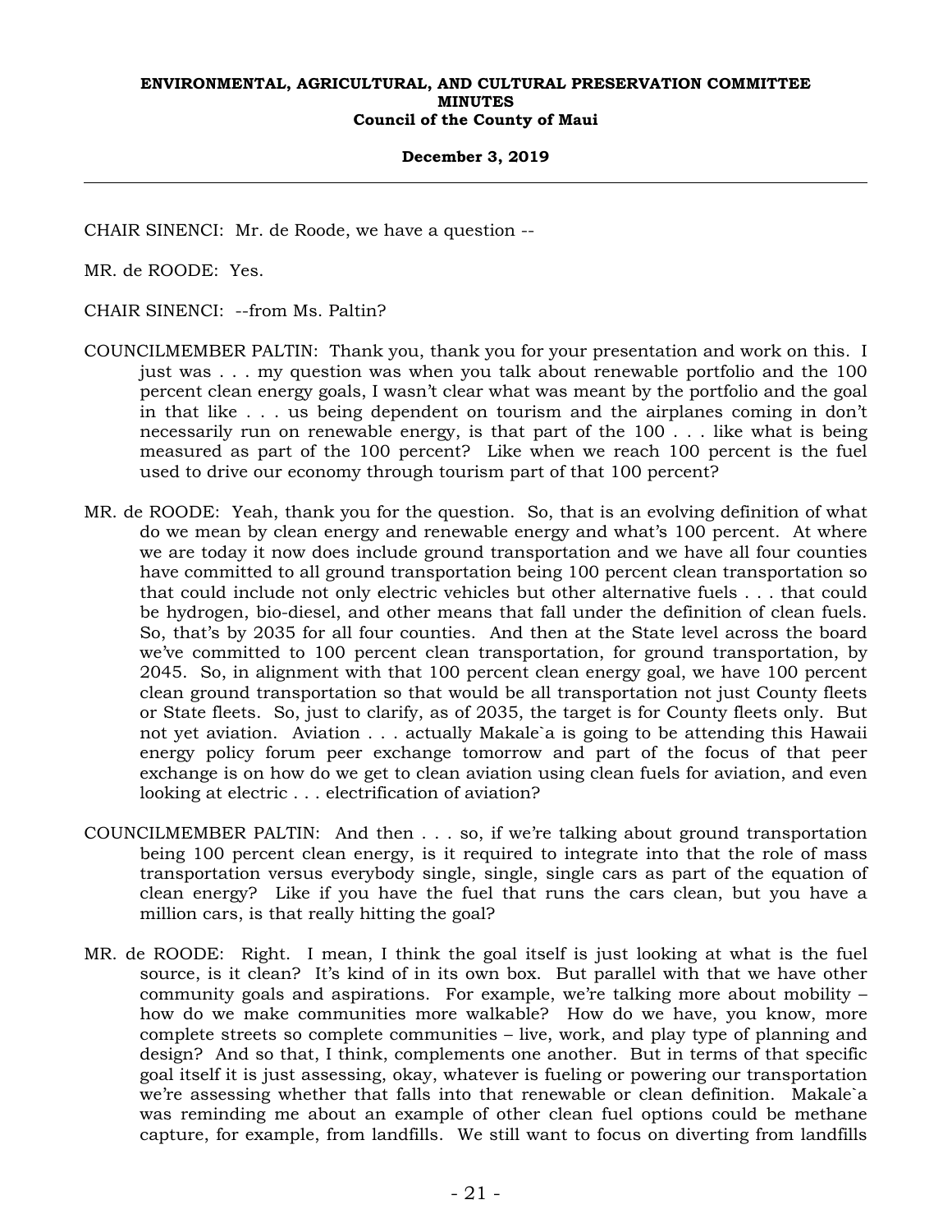CHAIR SINENCI: Mr. de Roode, we have a question --

MR. de ROODE: Yes.

CHAIR SINENCI: --from Ms. Paltin?

COUNCILMEMBER PALTIN: Thank you, thank you for your presentation and work on this. I just was . . . my question was when you talk about renewable portfolio and the 100 percent clean energy goals, I wasn't clear what was meant by the portfolio and the goal in that like . . . us being dependent on tourism and the airplanes coming in don't necessarily run on renewable energy, is that part of the 100 . . . like what is being measured as part of the 100 percent? Like when we reach 100 percent is the fuel used to drive our economy through tourism part of that 100 percent?

MR. de ROODE: Yeah, thank you for the question. So, that is an evolving definition of what do we mean by clean energy and renewable energy and what's 100 percent. At where we are today it now does include ground transportation and we have all four counties have committed to all ground transportation being 100 percent clean transportation so that could include not only electric vehicles but other alternative fuels . . . that could be hydrogen, bio-diesel, and other means that fall under the definition of clean fuels. So, that's by 2035 for all four counties. And then at the State level across the board we've committed to 100 percent clean transportation, for ground transportation, by 2045. So, in alignment with that 100 percent clean energy goal, we have 100 percent clean ground transportation so that would be all transportation not just County fleets or State fleets. So, just to clarify, as of 2035, the target is for County fleets only. But not yet aviation. Aviation . . . actually Makale`a is going to be attending this Hawaii energy policy forum peer exchange tomorrow and part of the focus of that peer exchange is on how do we get to clean aviation using clean fuels for aviation, and even looking at electric . . . electrification of aviation?

COUNCILMEMBER PALTIN: And then . . . so, if we're talking about ground transportation being 100 percent clean energy, is it required to integrate into that the role of mass transportation versus everybody single, single, single cars as part of the equation of clean energy? Like if you have the fuel that runs the cars clean, but you have a million cars, is that really hitting the goal?

MR. de ROODE: Right. I mean, I think the goal itself is just looking at what is the fuel source, is it clean? It's kind of in its own box. But parallel with that we have other community goals and aspirations. For example, we're talking more about mobility – how do we make communities more walkable? How do we have, you know, more complete streets so complete communities – live, work, and play type of planning and design? And so that, I think, complements one another. But in terms of that specific goal itself it is just assessing, okay, whatever is fueling or powering our transportation we're assessing whether that falls into that renewable or clean definition. Makale`a was reminding me about an example of other clean fuel options could be methane capture, for example, from landfills. We still want to focus on diverting from landfills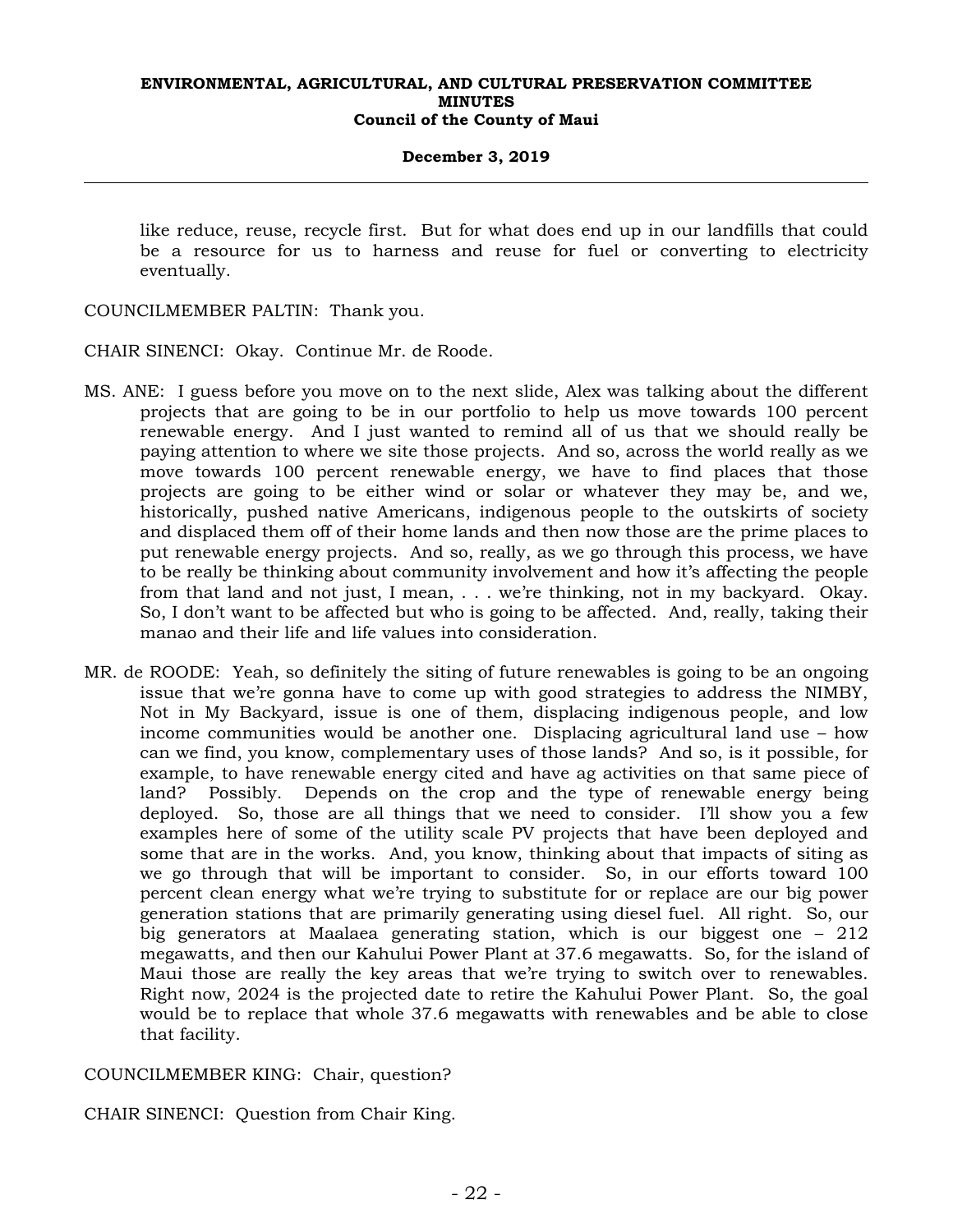like reduce, reuse, recycle first. But for what does end up in our landfills that could be a resource for us to harness and reuse for fuel or converting to electricity eventually.

COUNCILMEMBER PALTIN: Thank you.

CHAIR SINENCI: Okay. Continue Mr. de Roode.

MS. ANE: I guess before you move on to the next slide, Alex was talking about the different projects that are going to be in our portfolio to help us move towards 100 percent renewable energy. And I just wanted to remind all of us that we should really be paying attention to where we site those projects. And so, across the world really as we move towards 100 percent renewable energy, we have to find places that those projects are going to be either wind or solar or whatever they may be, and we, historically, pushed native Americans, indigenous people to the outskirts of society and displaced them off of their home lands and then now those are the prime places to put renewable energy projects. And so, really, as we go through this process, we have to be really be thinking about community involvement and how it's affecting the people from that land and not just, I mean, . . . we're thinking, not in my backyard. Okay. So, I don't want to be affected but who is going to be affected. And, really, taking their manao and their life and life values into consideration.

MR. de ROODE: Yeah, so definitely the siting of future renewables is going to be an ongoing issue that we're gonna have to come up with good strategies to address the NIMBY, Not in My Backyard, issue is one of them, displacing indigenous people, and low income communities would be another one. Displacing agricultural land use – how can we find, you know, complementary uses of those lands? And so, is it possible, for example, to have renewable energy cited and have ag activities on that same piece of land? Possibly. Depends on the crop and the type of renewable energy being deployed. So, those are all things that we need to consider. I'll show you a few examples here of some of the utility scale PV projects that have been deployed and some that are in the works. And, you know, thinking about that impacts of siting as we go through that will be important to consider. So, in our efforts toward 100 percent clean energy what we're trying to substitute for or replace are our big power generation stations that are primarily generating using diesel fuel. All right. So, our big generators at Maalaea generating station, which is our biggest one – 212 megawatts, and then our Kahului Power Plant at 37.6 megawatts. So, for the island of Maui those are really the key areas that we're trying to switch over to renewables. Right now, 2024 is the projected date to retire the Kahului Power Plant. So, the goal would be to replace that whole 37.6 megawatts with renewables and be able to close that facility.

COUNCILMEMBER KING: Chair, question?

CHAIR SINENCI: Question from Chair King.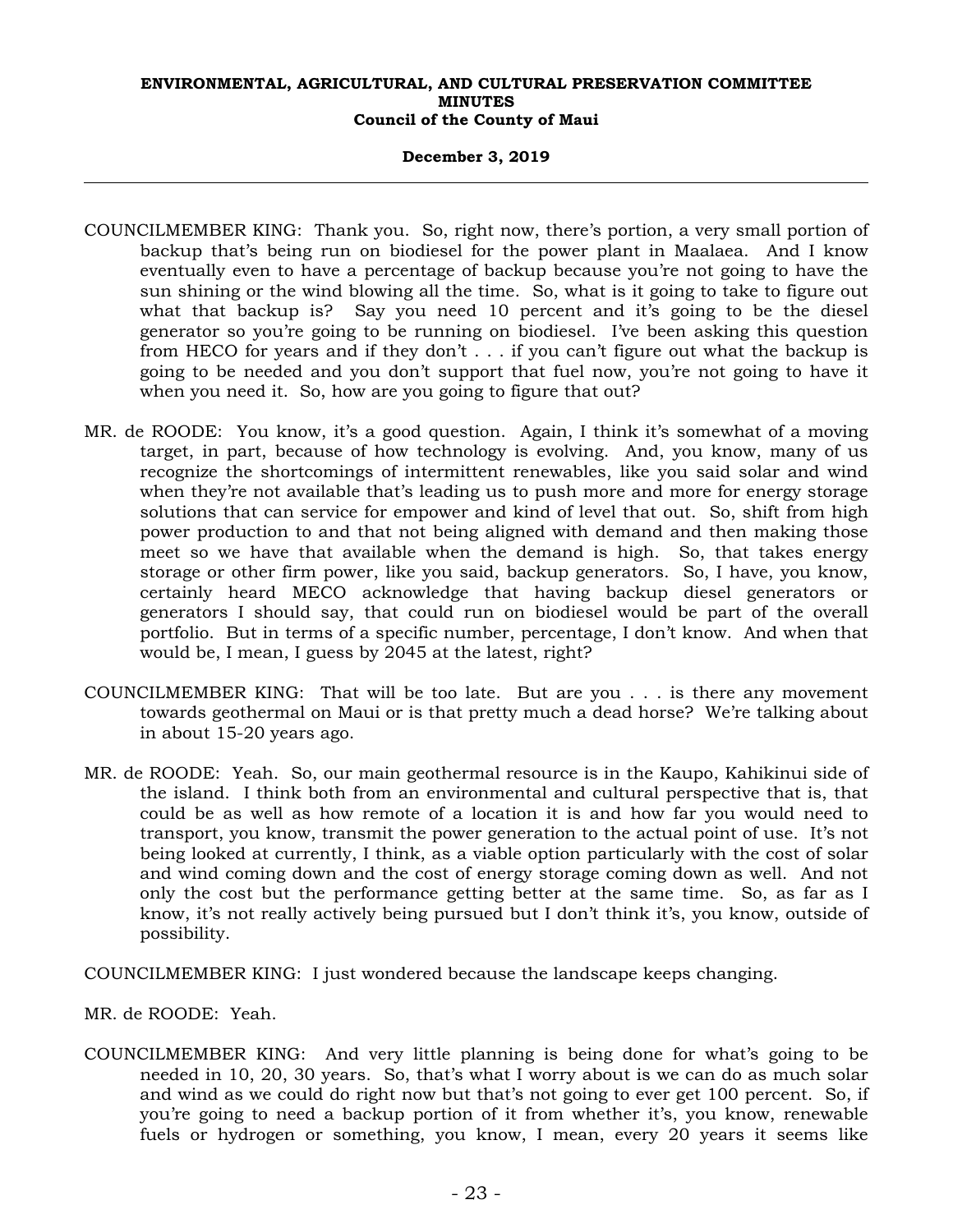COUNCILMEMBER KING: Thank you. So, right now, there's portion, a very small portion of backup that's being run on biodiesel for the power plant in Maalaea. And I know eventually even to have a percentage of backup because you're not going to have the sun shining or the wind blowing all the time. So, what is it going to take to figure out what that backup is? Say you need 10 percent and it's going to be the diesel generator so you're going to be running on biodiesel. I've been asking this question from HECO for years and if they don't . . . if you can't figure out what the backup is going to be needed and you don't support that fuel now, you're not going to have it when you need it. So, how are you going to figure that out?

MR. de ROODE: You know, it's a good question. Again, I think it's somewhat of a moving target, in part, because of how technology is evolving. And, you know, many of us recognize the shortcomings of intermittent renewables, like you said solar and wind when they're not available that's leading us to push more and more for energy storage solutions that can service for empower and kind of level that out. So, shift from high power production to and that not being aligned with demand and then making those meet so we have that available when the demand is high. So, that takes energy storage or other firm power, like you said, backup generators. So, I have, you know, certainly heard MECO acknowledge that having backup diesel generators or generators I should say, that could run on biodiesel would be part of the overall portfolio. But in terms of a specific number, percentage, I don't know. And when that would be, I mean, I guess by 2045 at the latest, right?

COUNCILMEMBER KING: That will be too late. But are you . . . is there any movement towards geothermal on Maui or is that pretty much a dead horse? We're talking about in about 15-20 years ago.

MR. de ROODE: Yeah. So, our main geothermal resource is in the Kaupo, Kahikinui side of the island. I think both from an environmental and cultural perspective that is, that could be as well as how remote of a location it is and how far you would need to transport, you know, transmit the power generation to the actual point of use. It's not being looked at currently, I think, as a viable option particularly with the cost of solar and wind coming down and the cost of energy storage coming down as well. And not only the cost but the performance getting better at the same time. So, as far as I know, it's not really actively being pursued but I don't think it's, you know, outside of possibility.

COUNCILMEMBER KING: I just wondered because the landscape keeps changing.

MR. de ROODE: Yeah.

COUNCILMEMBER KING: And very little planning is being done for what's going to be needed in 10, 20, 30 years. So, that's what I worry about is we can do as much solar and wind as we could do right now but that's not going to ever get 100 percent. So, if you're going to need a backup portion of it from whether it's, you know, renewable fuels or hydrogen or something, you know, I mean, every 20 years it seems like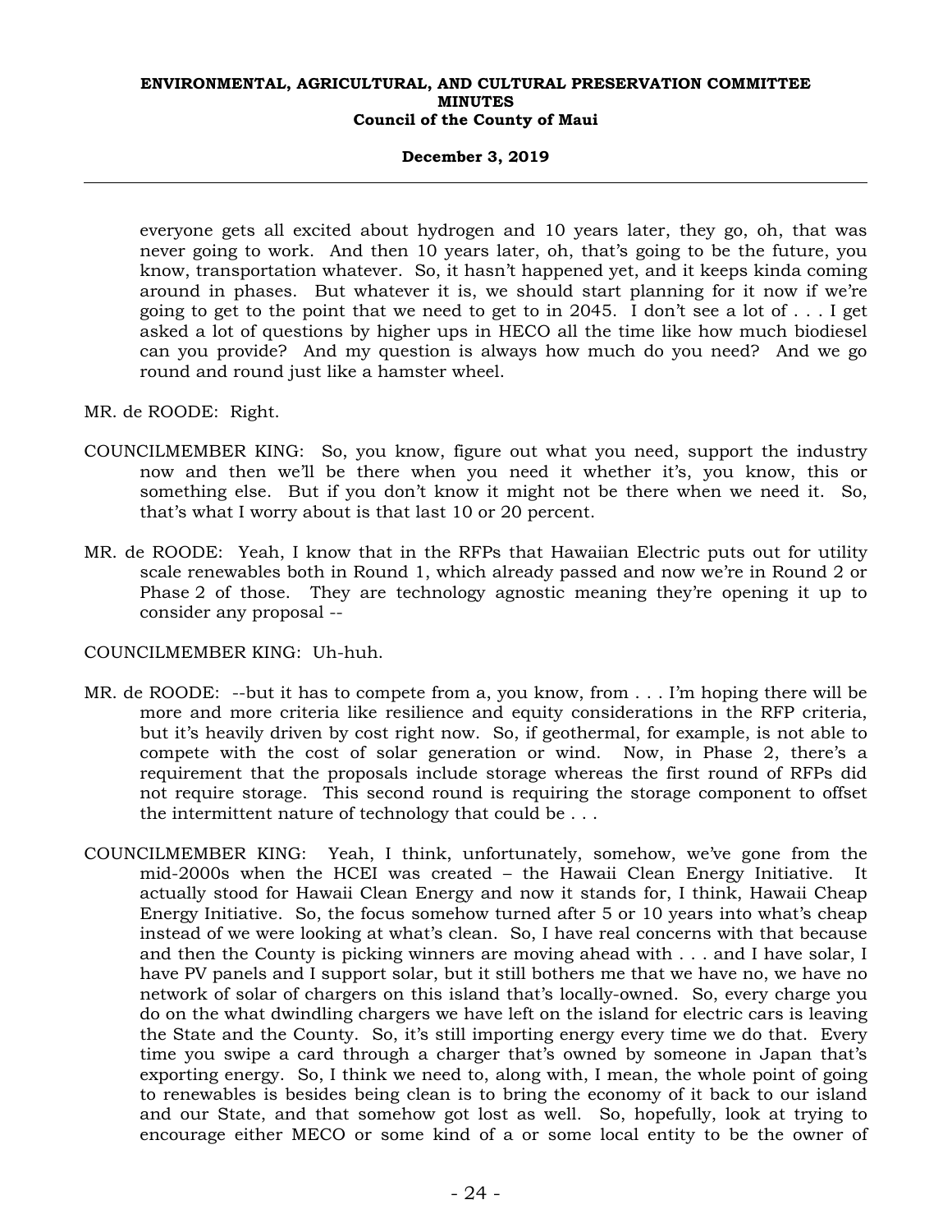everyone gets all excited about hydrogen and 10 years later, they go, oh, that was never going to work. And then 10 years later, oh, that's going to be the future, you know, transportation whatever. So, it hasn't happened yet, and it keeps kinda coming around in phases. But whatever it is, we should start planning for it now if we're going to get to the point that we need to get to in 2045. I don't see a lot of . . . I get asked a lot of questions by higher ups in HECO all the time like how much biodiesel can you provide? And my question is always how much do you need? And we go round and round just like a hamster wheel.

MR. de ROODE: Right.

COUNCILMEMBER KING: So, you know, figure out what you need, support the industry now and then we'll be there when you need it whether it's, you know, this or something else. But if you don't know it might not be there when we need it. So, that's what I worry about is that last 10 or 20 percent.

MR. de ROODE: Yeah, I know that in the RFPs that Hawaiian Electric puts out for utility scale renewables both in Round 1, which already passed and now we're in Round 2 or Phase 2 of those. They are technology agnostic meaning they're opening it up to consider any proposal --

COUNCILMEMBER KING: Uh-huh.

MR. de ROODE: --but it has to compete from a, you know, from . . . I'm hoping there will be more and more criteria like resilience and equity considerations in the RFP criteria, but it's heavily driven by cost right now. So, if geothermal, for example, is not able to compete with the cost of solar generation or wind. Now, in Phase 2, there's a requirement that the proposals include storage whereas the first round of RFPs did not require storage. This second round is requiring the storage component to offset the intermittent nature of technology that could be . . .

COUNCILMEMBER KING: Yeah, I think, unfortunately, somehow, we've gone from the mid-2000s when the HCEI was created – the Hawaii Clean Energy Initiative. It actually stood for Hawaii Clean Energy and now it stands for, I think, Hawaii Cheap Energy Initiative. So, the focus somehow turned after 5 or 10 years into what's cheap instead of we were looking at what's clean. So, I have real concerns with that because and then the County is picking winners are moving ahead with . . . and I have solar, I have PV panels and I support solar, but it still bothers me that we have no, we have no network of solar of chargers on this island that's locally-owned. So, every charge you do on the what dwindling chargers we have left on the island for electric cars is leaving the State and the County. So, it's still importing energy every time we do that. Every time you swipe a card through a charger that's owned by someone in Japan that's exporting energy. So, I think we need to, along with, I mean, the whole point of going to renewables is besides being clean is to bring the economy of it back to our island and our State, and that somehow got lost as well. So, hopefully, look at trying to encourage either MECO or some kind of a or some local entity to be the owner of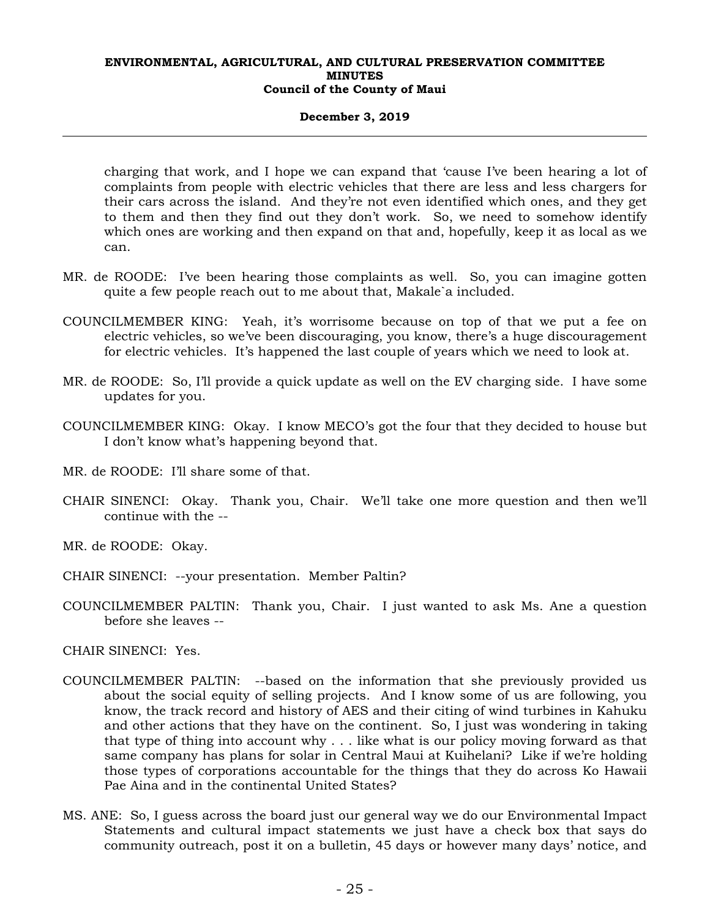charging that work, and I hope we can expand that 'cause I've been hearing a lot of complaints from people with electric vehicles that there are less and less chargers for their cars across the island. And they're not even identified which ones, and they get to them and then they find out they don't work. So, we need to somehow identify which ones are working and then expand on that and, hopefully, keep it as local as we can.

MR. de ROODE: I've been hearing those complaints as well. So, you can imagine gotten quite a few people reach out to me about that, Makale`a included.

COUNCILMEMBER KING: Yeah, it's worrisome because on top of that we put a fee on electric vehicles, so we've been discouraging, you know, there's a huge discouragement for electric vehicles. It's happened the last couple of years which we need to look at.

MR. de ROODE: So, I'll provide a quick update as well on the EV charging side. I have some updates for you.

COUNCILMEMBER KING: Okay. I know MECO's got the four that they decided to house but I don't know what's happening beyond that.

MR. de ROODE: I'll share some of that.

CHAIR SINENCI: Okay. Thank you, Chair. We'll take one more question and then we'll continue with the --

MR. de ROODE: Okay.

CHAIR SINENCI: --your presentation. Member Paltin?

COUNCILMEMBER PALTIN: Thank you, Chair. I just wanted to ask Ms. Ane a question before she leaves --

CHAIR SINENCI: Yes.

COUNCILMEMBER PALTIN: --based on the information that she previously provided us about the social equity of selling projects. And I know some of us are following, you know, the track record and history of AES and their citing of wind turbines in Kahuku and other actions that they have on the continent. So, I just was wondering in taking that type of thing into account why . . . like what is our policy moving forward as that same company has plans for solar in Central Maui at Kuihelani? Like if we're holding those types of corporations accountable for the things that they do across Ko Hawaii Pae Aina and in the continental United States?

MS. ANE: So, I guess across the board just our general way we do our Environmental Impact Statements and cultural impact statements we just have a check box that says do community outreach, post it on a bulletin, 45 days or however many days' notice, and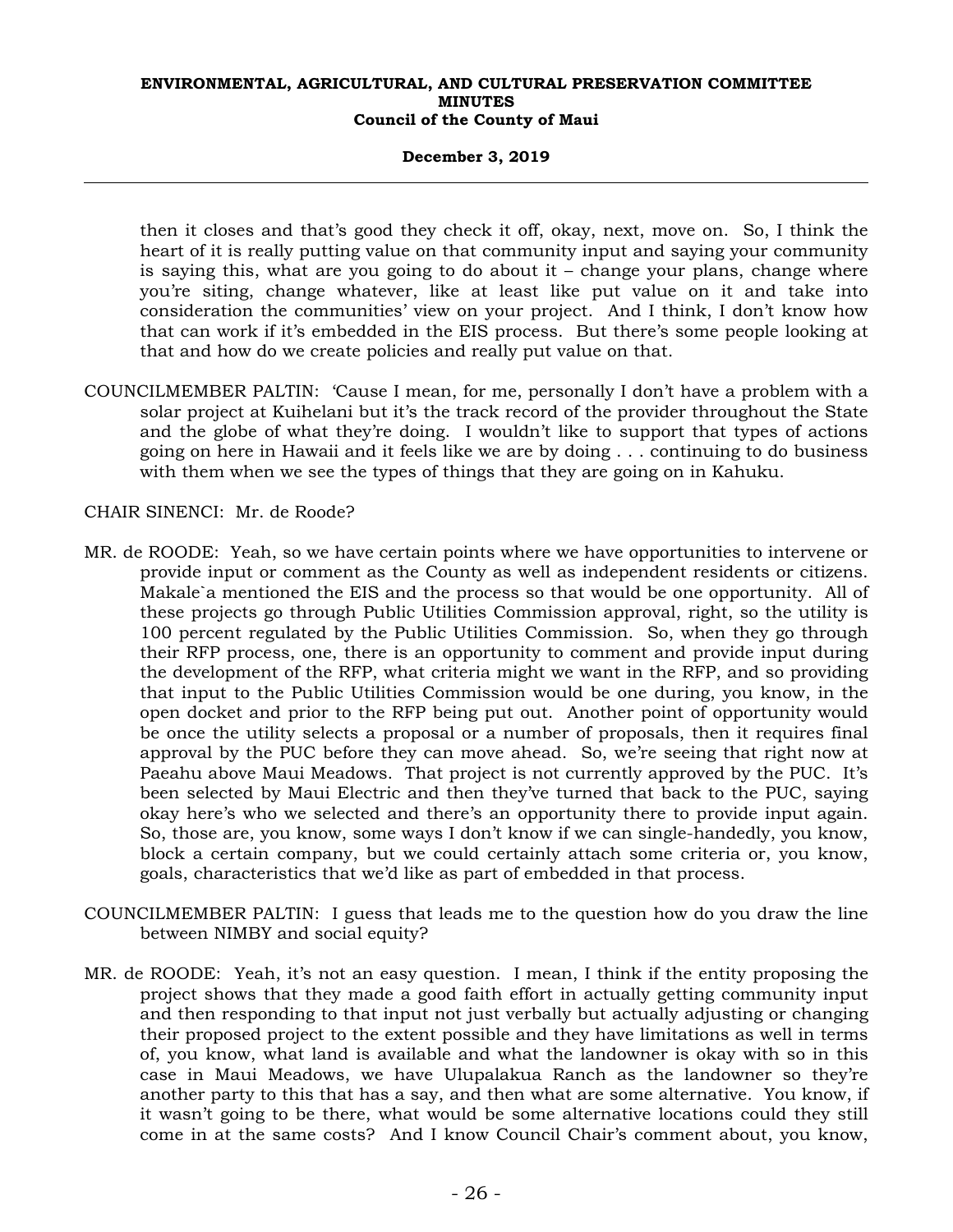then it closes and that's good they check it off, okay, next, move on. So, I think the heart of it is really putting value on that community input and saying your community is saying this, what are you going to do about it – change your plans, change where you're siting, change whatever, like at least like put value on it and take into consideration the communities' view on your project. And I think, I don't know how that can work if it's embedded in the EIS process. But there's some people looking at that and how do we create policies and really put value on that.

COUNCILMEMBER PALTIN: 'Cause I mean, for me, personally I don't have a problem with a solar project at Kuihelani but it's the track record of the provider throughout the State and the globe of what they're doing. I wouldn't like to support that types of actions going on here in Hawaii and it feels like we are by doing . . . continuing to do business with them when we see the types of things that they are going on in Kahuku.

CHAIR SINENCI: Mr. de Roode?

MR. de ROODE: Yeah, so we have certain points where we have opportunities to intervene or provide input or comment as the County as well as independent residents or citizens. Makale`a mentioned the EIS and the process so that would be one opportunity. All of these projects go through Public Utilities Commission approval, right, so the utility is 100 percent regulated by the Public Utilities Commission. So, when they go through their RFP process, one, there is an opportunity to comment and provide input during the development of the RFP, what criteria might we want in the RFP, and so providing that input to the Public Utilities Commission would be one during, you know, in the open docket and prior to the RFP being put out. Another point of opportunity would be once the utility selects a proposal or a number of proposals, then it requires final approval by the PUC before they can move ahead. So, we're seeing that right now at Paeahu above Maui Meadows. That project is not currently approved by the PUC. It's been selected by Maui Electric and then they've turned that back to the PUC, saying okay here's who we selected and there's an opportunity there to provide input again. So, those are, you know, some ways I don't know if we can single-handedly, you know, block a certain company, but we could certainly attach some criteria or, you know, goals, characteristics that we'd like as part of embedded in that process.

COUNCILMEMBER PALTIN: I guess that leads me to the question how do you draw the line between NIMBY and social equity?

MR. de ROODE: Yeah, it's not an easy question. I mean, I think if the entity proposing the project shows that they made a good faith effort in actually getting community input and then responding to that input not just verbally but actually adjusting or changing their proposed project to the extent possible and they have limitations as well in terms of, you know, what land is available and what the landowner is okay with so in this case in Maui Meadows, we have Ulupalakua Ranch as the landowner so they're another party to this that has a say, and then what are some alternative. You know, if it wasn't going to be there, what would be some alternative locations could they still come in at the same costs? And I know Council Chair's comment about, you know,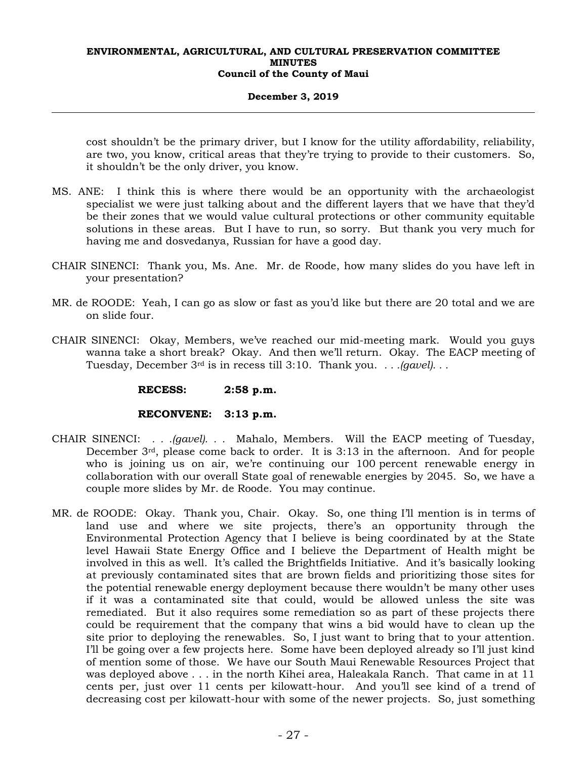cost shouldn't be the primary driver, but I know for the utility affordability, reliability, are two, you know, critical areas that they're trying to provide to their customers. So, it shouldn't be the only driver, you know.

MS. ANE: I think this is where there would be an opportunity with the archaeologist specialist we were just talking about and the different layers that we have that they'd be their zones that we would value cultural protections or other community equitable solutions in these areas. But I have to run, so sorry. But thank you very much for having me and dosvedanya, Russian for have a good day.

CHAIR SINENCI: Thank you, Ms. Ane. Mr. de Roode, how many slides do you have left in your presentation?

MR. de ROODE: Yeah, I can go as slow or fast as you'd like but there are 20 total and we are on slide four.

CHAIR SINENCI: Okay, Members, we've reached our mid-meeting mark. Would you guys wanna take a short break? Okay. And then we'll return. Okay. The EACP meeting of Tuesday, December 3rd is in recess till 3:10. Thank you. *. . .(gavel). . .*

**RECESS: 2:58 p.m.**

**RECONVENE: 3:13 p.m.**

CHAIR SINENCI: *. . .(gavel). . .* Mahalo, Members. Will the EACP meeting of Tuesday, December 3rd, please come back to order. It is 3:13 in the afternoon. And for people who is joining us on air, we're continuing our 100 percent renewable energy in collaboration with our overall State goal of renewable energies by 2045. So, we have a couple more slides by Mr. de Roode. You may continue.

MR. de ROODE: Okay. Thank you, Chair. Okay. So, one thing I'll mention is in terms of land use and where we site projects, there's an opportunity through the Environmental Protection Agency that I believe is being coordinated by at the State level Hawaii State Energy Office and I believe the Department of Health might be involved in this as well. It's called the Brightfields Initiative. And it's basically looking at previously contaminated sites that are brown fields and prioritizing those sites for the potential renewable energy deployment because there wouldn't be many other uses if it was a contaminated site that could, would be allowed unless the site was remediated. But it also requires some remediation so as part of these projects there could be requirement that the company that wins a bid would have to clean up the site prior to deploying the renewables. So, I just want to bring that to your attention. I'll be going over a few projects here. Some have been deployed already so I'll just kind of mention some of those. We have our South Maui Renewable Resources Project that was deployed above . . . in the north Kihei area, Haleakala Ranch. That came in at 11 cents per, just over 11 cents per kilowatt-hour. And you'll see kind of a trend of decreasing cost per kilowatt-hour with some of the newer projects. So, just something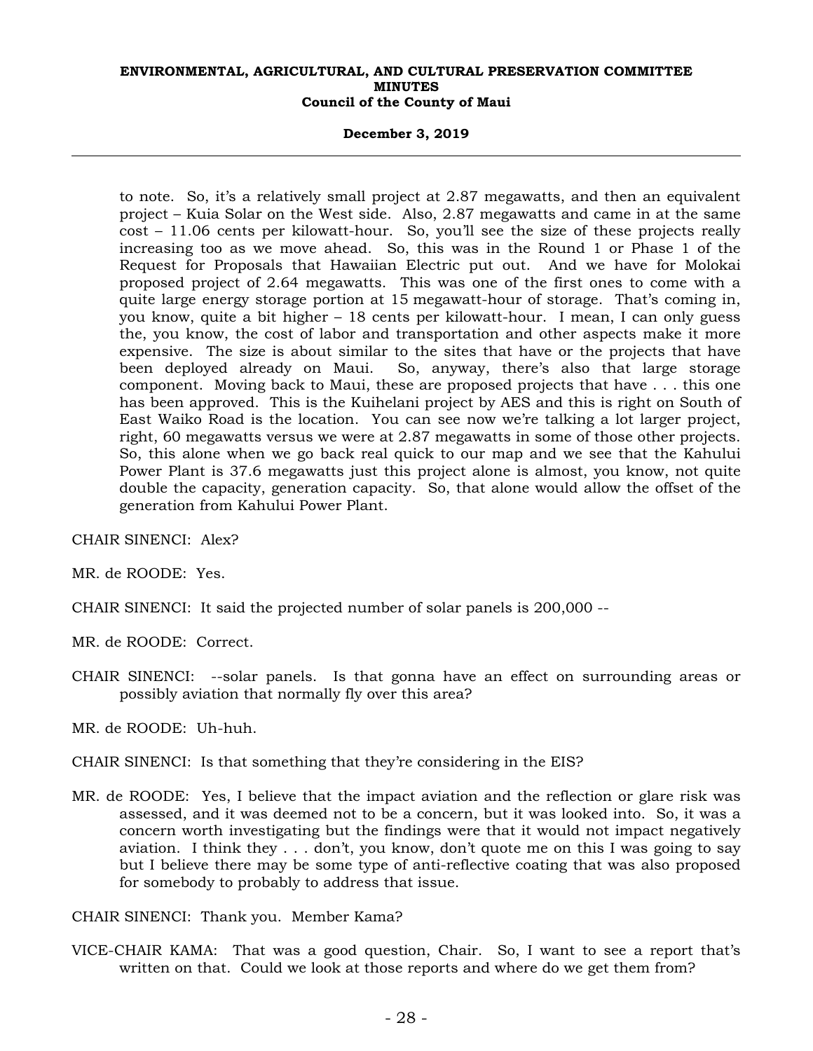to note. So, it's a relatively small project at 2.87 megawatts, and then an equivalent project – Kuia Solar on the West side. Also, 2.87 megawatts and came in at the same cost – 11.06 cents per kilowatt-hour. So, you'll see the size of these projects really increasing too as we move ahead. So, this was in the Round 1 or Phase 1 of the Request for Proposals that Hawaiian Electric put out. And we have for Molokai proposed project of 2.64 megawatts. This was one of the first ones to come with a quite large energy storage portion at 15 megawatt-hour of storage. That's coming in, you know, quite a bit higher – 18 cents per kilowatt-hour. I mean, I can only guess the, you know, the cost of labor and transportation and other aspects make it more expensive. The size is about similar to the sites that have or the projects that have been deployed already on Maui. So, anyway, there's also that large storage component. Moving back to Maui, these are proposed projects that have . . . this one has been approved. This is the Kuihelani project by AES and this is right on South of East Waiko Road is the location. You can see now we're talking a lot larger project, right, 60 megawatts versus we were at 2.87 megawatts in some of those other projects. So, this alone when we go back real quick to our map and we see that the Kahului Power Plant is 37.6 megawatts just this project alone is almost, you know, not quite double the capacity, generation capacity. So, that alone would allow the offset of the generation from Kahului Power Plant.

CHAIR SINENCI: Alex?

MR. de ROODE: Yes.

CHAIR SINENCI: It said the projected number of solar panels is 200,000 --

MR. de ROODE: Correct.

CHAIR SINENCI: --solar panels. Is that gonna have an effect on surrounding areas or possibly aviation that normally fly over this area?

MR. de ROODE: Uh-huh.

CHAIR SINENCI: Is that something that they're considering in the EIS?

MR. de ROODE: Yes, I believe that the impact aviation and the reflection or glare risk was assessed, and it was deemed not to be a concern, but it was looked into. So, it was a concern worth investigating but the findings were that it would not impact negatively aviation. I think they . . . don't, you know, don't quote me on this I was going to say but I believe there may be some type of anti-reflective coating that was also proposed for somebody to probably to address that issue.

CHAIR SINENCI: Thank you. Member Kama?

VICE-CHAIR KAMA: That was a good question, Chair. So, I want to see a report that's written on that. Could we look at those reports and where do we get them from?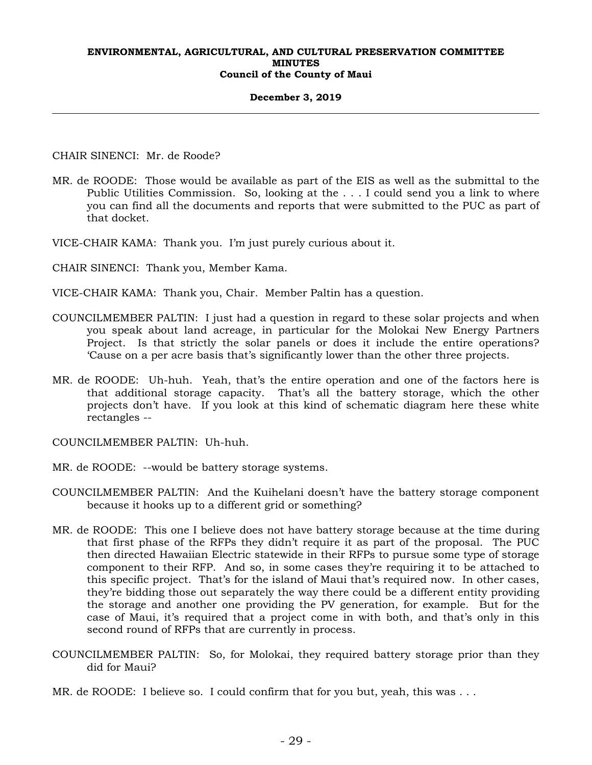CHAIR SINENCI: Mr. de Roode?

MR. de ROODE: Those would be available as part of the EIS as well as the submittal to the Public Utilities Commission. So, looking at the . . . I could send you a link to where you can find all the documents and reports that were submitted to the PUC as part of that docket.

VICE-CHAIR KAMA: Thank you. I'm just purely curious about it.

CHAIR SINENCI: Thank you, Member Kama.

VICE-CHAIR KAMA: Thank you, Chair. Member Paltin has a question.

COUNCILMEMBER PALTIN: I just had a question in regard to these solar projects and when you speak about land acreage, in particular for the Molokai New Energy Partners Project. Is that strictly the solar panels or does it include the entire operations? 'Cause on a per acre basis that's significantly lower than the other three projects.

MR. de ROODE: Uh-huh. Yeah, that's the entire operation and one of the factors here is that additional storage capacity. That's all the battery storage, which the other projects don't have. If you look at this kind of schematic diagram here these white rectangles --

COUNCILMEMBER PALTIN: Uh-huh.

MR. de ROODE: --would be battery storage systems.

COUNCILMEMBER PALTIN: And the Kuihelani doesn't have the battery storage component because it hooks up to a different grid or something?

MR. de ROODE: This one I believe does not have battery storage because at the time during that first phase of the RFPs they didn't require it as part of the proposal. The PUC then directed Hawaiian Electric statewide in their RFPs to pursue some type of storage component to their RFP. And so, in some cases they're requiring it to be attached to this specific project. That's for the island of Maui that's required now. In other cases, they're bidding those out separately the way there could be a different entity providing the storage and another one providing the PV generation, for example. But for the case of Maui, it's required that a project come in with both, and that's only in this second round of RFPs that are currently in process.

COUNCILMEMBER PALTIN: So, for Molokai, they required battery storage prior than they did for Maui?

MR. de ROODE: I believe so. I could confirm that for you but, yeah, this was . . .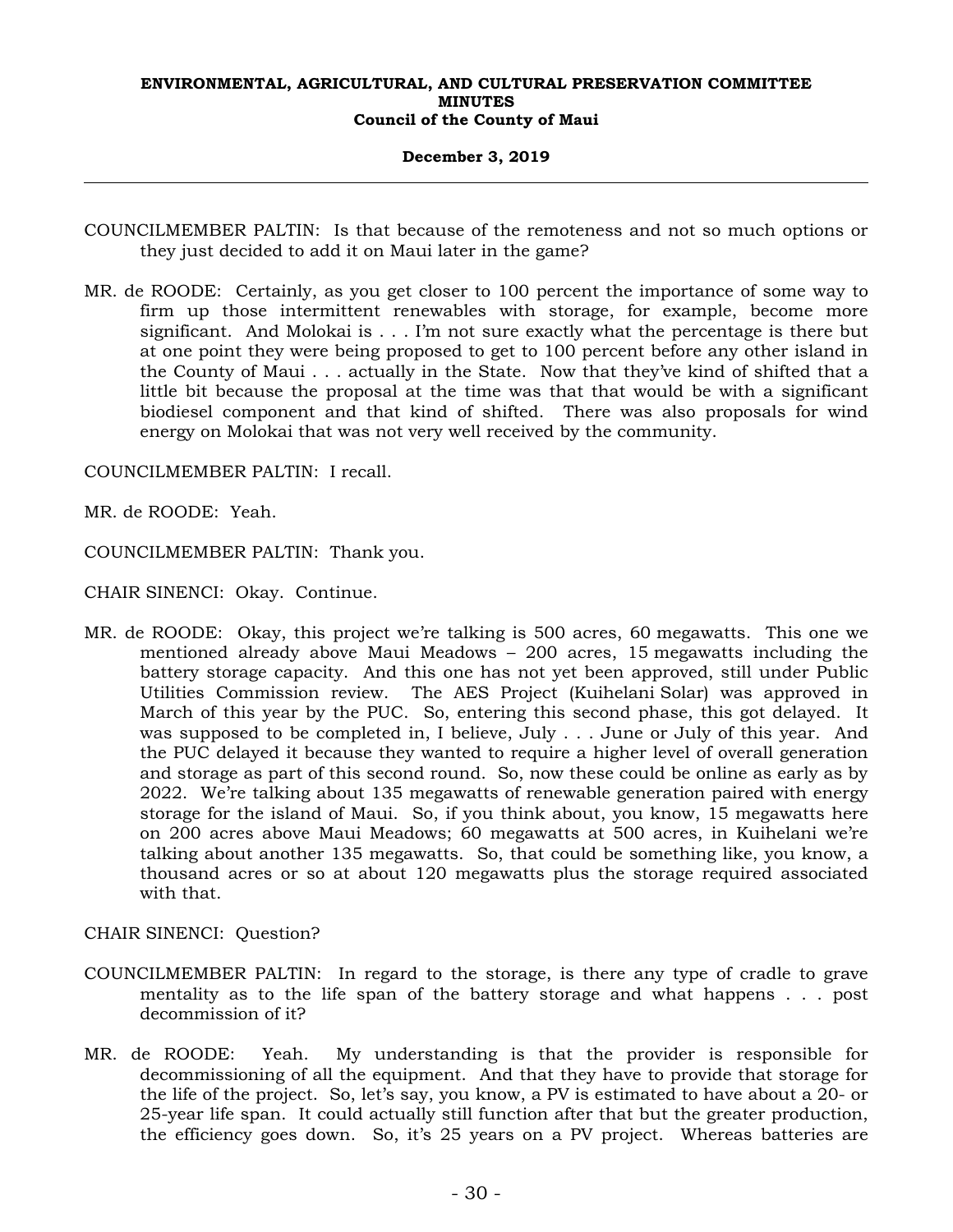COUNCILMEMBER PALTIN: Is that because of the remoteness and not so much options or they just decided to add it on Maui later in the game?

MR. de ROODE: Certainly, as you get closer to 100 percent the importance of some way to firm up those intermittent renewables with storage, for example, become more significant. And Molokai is . . . I'm not sure exactly what the percentage is there but at one point they were being proposed to get to 100 percent before any other island in the County of Maui . . . actually in the State. Now that they've kind of shifted that a little bit because the proposal at the time was that that would be with a significant biodiesel component and that kind of shifted. There was also proposals for wind energy on Molokai that was not very well received by the community.

COUNCILMEMBER PALTIN: I recall.

MR. de ROODE: Yeah.

COUNCILMEMBER PALTIN: Thank you.

CHAIR SINENCI: Okay. Continue.

MR. de ROODE: Okay, this project we're talking is 500 acres, 60 megawatts. This one we mentioned already above Maui Meadows – 200 acres, 15 megawatts including the battery storage capacity. And this one has not yet been approved, still under Public Utilities Commission review. The AES Project (Kuihelani Solar) was approved in March of this year by the PUC. So, entering this second phase, this got delayed. It was supposed to be completed in, I believe, July . . . June or July of this year. And the PUC delayed it because they wanted to require a higher level of overall generation and storage as part of this second round. So, now these could be online as early as by 2022. We're talking about 135 megawatts of renewable generation paired with energy storage for the island of Maui. So, if you think about, you know, 15 megawatts here on 200 acres above Maui Meadows; 60 megawatts at 500 acres, in Kuihelani we're talking about another 135 megawatts. So, that could be something like, you know, a thousand acres or so at about 120 megawatts plus the storage required associated with that.

CHAIR SINENCI: Question?

COUNCILMEMBER PALTIN: In regard to the storage, is there any type of cradle to grave mentality as to the life span of the battery storage and what happens . . . post decommission of it?

MR. de ROODE: Yeah. My understanding is that the provider is responsible for decommissioning of all the equipment. And that they have to provide that storage for the life of the project. So, let's say, you know, a PV is estimated to have about a 20- or 25-year life span. It could actually still function after that but the greater production, the efficiency goes down. So, it's 25 years on a PV project. Whereas batteries are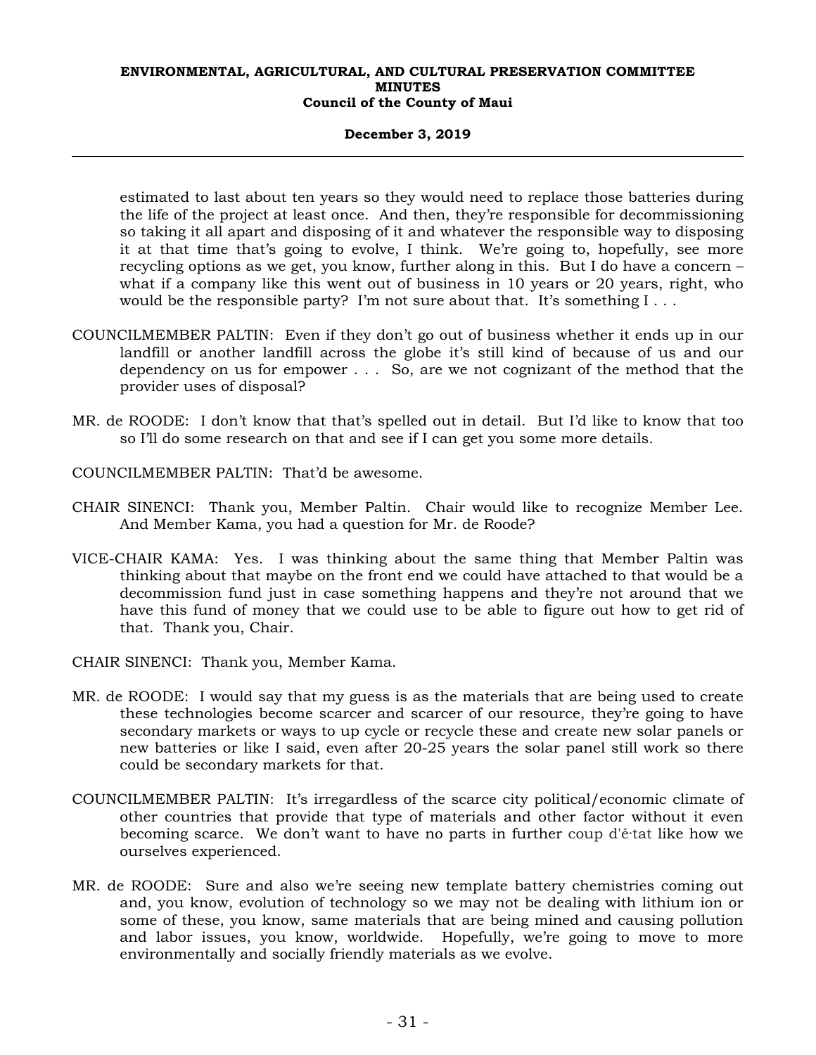estimated to last about ten years so they would need to replace those batteries during the life of the project at least once. And then, they're responsible for decommissioning so taking it all apart and disposing of it and whatever the responsible way to disposing it at that time that's going to evolve, I think. We're going to, hopefully, see more recycling options as we get, you know, further along in this. But I do have a concern – what if a company like this went out of business in 10 years or 20 years, right, who would be the responsible party? I'm not sure about that. It's something I . . .

COUNCILMEMBER PALTIN: Even if they don't go out of business whether it ends up in our landfill or another landfill across the globe it's still kind of because of us and our dependency on us for empower . . . So, are we not cognizant of the method that the provider uses of disposal?

MR. de ROODE: I don't know that that's spelled out in detail. But I'd like to know that too so I'll do some research on that and see if I can get you some more details.

COUNCILMEMBER PALTIN: That'd be awesome.

CHAIR SINENCI: Thank you, Member Paltin. Chair would like to recognize Member Lee. And Member Kama, you had a question for Mr. de Roode?

VICE-CHAIR KAMA: Yes. I was thinking about the same thing that Member Paltin was thinking about that maybe on the front end we could have attached to that would be a decommission fund just in case something happens and they're not around that we have this fund of money that we could use to be able to figure out how to get rid of that. Thank you, Chair.

CHAIR SINENCI: Thank you, Member Kama.

MR. de ROODE: I would say that my guess is as the materials that are being used to create these technologies become scarcer and scarcer of our resource, they're going to have secondary markets or ways to up cycle or recycle these and create new solar panels or new batteries or like I said, even after 20-25 years the solar panel still work so there could be secondary markets for that.

COUNCILMEMBER PALTIN: It's irregardless of the scarce city political/economic climate of other countries that provide that type of materials and other factor without it even becoming scarce. We don't want to have no parts in further coup d'é·tat like how we ourselves experienced.

MR. de ROODE: Sure and also we're seeing new template battery chemistries coming out and, you know, evolution of technology so we may not be dealing with lithium ion or some of these, you know, same materials that are being mined and causing pollution and labor issues, you know, worldwide. Hopefully, we're going to move to more environmentally and socially friendly materials as we evolve.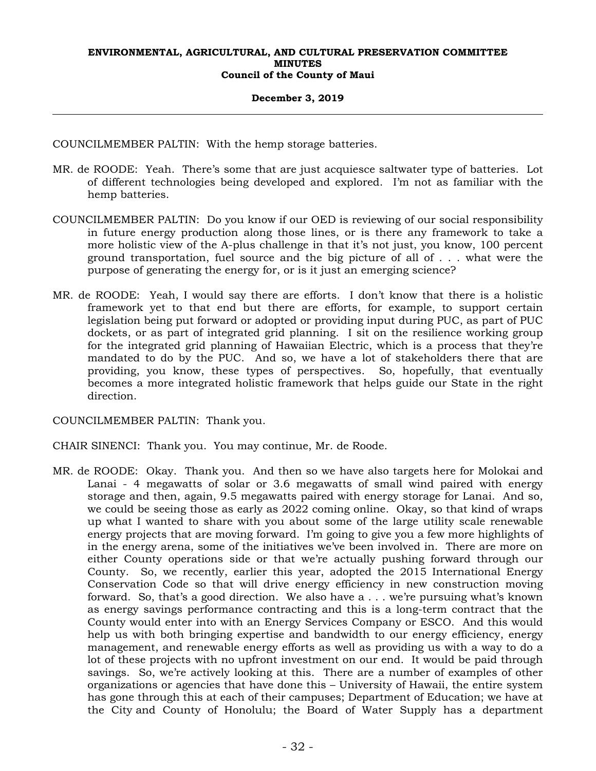COUNCILMEMBER PALTIN: With the hemp storage batteries.

MR. de ROODE: Yeah. There's some that are just acquiesce saltwater type of batteries. Lot of different technologies being developed and explored. I'm not as familiar with the hemp batteries.

COUNCILMEMBER PALTIN: Do you know if our OED is reviewing of our social responsibility in future energy production along those lines, or is there any framework to take a more holistic view of the A-plus challenge in that it's not just, you know, 100 percent ground transportation, fuel source and the big picture of all of . . . what were the purpose of generating the energy for, or is it just an emerging science?

MR. de ROODE: Yeah, I would say there are efforts. I don't know that there is a holistic framework yet to that end but there are efforts, for example, to support certain legislation being put forward or adopted or providing input during PUC, as part of PUC dockets, or as part of integrated grid planning. I sit on the resilience working group for the integrated grid planning of Hawaiian Electric, which is a process that they're mandated to do by the PUC. And so, we have a lot of stakeholders there that are providing, you know, these types of perspectives. So, hopefully, that eventually becomes a more integrated holistic framework that helps guide our State in the right direction.

COUNCILMEMBER PALTIN: Thank you.

CHAIR SINENCI: Thank you. You may continue, Mr. de Roode.

MR. de ROODE: Okay. Thank you. And then so we have also targets here for Molokai and Lanai - 4 megawatts of solar or 3.6 megawatts of small wind paired with energy storage and then, again, 9.5 megawatts paired with energy storage for Lanai. And so, we could be seeing those as early as 2022 coming online. Okay, so that kind of wraps up what I wanted to share with you about some of the large utility scale renewable energy projects that are moving forward. I'm going to give you a few more highlights of in the energy arena, some of the initiatives we've been involved in. There are more on either County operations side or that we're actually pushing forward through our County. So, we recently, earlier this year, adopted the 2015 International Energy Conservation Code so that will drive energy efficiency in new construction moving forward. So, that's a good direction. We also have a . . . we're pursuing what's known as energy savings performance contracting and this is a long-term contract that the County would enter into with an Energy Services Company or ESCO. And this would help us with both bringing expertise and bandwidth to our energy efficiency, energy management, and renewable energy efforts as well as providing us with a way to do a lot of these projects with no upfront investment on our end. It would be paid through savings. So, we're actively looking at this. There are a number of examples of other organizations or agencies that have done this – University of Hawaii, the entire system has gone through this at each of their campuses; Department of Education; we have at the City and County of Honolulu; the Board of Water Supply has a department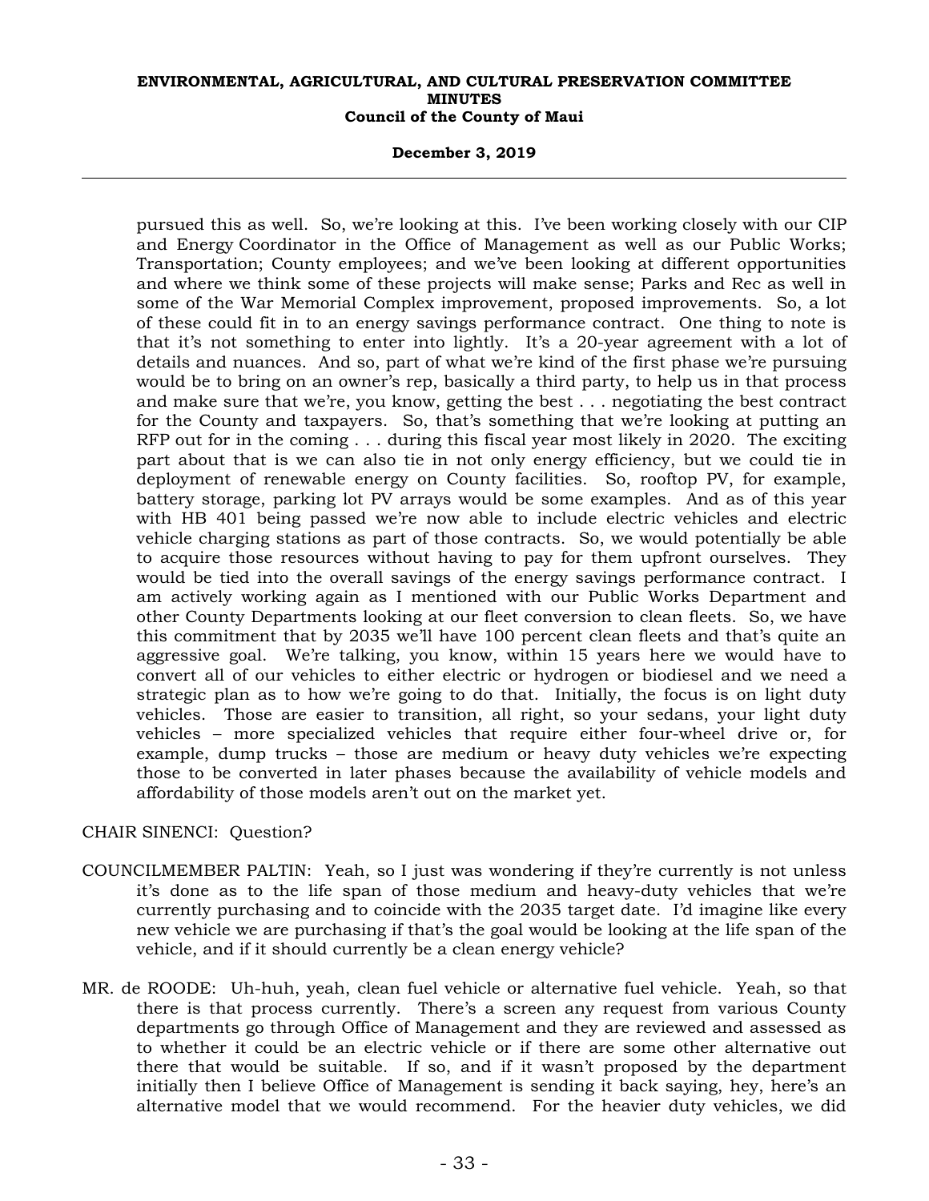pursued this as well. So, we're looking at this. I've been working closely with our CIP and Energy Coordinator in the Office of Management as well as our Public Works; Transportation; County employees; and we've been looking at different opportunities and where we think some of these projects will make sense; Parks and Rec as well in some of the War Memorial Complex improvement, proposed improvements. So, a lot of these could fit in to an energy savings performance contract. One thing to note is that it's not something to enter into lightly. It's a 20-year agreement with a lot of details and nuances. And so, part of what we're kind of the first phase we're pursuing would be to bring on an owner's rep, basically a third party, to help us in that process and make sure that we're, you know, getting the best . . . negotiating the best contract for the County and taxpayers. So, that's something that we're looking at putting an RFP out for in the coming . . . during this fiscal year most likely in 2020. The exciting part about that is we can also tie in not only energy efficiency, but we could tie in deployment of renewable energy on County facilities. So, rooftop PV, for example, battery storage, parking lot PV arrays would be some examples. And as of this year with HB 401 being passed we're now able to include electric vehicles and electric vehicle charging stations as part of those contracts. So, we would potentially be able to acquire those resources without having to pay for them upfront ourselves. They would be tied into the overall savings of the energy savings performance contract. I am actively working again as I mentioned with our Public Works Department and other County Departments looking at our fleet conversion to clean fleets. So, we have this commitment that by 2035 we'll have 100 percent clean fleets and that's quite an aggressive goal. We're talking, you know, within 15 years here we would have to convert all of our vehicles to either electric or hydrogen or biodiesel and we need a strategic plan as to how we're going to do that. Initially, the focus is on light duty vehicles. Those are easier to transition, all right, so your sedans, your light duty vehicles – more specialized vehicles that require either four-wheel drive or, for example, dump trucks – those are medium or heavy duty vehicles we're expecting those to be converted in later phases because the availability of vehicle models and affordability of those models aren't out on the market yet.

CHAIR SINENCI: Question?

COUNCILMEMBER PALTIN: Yeah, so I just was wondering if they're currently is not unless it's done as to the life span of those medium and heavy-duty vehicles that we're currently purchasing and to coincide with the 2035 target date. I'd imagine like every new vehicle we are purchasing if that's the goal would be looking at the life span of the vehicle, and if it should currently be a clean energy vehicle?

MR. de ROODE: Uh-huh, yeah, clean fuel vehicle or alternative fuel vehicle. Yeah, so that there is that process currently. There's a screen any request from various County departments go through Office of Management and they are reviewed and assessed as to whether it could be an electric vehicle or if there are some other alternative out there that would be suitable. If so, and if it wasn't proposed by the department initially then I believe Office of Management is sending it back saying, hey, here's an alternative model that we would recommend. For the heavier duty vehicles, we did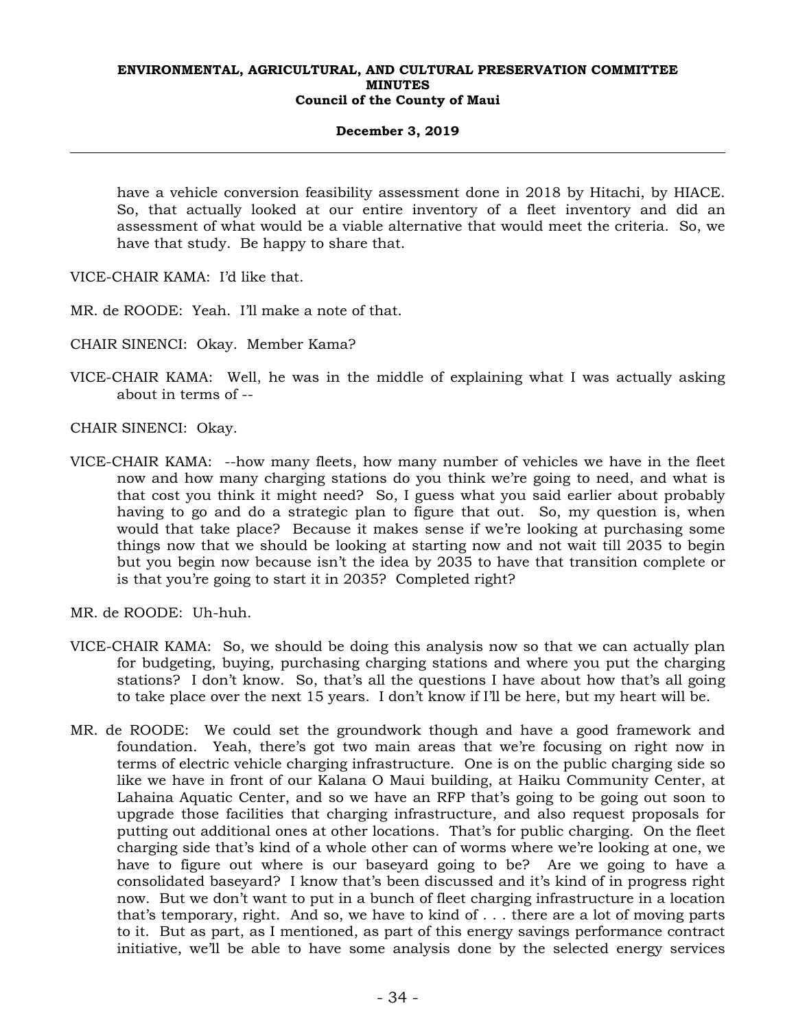have a vehicle conversion feasibility assessment done in 2018 by Hitachi, by HIACE. So, that actually looked at our entire inventory of a fleet inventory and did an assessment of what would be a viable alternative that would meet the criteria. So, we have that study. Be happy to share that.

VICE-CHAIR KAMA: I'd like that.

MR. de ROODE: Yeah. I'll make a note of that.

CHAIR SINENCI: Okay. Member Kama?

VICE-CHAIR KAMA: Well, he was in the middle of explaining what I was actually asking about in terms of --

CHAIR SINENCI: Okay.

VICE-CHAIR KAMA: --how many fleets, how many number of vehicles we have in the fleet now and how many charging stations do you think we're going to need, and what is that cost you think it might need? So, I guess what you said earlier about probably having to go and do a strategic plan to figure that out. So, my question is, when would that take place? Because it makes sense if we're looking at purchasing some things now that we should be looking at starting now and not wait till 2035 to begin but you begin now because isn't the idea by 2035 to have that transition complete or is that you're going to start it in 2035? Completed right?

MR. de ROODE: Uh-huh.

VICE-CHAIR KAMA: So, we should be doing this analysis now so that we can actually plan for budgeting, buying, purchasing charging stations and where you put the charging stations? I don't know. So, that's all the questions I have about how that's all going to take place over the next 15 years. I don't know if I'll be here, but my heart will be.

MR. de ROODE: We could set the groundwork though and have a good framework and foundation. Yeah, there's got two main areas that we're focusing on right now in terms of electric vehicle charging infrastructure. One is on the public charging side so like we have in front of our Kalana O Maui building, at Haiku Community Center, at Lahaina Aquatic Center, and so we have an RFP that's going to be going out soon to upgrade those facilities that charging infrastructure, and also request proposals for putting out additional ones at other locations. That's for public charging. On the fleet charging side that's kind of a whole other can of worms where we're looking at one, we have to figure out where is our baseyard going to be? Are we going to have a consolidated baseyard? I know that's been discussed and it's kind of in progress right now. But we don't want to put in a bunch of fleet charging infrastructure in a location that's temporary, right. And so, we have to kind of . . . there are a lot of moving parts to it. But as part, as I mentioned, as part of this energy savings performance contract initiative, we'll be able to have some analysis done by the selected energy services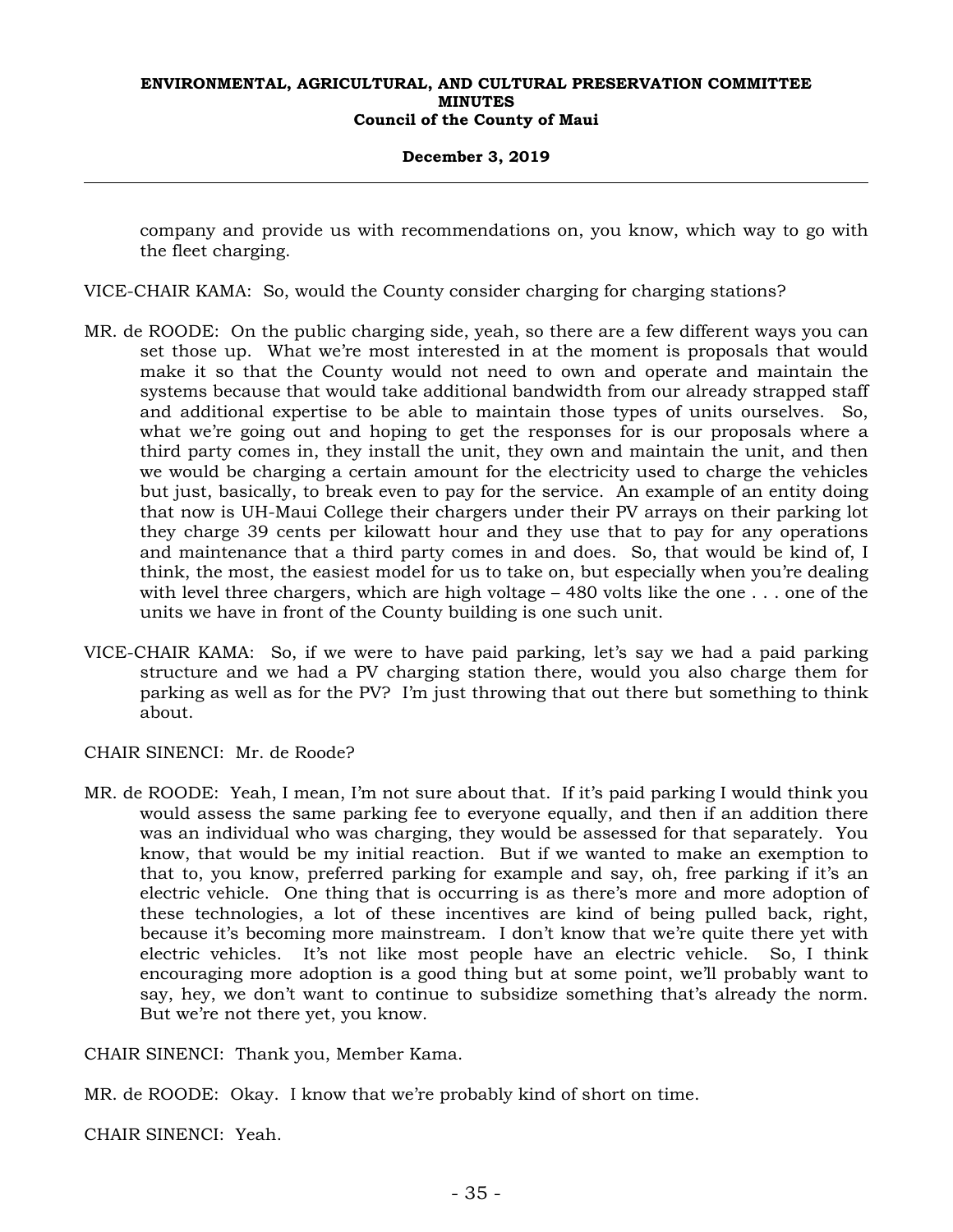company and provide us with recommendations on, you know, which way to go with the fleet charging.

VICE-CHAIR KAMA: So, would the County consider charging for charging stations?

MR. de ROODE: On the public charging side, yeah, so there are a few different ways you can set those up. What we're most interested in at the moment is proposals that would make it so that the County would not need to own and operate and maintain the systems because that would take additional bandwidth from our already strapped staff and additional expertise to be able to maintain those types of units ourselves. So, what we're going out and hoping to get the responses for is our proposals where a third party comes in, they install the unit, they own and maintain the unit, and then we would be charging a certain amount for the electricity used to charge the vehicles but just, basically, to break even to pay for the service. An example of an entity doing that now is UH-Maui College their chargers under their PV arrays on their parking lot they charge 39 cents per kilowatt hour and they use that to pay for any operations and maintenance that a third party comes in and does. So, that would be kind of, I think, the most, the easiest model for us to take on, but especially when you're dealing with level three chargers, which are high voltage – 480 volts like the one . . . one of the units we have in front of the County building is one such unit.

VICE-CHAIR KAMA: So, if we were to have paid parking, let's say we had a paid parking structure and we had a PV charging station there, would you also charge them for parking as well as for the PV? I'm just throwing that out there but something to think about.

CHAIR SINENCI: Mr. de Roode?

MR. de ROODE: Yeah, I mean, I'm not sure about that. If it's paid parking I would think you would assess the same parking fee to everyone equally, and then if an addition there was an individual who was charging, they would be assessed for that separately. You know, that would be my initial reaction. But if we wanted to make an exemption to that to, you know, preferred parking for example and say, oh, free parking if it's an electric vehicle. One thing that is occurring is as there's more and more adoption of these technologies, a lot of these incentives are kind of being pulled back, right, because it's becoming more mainstream. I don't know that we're quite there yet with electric vehicles. It's not like most people have an electric vehicle. So, I think encouraging more adoption is a good thing but at some point, we'll probably want to say, hey, we don't want to continue to subsidize something that's already the norm. But we're not there yet, you know.

CHAIR SINENCI: Thank you, Member Kama.

MR. de ROODE: Okay. I know that we're probably kind of short on time.

CHAIR SINENCI: Yeah.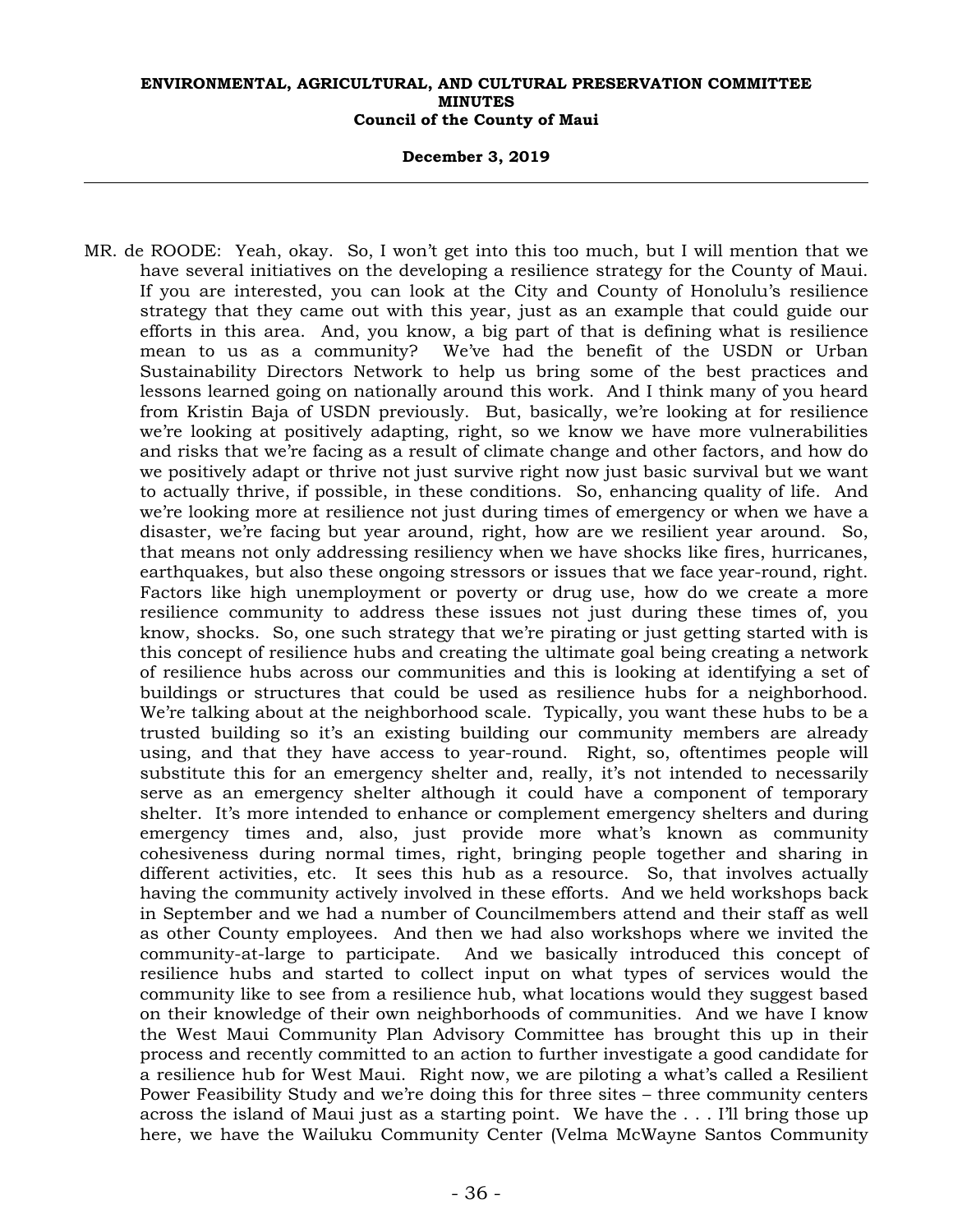MR. de ROODE: Yeah, okay. So, I won't get into this too much, but I will mention that we have several initiatives on the developing a resilience strategy for the County of Maui. If you are interested, you can look at the City and County of Honolulu's resilience strategy that they came out with this year, just as an example that could guide our efforts in this area. And, you know, a big part of that is defining what is resilience mean to us as a community? We've had the benefit of the USDN or Urban Sustainability Directors Network to help us bring some of the best practices and lessons learned going on nationally around this work. And I think many of you heard from Kristin Baja of USDN previously. But, basically, we're looking at for resilience we're looking at positively adapting, right, so we know we have more vulnerabilities and risks that we're facing as a result of climate change and other factors, and how do we positively adapt or thrive not just survive right now just basic survival but we want to actually thrive, if possible, in these conditions. So, enhancing quality of life. And we're looking more at resilience not just during times of emergency or when we have a disaster, we're facing but year around, right, how are we resilient year around. So, that means not only addressing resiliency when we have shocks like fires, hurricanes, earthquakes, but also these ongoing stressors or issues that we face year-round, right. Factors like high unemployment or poverty or drug use, how do we create a more resilience community to address these issues not just during these times of, you know, shocks. So, one such strategy that we're pirating or just getting started with is this concept of resilience hubs and creating the ultimate goal being creating a network of resilience hubs across our communities and this is looking at identifying a set of buildings or structures that could be used as resilience hubs for a neighborhood. We're talking about at the neighborhood scale. Typically, you want these hubs to be a trusted building so it's an existing building our community members are already using, and that they have access to year-round. Right, so, oftentimes people will substitute this for an emergency shelter and, really, it's not intended to necessarily serve as an emergency shelter although it could have a component of temporary shelter. It's more intended to enhance or complement emergency shelters and during emergency times and, also, just provide more what's known as community cohesiveness during normal times, right, bringing people together and sharing in different activities, etc. It sees this hub as a resource. So, that involves actually having the community actively involved in these efforts. And we held workshops back in September and we had a number of Councilmembers attend and their staff as well as other County employees. And then we had also workshops where we invited the community-at-large to participate. And we basically introduced this concept of resilience hubs and started to collect input on what types of services would the community like to see from a resilience hub, what locations would they suggest based on their knowledge of their own neighborhoods of communities. And we have I know the West Maui Community Plan Advisory Committee has brought this up in their process and recently committed to an action to further investigate a good candidate for a resilience hub for West Maui. Right now, we are piloting a what's called a Resilient Power Feasibility Study and we're doing this for three sites – three community centers across the island of Maui just as a starting point. We have the . . . I'll bring those up here, we have the Wailuku Community Center (Velma McWayne Santos Community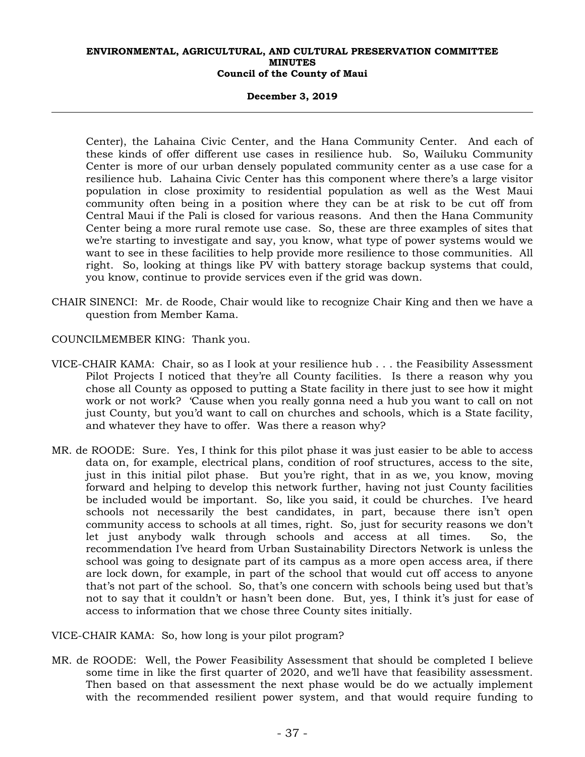Center), the Lahaina Civic Center, and the Hana Community Center. And each of these kinds of offer different use cases in resilience hub. So, Wailuku Community Center is more of our urban densely populated community center as a use case for a resilience hub. Lahaina Civic Center has this component where there's a large visitor population in close proximity to residential population as well as the West Maui community often being in a position where they can be at risk to be cut off from Central Maui if the Pali is closed for various reasons. And then the Hana Community Center being a more rural remote use case. So, these are three examples of sites that we're starting to investigate and say, you know, what type of power systems would we want to see in these facilities to help provide more resilience to those communities. All right. So, looking at things like PV with battery storage backup systems that could, you know, continue to provide services even if the grid was down.

CHAIR SINENCI: Mr. de Roode, Chair would like to recognize Chair King and then we have a question from Member Kama.

COUNCILMEMBER KING: Thank you.

VICE-CHAIR KAMA: Chair, so as I look at your resilience hub . . . the Feasibility Assessment Pilot Projects I noticed that they're all County facilities. Is there a reason why you chose all County as opposed to putting a State facility in there just to see how it might work or not work? 'Cause when you really gonna need a hub you want to call on not just County, but you'd want to call on churches and schools, which is a State facility, and whatever they have to offer. Was there a reason why?

MR. de ROODE: Sure. Yes, I think for this pilot phase it was just easier to be able to access data on, for example, electrical plans, condition of roof structures, access to the site, just in this initial pilot phase. But you're right, that in as we, you know, moving forward and helping to develop this network further, having not just County facilities be included would be important. So, like you said, it could be churches. I've heard schools not necessarily the best candidates, in part, because there isn't open community access to schools at all times, right. So, just for security reasons we don't let just anybody walk through schools and access at all times. So, the recommendation I've heard from Urban Sustainability Directors Network is unless the school was going to designate part of its campus as a more open access area, if there are lock down, for example, in part of the school that would cut off access to anyone that's not part of the school. So, that's one concern with schools being used but that's not to say that it couldn't or hasn't been done. But, yes, I think it's just for ease of access to information that we chose three County sites initially.

VICE-CHAIR KAMA: So, how long is your pilot program?

MR. de ROODE: Well, the Power Feasibility Assessment that should be completed I believe some time in like the first quarter of 2020, and we'll have that feasibility assessment. Then based on that assessment the next phase would be do we actually implement with the recommended resilient power system, and that would require funding to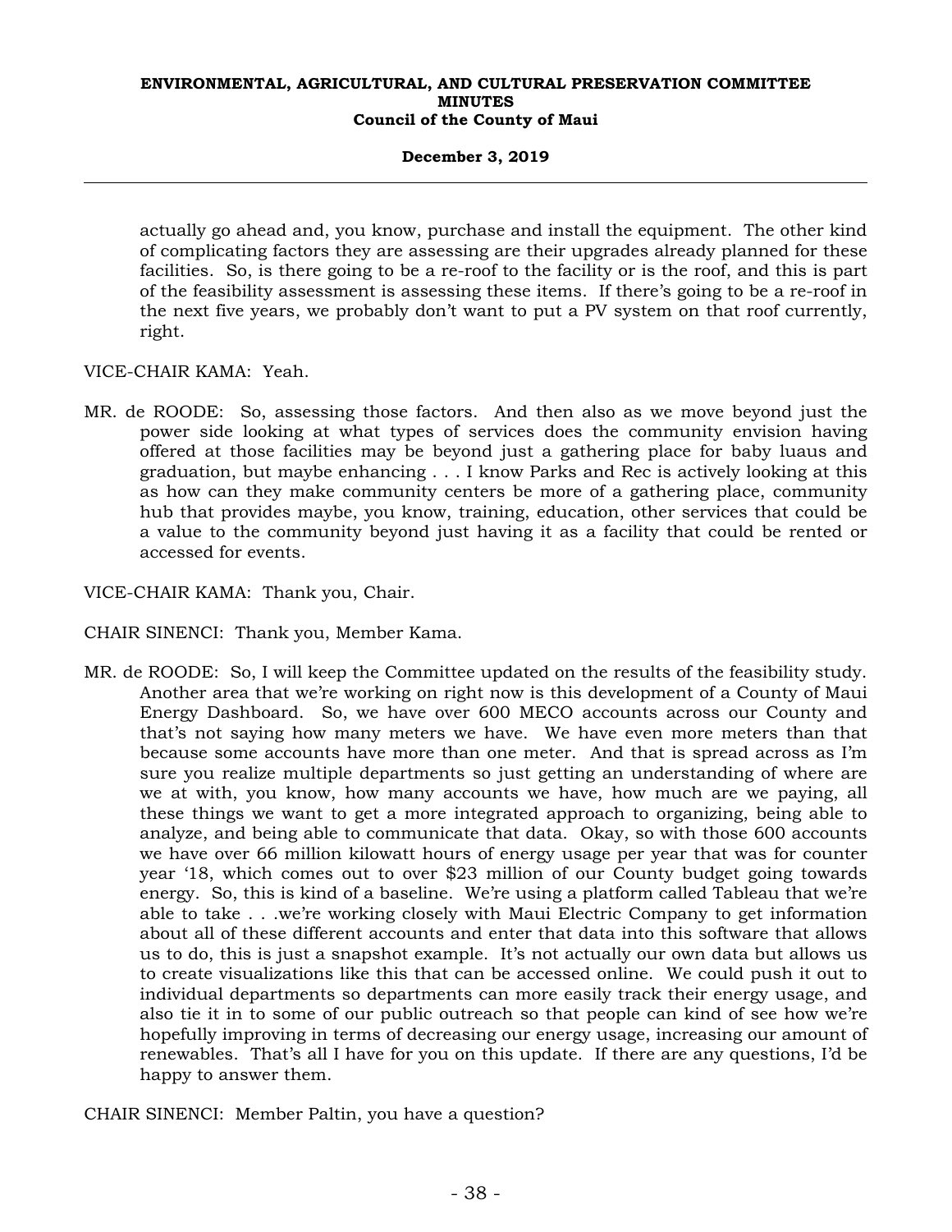actually go ahead and, you know, purchase and install the equipment. The other kind of complicating factors they are assessing are their upgrades already planned for these facilities. So, is there going to be a re-roof to the facility or is the roof, and this is part of the feasibility assessment is assessing these items. If there's going to be a re-roof in the next five years, we probably don't want to put a PV system on that roof currently, right.

VICE-CHAIR KAMA: Yeah.

MR. de ROODE: So, assessing those factors. And then also as we move beyond just the power side looking at what types of services does the community envision having offered at those facilities may be beyond just a gathering place for baby luaus and graduation, but maybe enhancing . . . I know Parks and Rec is actively looking at this as how can they make community centers be more of a gathering place, community hub that provides maybe, you know, training, education, other services that could be a value to the community beyond just having it as a facility that could be rented or accessed for events.

VICE-CHAIR KAMA: Thank you, Chair.

CHAIR SINENCI: Thank you, Member Kama.

MR. de ROODE: So, I will keep the Committee updated on the results of the feasibility study. Another area that we're working on right now is this development of a County of Maui Energy Dashboard. So, we have over 600 MECO accounts across our County and that's not saying how many meters we have. We have even more meters than that because some accounts have more than one meter. And that is spread across as I'm sure you realize multiple departments so just getting an understanding of where are we at with, you know, how many accounts we have, how much are we paying, all these things we want to get a more integrated approach to organizing, being able to analyze, and being able to communicate that data. Okay, so with those 600 accounts we have over 66 million kilowatt hours of energy usage per year that was for counter year '18, which comes out to over $23 million of our County budget going towards energy. So, this is kind of a baseline. We're using a platform called Tableau that we're able to take . . .we're working closely with Maui Electric Company to get information about all of these different accounts and enter that data into this software that allows us to do, this is just a snapshot example. It's not actually our own data but allows us to create visualizations like this that can be accessed online. We could push it out to individual departments so departments can more easily track their energy usage, and also tie it in to some of our public outreach so that people can kind of see how we're hopefully improving in terms of decreasing our energy usage, increasing our amount of renewables. That's all I have for you on this update. If there are any questions, I'd be happy to answer them.

CHAIR SINENCI: Member Paltin, you have a question?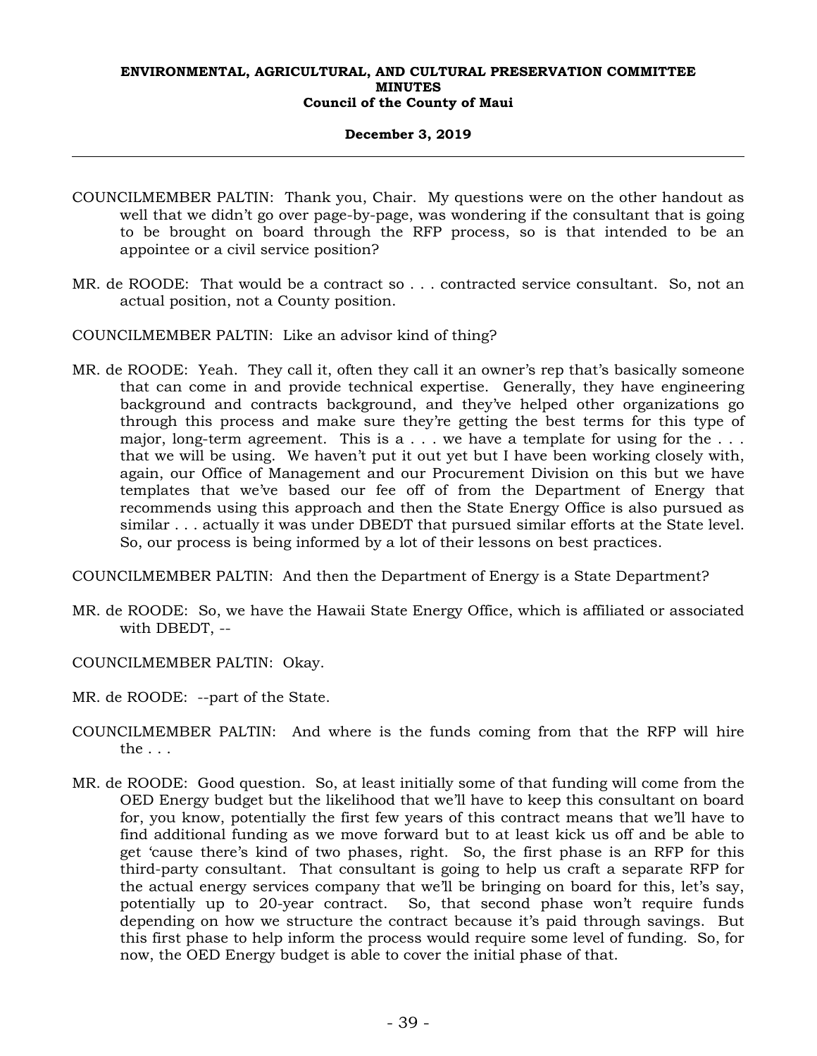COUNCILMEMBER PALTIN: Thank you, Chair. My questions were on the other handout as well that we didn't go over page-by-page, was wondering if the consultant that is going to be brought on board through the RFP process, so is that intended to be an appointee or a civil service position?

MR. de ROODE: That would be a contract so . . . contracted service consultant. So, not an actual position, not a County position.

COUNCILMEMBER PALTIN: Like an advisor kind of thing?

MR. de ROODE: Yeah. They call it, often they call it an owner's rep that's basically someone that can come in and provide technical expertise. Generally, they have engineering background and contracts background, and they've helped other organizations go through this process and make sure they're getting the best terms for this type of major, long-term agreement. This is a . . . we have a template for using for the . . . that we will be using. We haven't put it out yet but I have been working closely with, again, our Office of Management and our Procurement Division on this but we have templates that we've based our fee off of from the Department of Energy that recommends using this approach and then the State Energy Office is also pursued as similar . . . actually it was under DBEDT that pursued similar efforts at the State level. So, our process is being informed by a lot of their lessons on best practices.

COUNCILMEMBER PALTIN: And then the Department of Energy is a State Department?

MR. de ROODE: So, we have the Hawaii State Energy Office, which is affiliated or associated with DBEDT, --

COUNCILMEMBER PALTIN: Okay.

MR. de ROODE: --part of the State.

COUNCILMEMBER PALTIN: And where is the funds coming from that the RFP will hire the . . .

MR. de ROODE: Good question. So, at least initially some of that funding will come from the OED Energy budget but the likelihood that we'll have to keep this consultant on board for, you know, potentially the first few years of this contract means that we'll have to find additional funding as we move forward but to at least kick us off and be able to get 'cause there's kind of two phases, right. So, the first phase is an RFP for this third-party consultant. That consultant is going to help us craft a separate RFP for the actual energy services company that we'll be bringing on board for this, let's say, potentially up to 20-year contract. So, that second phase won't require funds depending on how we structure the contract because it's paid through savings. But this first phase to help inform the process would require some level of funding. So, for now, the OED Energy budget is able to cover the initial phase of that.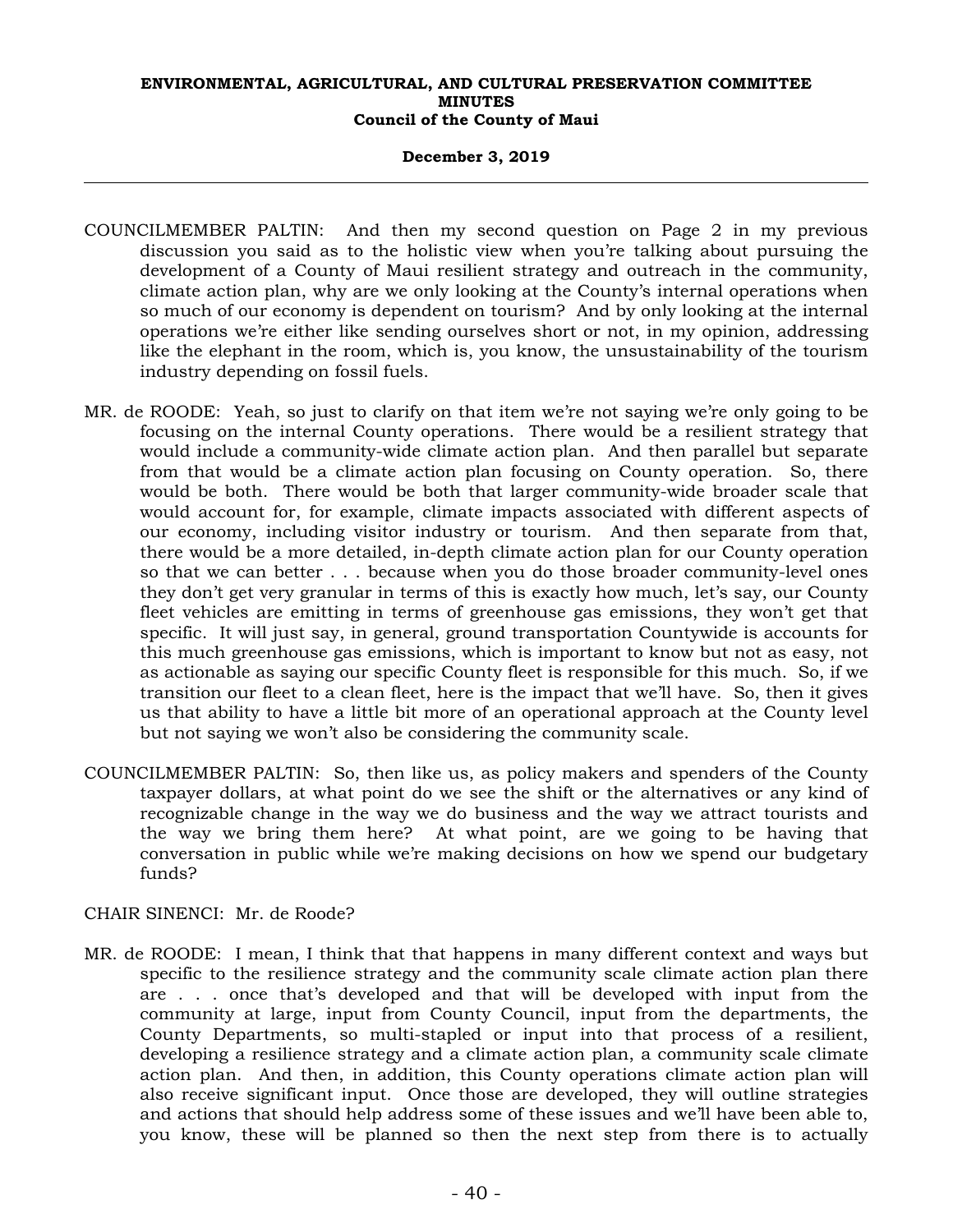COUNCILMEMBER PALTIN: And then my second question on Page 2 in my previous discussion you said as to the holistic view when you're talking about pursuing the development of a County of Maui resilient strategy and outreach in the community, climate action plan, why are we only looking at the County's internal operations when so much of our economy is dependent on tourism? And by only looking at the internal operations we're either like sending ourselves short or not, in my opinion, addressing like the elephant in the room, which is, you know, the unsustainability of the tourism industry depending on fossil fuels.

MR. de ROODE: Yeah, so just to clarify on that item we're not saying we're only going to be focusing on the internal County operations. There would be a resilient strategy that would include a community-wide climate action plan. And then parallel but separate from that would be a climate action plan focusing on County operation. So, there would be both. There would be both that larger community-wide broader scale that would account for, for example, climate impacts associated with different aspects of our economy, including visitor industry or tourism. And then separate from that, there would be a more detailed, in-depth climate action plan for our County operation so that we can better . . . because when you do those broader community-level ones they don't get very granular in terms of this is exactly how much, let's say, our County fleet vehicles are emitting in terms of greenhouse gas emissions, they won't get that specific. It will just say, in general, ground transportation Countywide is accounts for this much greenhouse gas emissions, which is important to know but not as easy, not as actionable as saying our specific County fleet is responsible for this much. So, if we transition our fleet to a clean fleet, here is the impact that we'll have. So, then it gives us that ability to have a little bit more of an operational approach at the County level but not saying we won't also be considering the community scale.

COUNCILMEMBER PALTIN: So, then like us, as policy makers and spenders of the County taxpayer dollars, at what point do we see the shift or the alternatives or any kind of recognizable change in the way we do business and the way we attract tourists and the way we bring them here? At what point, are we going to be having that conversation in public while we're making decisions on how we spend our budgetary funds?

CHAIR SINENCI: Mr. de Roode?

MR. de ROODE: I mean, I think that that happens in many different context and ways but specific to the resilience strategy and the community scale climate action plan there are . . . once that's developed and that will be developed with input from the community at large, input from County Council, input from the departments, the County Departments, so multi-stapled or input into that process of a resilient, developing a resilience strategy and a climate action plan, a community scale climate action plan. And then, in addition, this County operations climate action plan will also receive significant input. Once those are developed, they will outline strategies and actions that should help address some of these issues and we'll have been able to, you know, these will be planned so then the next step from there is to actually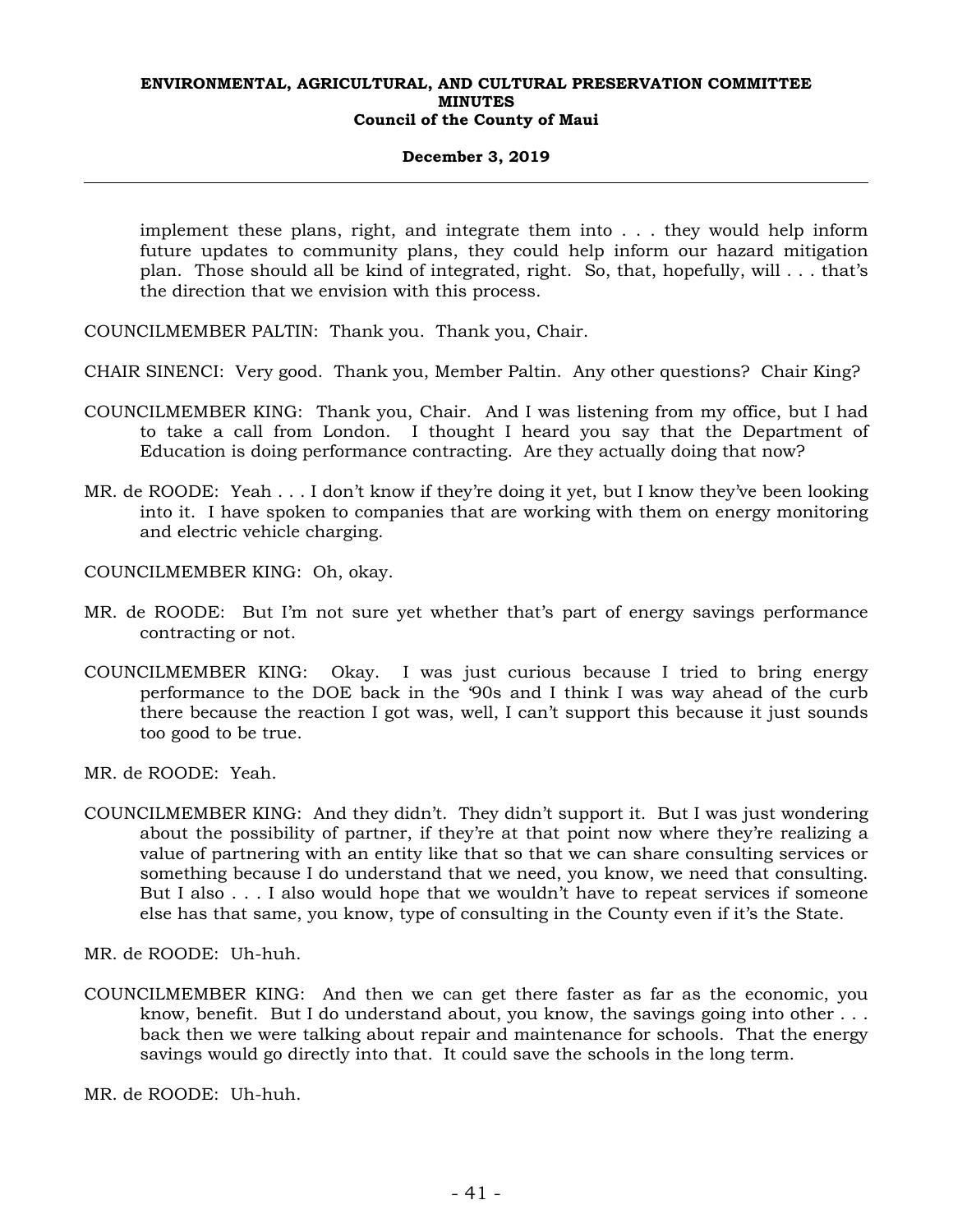implement these plans, right, and integrate them into . . . they would help inform future updates to community plans, they could help inform our hazard mitigation plan. Those should all be kind of integrated, right. So, that, hopefully, will . . . that's the direction that we envision with this process.

COUNCILMEMBER PALTIN: Thank you. Thank you, Chair.

CHAIR SINENCI: Very good. Thank you, Member Paltin. Any other questions? Chair King?

COUNCILMEMBER KING: Thank you, Chair. And I was listening from my office, but I had to take a call from London. I thought I heard you say that the Department of Education is doing performance contracting. Are they actually doing that now?

MR. de ROODE: Yeah . . . I don't know if they're doing it yet, but I know they've been looking into it. I have spoken to companies that are working with them on energy monitoring and electric vehicle charging.

COUNCILMEMBER KING: Oh, okay.

MR. de ROODE: But I'm not sure yet whether that's part of energy savings performance contracting or not.

COUNCILMEMBER KING: Okay. I was just curious because I tried to bring energy performance to the DOE back in the '90s and I think I was way ahead of the curb there because the reaction I got was, well, I can't support this because it just sounds too good to be true.

MR. de ROODE: Yeah.

COUNCILMEMBER KING: And they didn't. They didn't support it. But I was just wondering about the possibility of partner, if they're at that point now where they're realizing a value of partnering with an entity like that so that we can share consulting services or something because I do understand that we need, you know, we need that consulting. But I also . . . I also would hope that we wouldn't have to repeat services if someone else has that same, you know, type of consulting in the County even if it's the State.

MR. de ROODE: Uh-huh.

COUNCILMEMBER KING: And then we can get there faster as far as the economic, you know, benefit. But I do understand about, you know, the savings going into other . . . back then we were talking about repair and maintenance for schools. That the energy savings would go directly into that. It could save the schools in the long term.

MR. de ROODE: Uh-huh.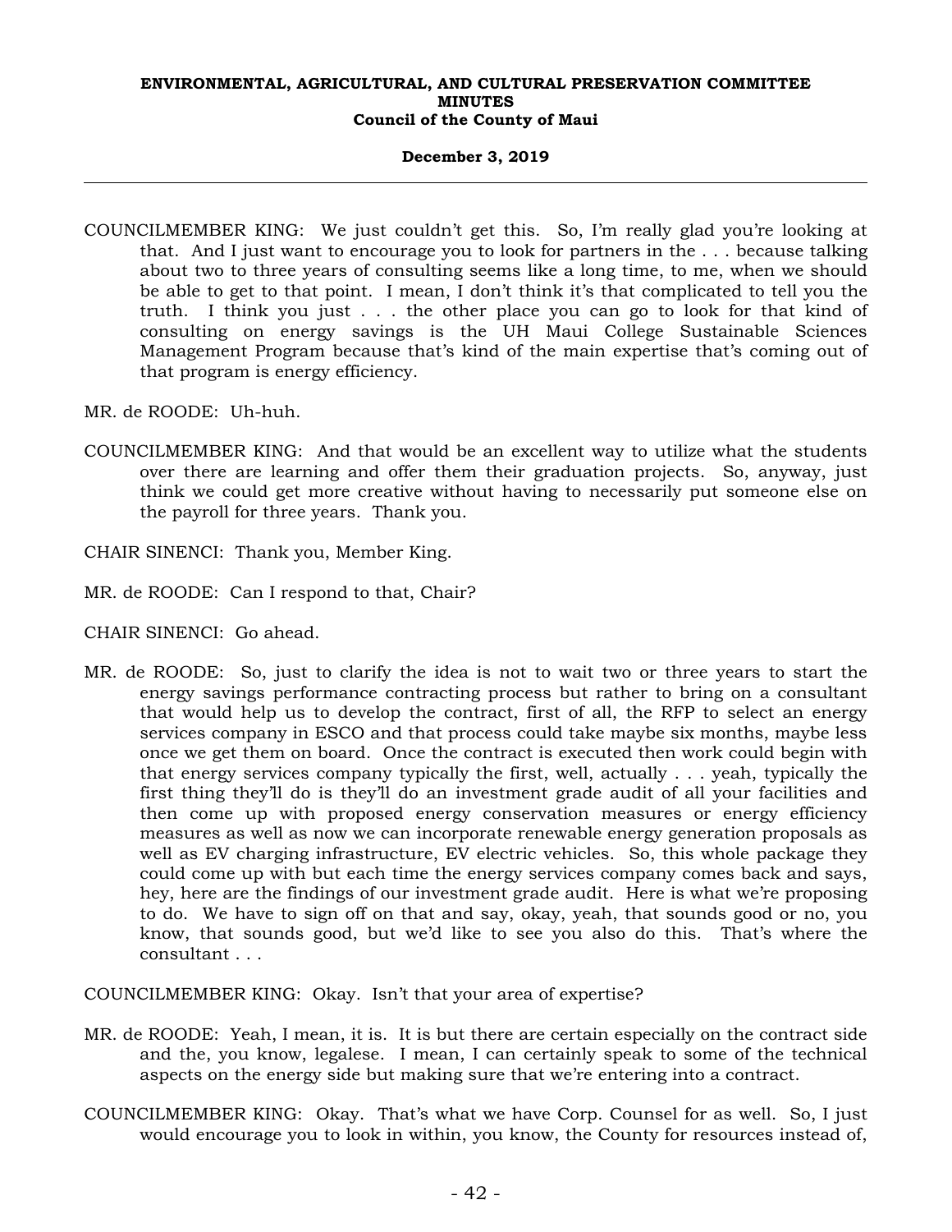COUNCILMEMBER KING: We just couldn't get this. So, I'm really glad you're looking at that. And I just want to encourage you to look for partners in the . . . because talking about two to three years of consulting seems like a long time, to me, when we should be able to get to that point. I mean, I don't think it's that complicated to tell you the truth. I think you just . . . the other place you can go to look for that kind of consulting on energy savings is the UH Maui College Sustainable Sciences Management Program because that's kind of the main expertise that's coming out of that program is energy efficiency.

MR. de ROODE: Uh-huh.

COUNCILMEMBER KING: And that would be an excellent way to utilize what the students over there are learning and offer them their graduation projects. So, anyway, just think we could get more creative without having to necessarily put someone else on the payroll for three years. Thank you.

CHAIR SINENCI: Thank you, Member King.

MR. de ROODE: Can I respond to that, Chair?

CHAIR SINENCI: Go ahead.

MR. de ROODE: So, just to clarify the idea is not to wait two or three years to start the energy savings performance contracting process but rather to bring on a consultant that would help us to develop the contract, first of all, the RFP to select an energy services company in ESCO and that process could take maybe six months, maybe less once we get them on board. Once the contract is executed then work could begin with that energy services company typically the first, well, actually . . . yeah, typically the first thing they'll do is they'll do an investment grade audit of all your facilities and then come up with proposed energy conservation measures or energy efficiency measures as well as now we can incorporate renewable energy generation proposals as well as EV charging infrastructure, EV electric vehicles. So, this whole package they could come up with but each time the energy services company comes back and says, hey, here are the findings of our investment grade audit. Here is what we're proposing to do. We have to sign off on that and say, okay, yeah, that sounds good or no, you know, that sounds good, but we'd like to see you also do this. That's where the consultant . . .

COUNCILMEMBER KING: Okay. Isn't that your area of expertise?

MR. de ROODE: Yeah, I mean, it is. It is but there are certain especially on the contract side and the, you know, legalese. I mean, I can certainly speak to some of the technical aspects on the energy side but making sure that we're entering into a contract.

COUNCILMEMBER KING: Okay. That's what we have Corp. Counsel for as well. So, I just would encourage you to look in within, you know, the County for resources instead of,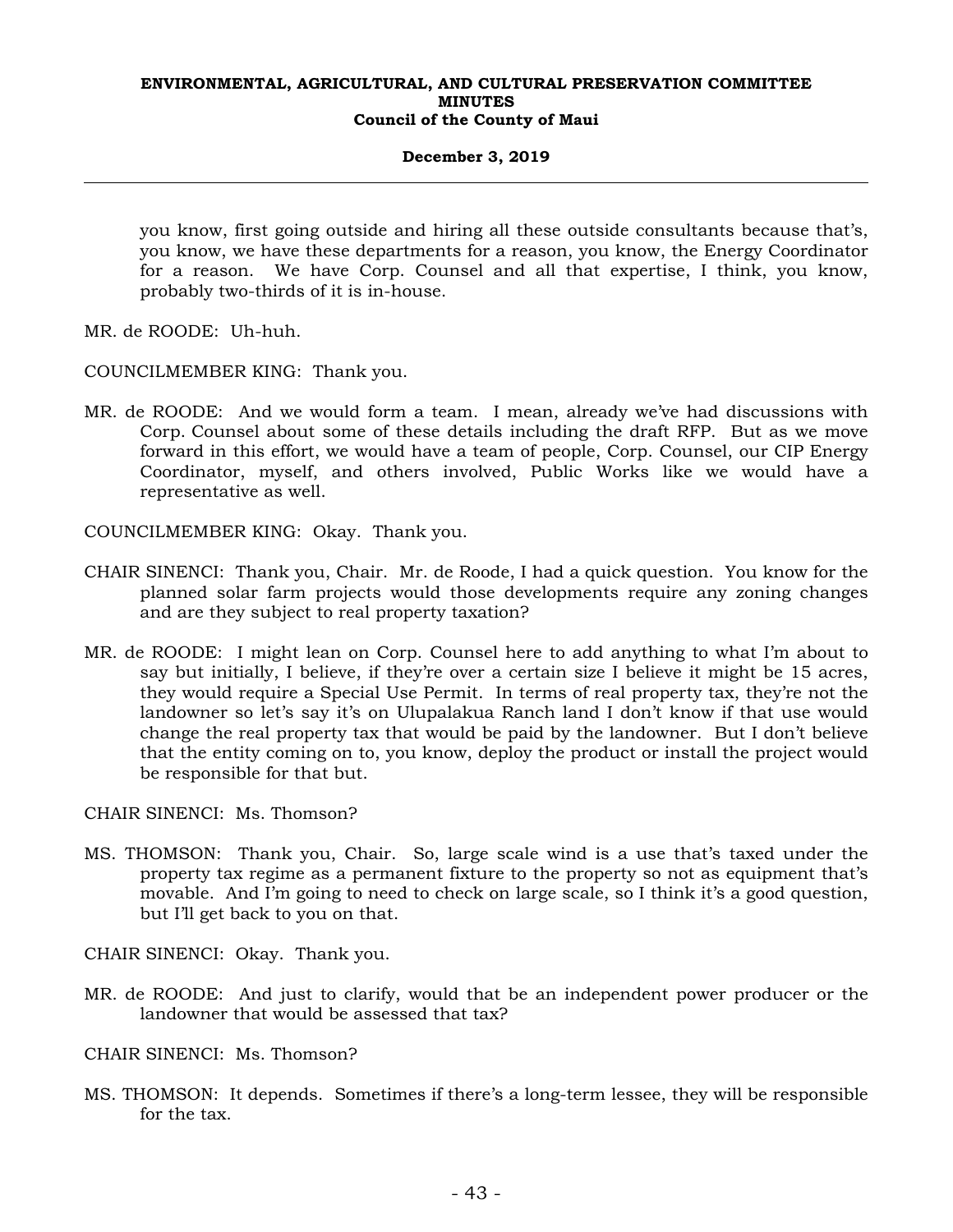you know, first going outside and hiring all these outside consultants because that's, you know, we have these departments for a reason, you know, the Energy Coordinator for a reason. We have Corp. Counsel and all that expertise, I think, you know, probably two-thirds of it is in-house.

MR. de ROODE: Uh-huh.

COUNCILMEMBER KING: Thank you.

MR. de ROODE: And we would form a team. I mean, already we've had discussions with Corp. Counsel about some of these details including the draft RFP. But as we move forward in this effort, we would have a team of people, Corp. Counsel, our CIP Energy Coordinator, myself, and others involved, Public Works like we would have a representative as well.

COUNCILMEMBER KING: Okay. Thank you.

CHAIR SINENCI: Thank you, Chair. Mr. de Roode, I had a quick question. You know for the planned solar farm projects would those developments require any zoning changes and are they subject to real property taxation?

MR. de ROODE: I might lean on Corp. Counsel here to add anything to what I'm about to say but initially, I believe, if they're over a certain size I believe it might be 15 acres, they would require a Special Use Permit. In terms of real property tax, they're not the landowner so let's say it's on Ulupalakua Ranch land I don't know if that use would change the real property tax that would be paid by the landowner. But I don't believe that the entity coming on to, you know, deploy the product or install the project would be responsible for that but.

CHAIR SINENCI: Ms. Thomson?

MS. THOMSON: Thank you, Chair. So, large scale wind is a use that's taxed under the property tax regime as a permanent fixture to the property so not as equipment that's movable. And I'm going to need to check on large scale, so I think it's a good question, but I'll get back to you on that.

CHAIR SINENCI: Okay. Thank you.

MR. de ROODE: And just to clarify, would that be an independent power producer or the landowner that would be assessed that tax?

CHAIR SINENCI: Ms. Thomson?

MS. THOMSON: It depends. Sometimes if there's a long-term lessee, they will be responsible for the tax.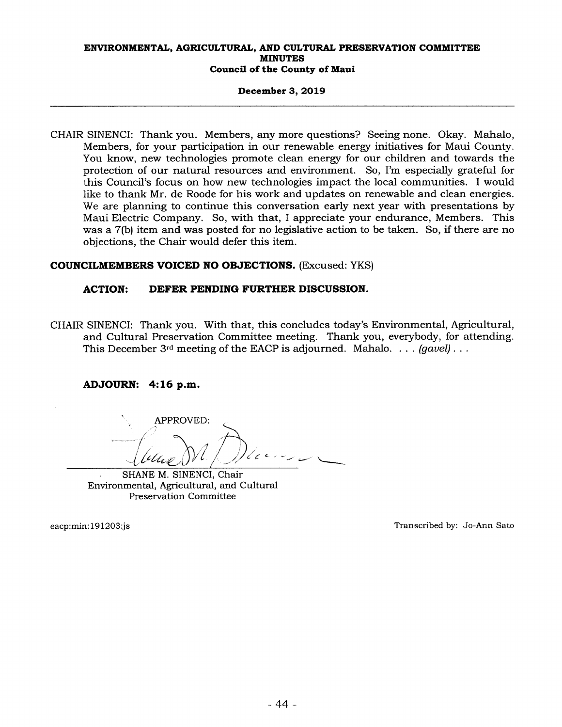CHAIR SINENCI: Thank you. Members, any more questions? Seeing none. Okay. Mahalo, Members, for your participation in our renewable energy initiatives for Maui County. You know, new technologies promote clean energy for our children and towards the protection of our natural resources and environment. So, I'm especially grateful for this Council's focus on how new technologies impact the local communities. I would like to thank Mr. de Roode for his work and updates on renewable and clean energies. We are planning to continue this conversation early next year with presentations by Maui Electric Company. So, with that, I appreciate your endurance, Members. This was a 7(b) item and was posted for no legislative action to be taken. So, if there are no objections, the Chair would defer this item.

**COUNCILMEMBERS VOICED NO OBJECTIONS.** (Excused: YKS)

**ACTION: DEFER PENDING FURTHER DISCUSSION.**

CHAIR SINENCI: Thank you. With that, this concludes today's Environmental, Agricultural, and Cultural Preservation Committee meeting. Thank you, everybody, for attending. This December 3rd meeting of the EACP is adjourned. Mahalo. . . . *(gavel)* . . .

**ADJOURN: 4:16 p.m.**

APPROVED:

SHANE M. SINENCI, Chair
Environmental, Agricultural, and Cultural Preservation Committee

eacp:min:191203:js

Transcribed by: Jo-Ann Sato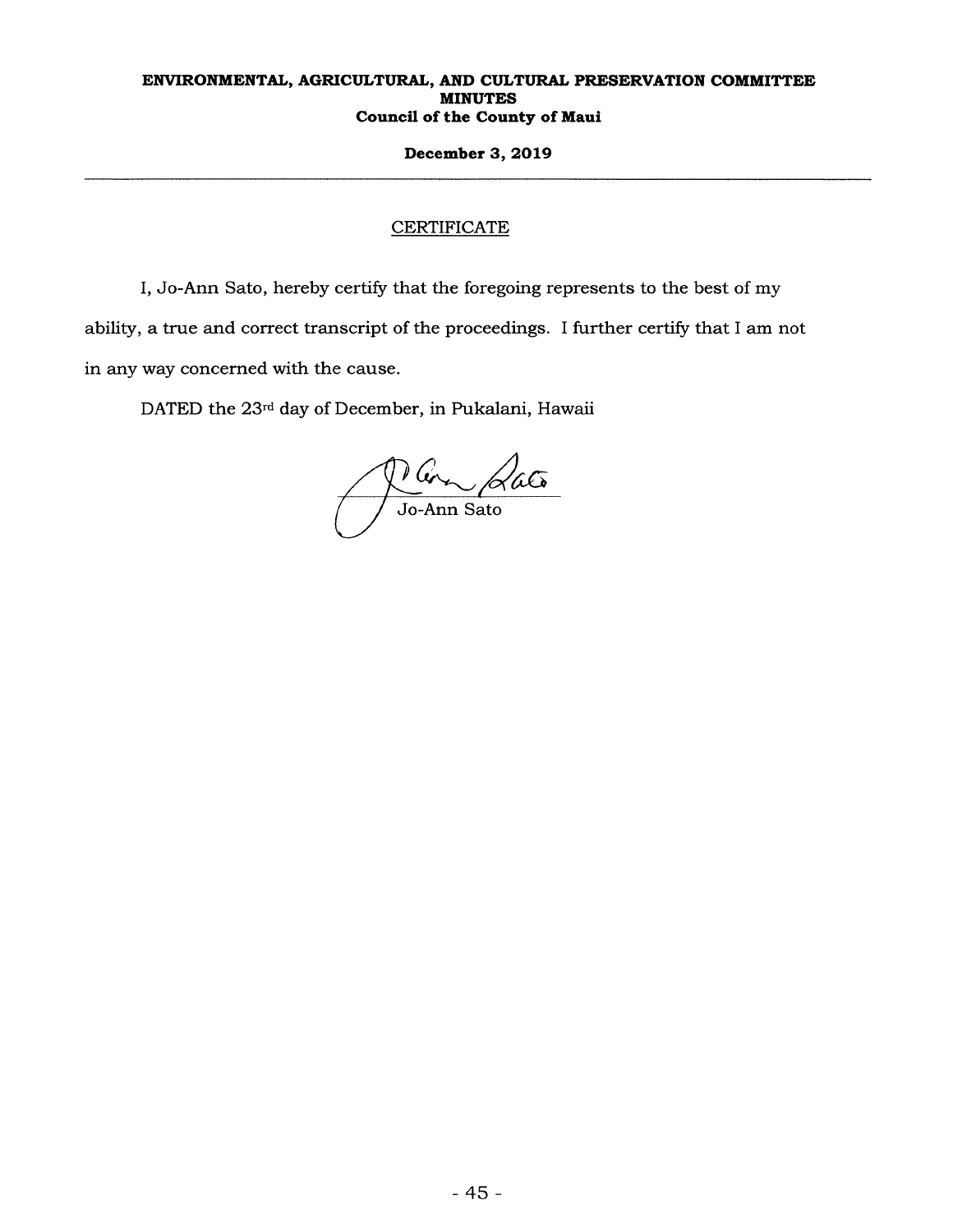## CERTIFICATE

I, Jo-Ann Sato, hereby certify that the foregoing represents to the best of my ability, a true and correct transcript of the proceedings. I further certify that I am not in any way concerned with the cause.

DATED the 23rd day of December, in Pukalani, Hawaii

Jo-Ann Sato